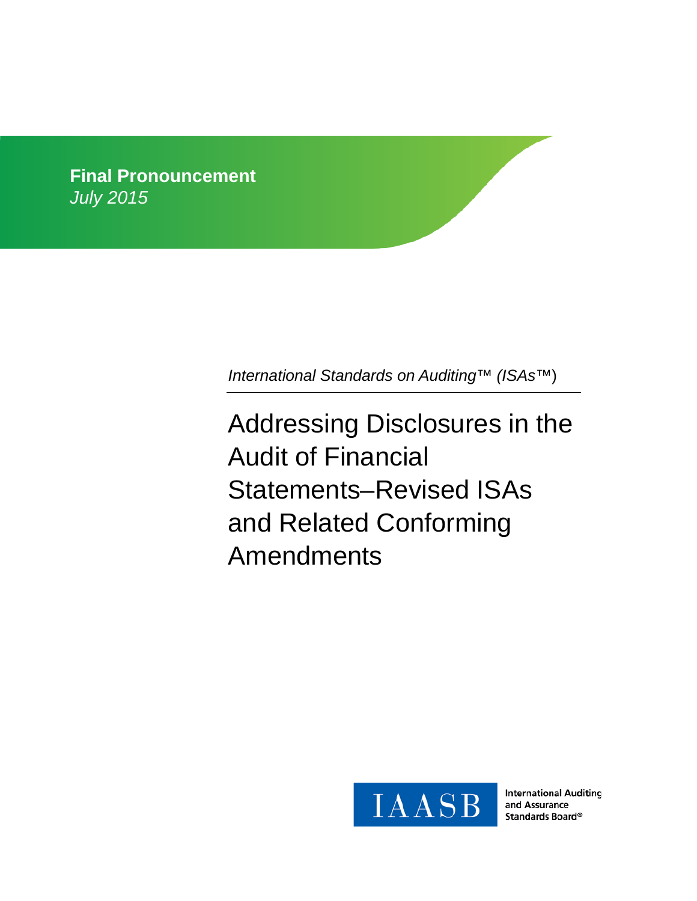**Final Pronouncement**
*July 2015*

*International Standards on Auditing™ (ISAs™)*

# Addressing Disclosures in the Audit of Financial Statements–Revised ISAs and Related Conforming Amendments

IAASB

International Auditing and Assurance Standards Board®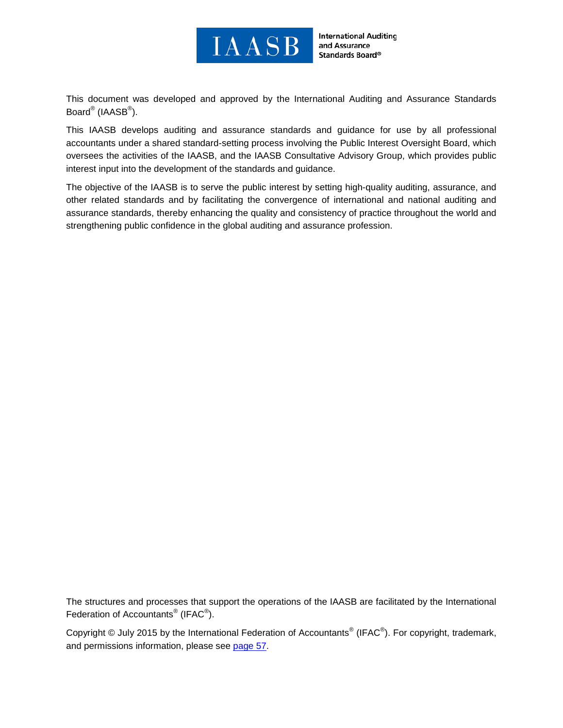This document was developed and approved by the International Auditing and Assurance Standards Board® (IAASB®).

This IAASB develops auditing and assurance standards and guidance for use by all professional accountants under a shared standard-setting process involving the Public Interest Oversight Board, which oversees the activities of the IAASB, and the IAASB Consultative Advisory Group, which provides public interest input into the development of the standards and guidance.

The objective of the IAASB is to serve the public interest by setting high-quality auditing, assurance, and other related standards and by facilitating the convergence of international and national auditing and assurance standards, thereby enhancing the quality and consistency of practice throughout the world and strengthening public confidence in the global auditing and assurance profession.

The structures and processes that support the operations of the IAASB are facilitated by the International Federation of Accountants® (IFAC®).

Copyright © July 2015 by the International Federation of Accountants® (IFAC®). For copyright, trademark, and permissions information, please see page 57.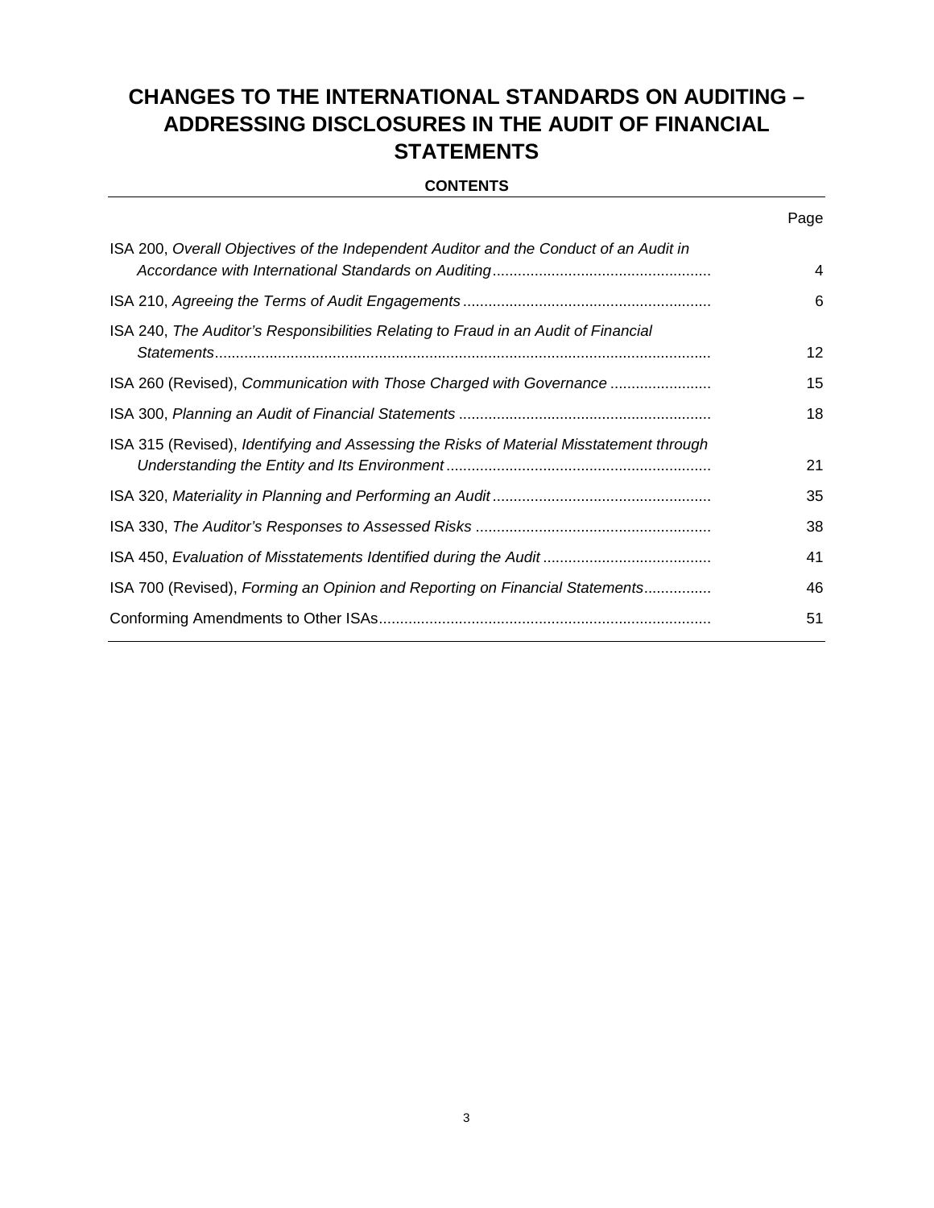# CHANGES TO THE INTERNATIONAL STANDARDS ON AUDITING – ADDRESSING DISCLOSURES IN THE AUDIT OF FINANCIAL STATEMENTS

**CONTENTS**

| | Page |
|---|---|
| ISA 200, *Overall Objectives of the Independent Auditor and the Conduct of an Audit in Accordance with International Standards on Auditing* | 4 |
| ISA 210, *Agreeing the Terms of Audit Engagements* | 6 |
| ISA 240, *The Auditor's Responsibilities Relating to Fraud in an Audit of Financial Statements* | 12 |
| ISA 260 (Revised), *Communication with Those Charged with Governance* | 15 |
| ISA 300, *Planning an Audit of Financial Statements* | 18 |
| ISA 315 (Revised), *Identifying and Assessing the Risks of Material Misstatement through Understanding the Entity and Its Environment* | 21 |
| ISA 320, *Materiality in Planning and Performing an Audit* | 35 |
| ISA 330, *The Auditor's Responses to Assessed Risks* | 38 |
| ISA 450, *Evaluation of Misstatements Identified during the Audit* | 41 |
| ISA 700 (Revised), *Forming an Opinion and Reporting on Financial Statements* | 46 |
| Conforming Amendments to Other ISAs | 51 |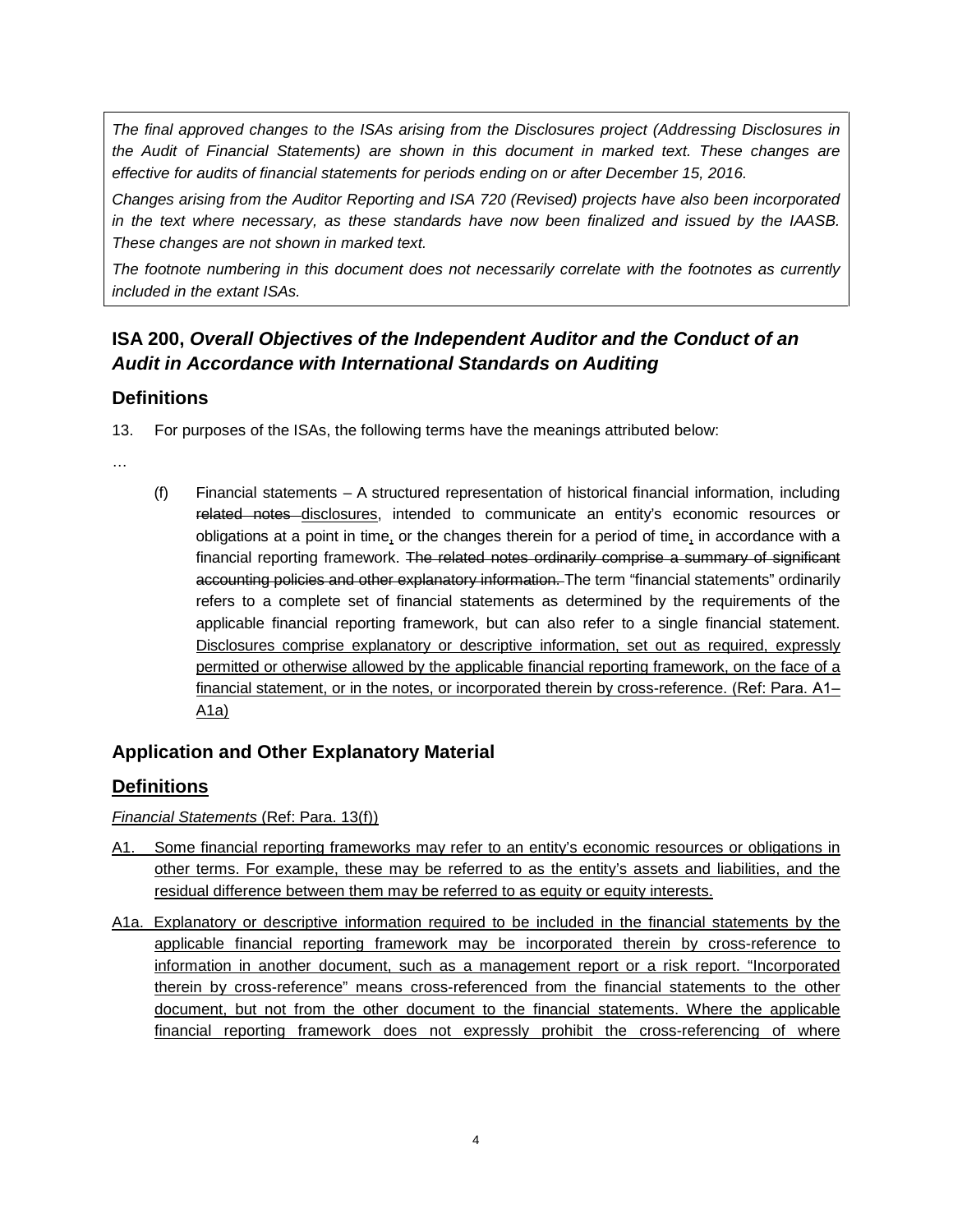*The final approved changes to the ISAs arising from the Disclosures project (Addressing Disclosures in the Audit of Financial Statements) are shown in this document in marked text. These changes are effective for audits of financial statements for periods ending on or after December 15, 2016.*

*Changes arising from the Auditor Reporting and ISA 720 (Revised) projects have also been incorporated in the text where necessary, as these standards have now been finalized and issued by the IAASB. These changes are not shown in marked text.*

*The footnote numbering in this document does not necessarily correlate with the footnotes as currently included in the extant ISAs.*

## ISA 200, *Overall Objectives of the Independent Auditor and the Conduct of an Audit in Accordance with International Standards on Auditing*

### Definitions

13. For purposes of the ISAs, the following terms have the meanings attributed below:

…

(f) Financial statements – A structured representation of historical financial information, including ~~related notes~~ disclosures, intended to communicate an entity's economic resources or obligations at a point in time, or the changes therein for a period of time, in accordance with a financial reporting framework. ~~The related notes ordinarily comprise a summary of significant accounting policies and other explanatory information.~~ The term "financial statements" ordinarily refers to a complete set of financial statements as determined by the requirements of the applicable financial reporting framework, but can also refer to a single financial statement. Disclosures comprise explanatory or descriptive information, set out as required, expressly permitted or otherwise allowed by the applicable financial reporting framework, on the face of a financial statement, or in the notes, or incorporated therein by cross-reference. (Ref: Para. A1–A1a)

### Application and Other Explanatory Material

### Definitions

*Financial Statements* (Ref: Para. 13(f))

A1. Some financial reporting frameworks may refer to an entity's economic resources or obligations in other terms. For example, these may be referred to as the entity's assets and liabilities, and the residual difference between them may be referred to as equity or equity interests.

A1a. Explanatory or descriptive information required to be included in the financial statements by the applicable financial reporting framework may be incorporated therein by cross-reference to information in another document, such as a management report or a risk report. "Incorporated therein by cross-reference" means cross-referenced from the financial statements to the other document, but not from the other document to the financial statements. Where the applicable financial reporting framework does not expressly prohibit the cross-referencing of where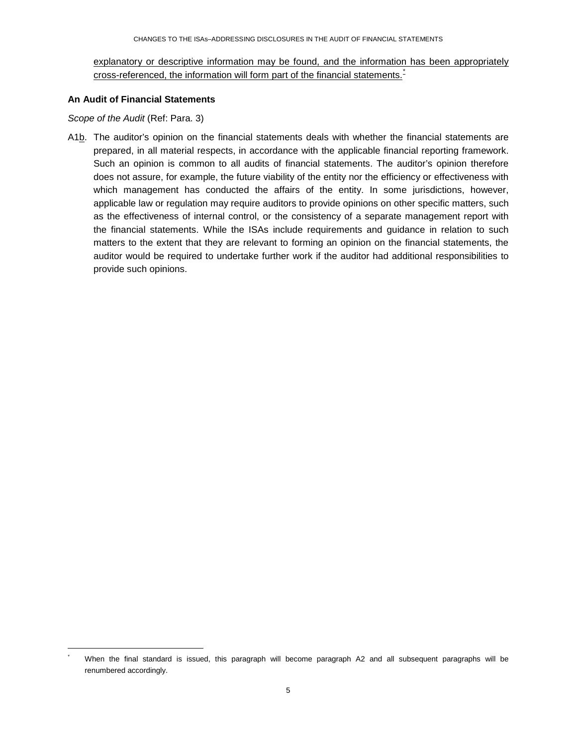explanatory or descriptive information may be found, and the information has been appropriately cross-referenced, the information will form part of the financial statements.[*]

**An Audit of Financial Statements**

*Scope of the Audit* (Ref: Para. 3)

A1b. The auditor's opinion on the financial statements deals with whether the financial statements are prepared, in all material respects, in accordance with the applicable financial reporting framework. Such an opinion is common to all audits of financial statements. The auditor's opinion therefore does not assure, for example, the future viability of the entity nor the efficiency or effectiveness with which management has conducted the affairs of the entity. In some jurisdictions, however, applicable law or regulation may require auditors to provide opinions on other specific matters, such as the effectiveness of internal control, or the consistency of a separate management report with the financial statements. While the ISAs include requirements and guidance in relation to such matters to the extent that they are relevant to forming an opinion on the financial statements, the auditor would be required to undertake further work if the auditor had additional responsibilities to provide such opinions.

---

[*] When the final standard is issued, this paragraph will become paragraph A2 and all subsequent paragraphs will be renumbered accordingly.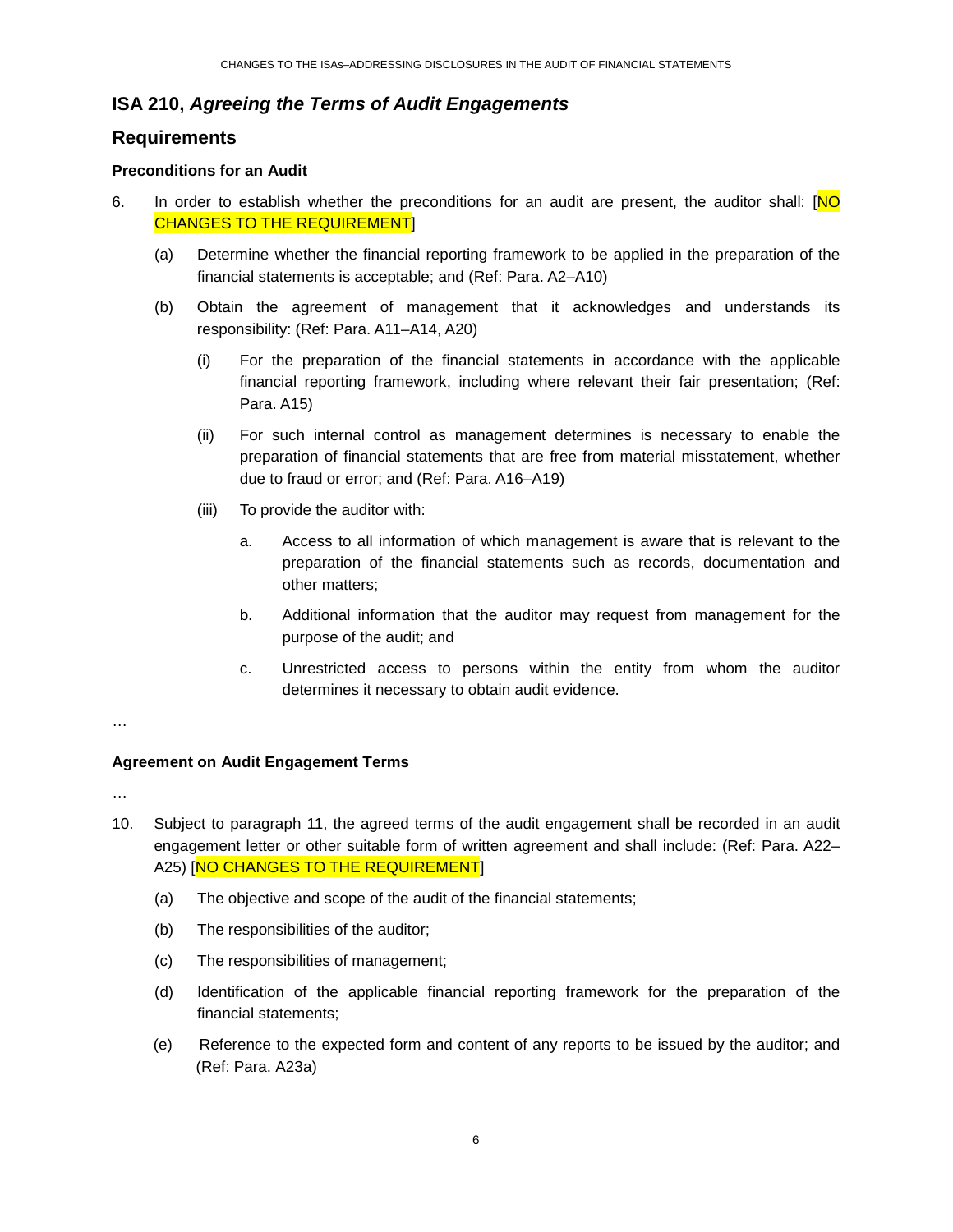## ISA 210, *Agreeing the Terms of Audit Engagements*

## Requirements

### Preconditions for an Audit

6. In order to establish whether the preconditions for an audit are present, the auditor shall: [NO CHANGES TO THE REQUIREMENT]

   (a) Determine whether the financial reporting framework to be applied in the preparation of the financial statements is acceptable; and (Ref: Para. A2–A10)

   (b) Obtain the agreement of management that it acknowledges and understands its responsibility: (Ref: Para. A11–A14, A20)

      (i) For the preparation of the financial statements in accordance with the applicable financial reporting framework, including where relevant their fair presentation; (Ref: Para. A15)

      (ii) For such internal control as management determines is necessary to enable the preparation of financial statements that are free from material misstatement, whether due to fraud or error; and (Ref: Para. A16–A19)

      (iii) To provide the auditor with:

         a. Access to all information of which management is aware that is relevant to the preparation of the financial statements such as records, documentation and other matters;

         b. Additional information that the auditor may request from management for the purpose of the audit; and

         c. Unrestricted access to persons within the entity from whom the auditor determines it necessary to obtain audit evidence.

…

### Agreement on Audit Engagement Terms

…

10. Subject to paragraph 11, the agreed terms of the audit engagement shall be recorded in an audit engagement letter or other suitable form of written agreement and shall include: (Ref: Para. A22–A25) [NO CHANGES TO THE REQUIREMENT]

   (a) The objective and scope of the audit of the financial statements;

   (b) The responsibilities of the auditor;

   (c) The responsibilities of management;

   (d) Identification of the applicable financial reporting framework for the preparation of the financial statements;

   (e) Reference to the expected form and content of any reports to be issued by the auditor; and (Ref: Para. A23a)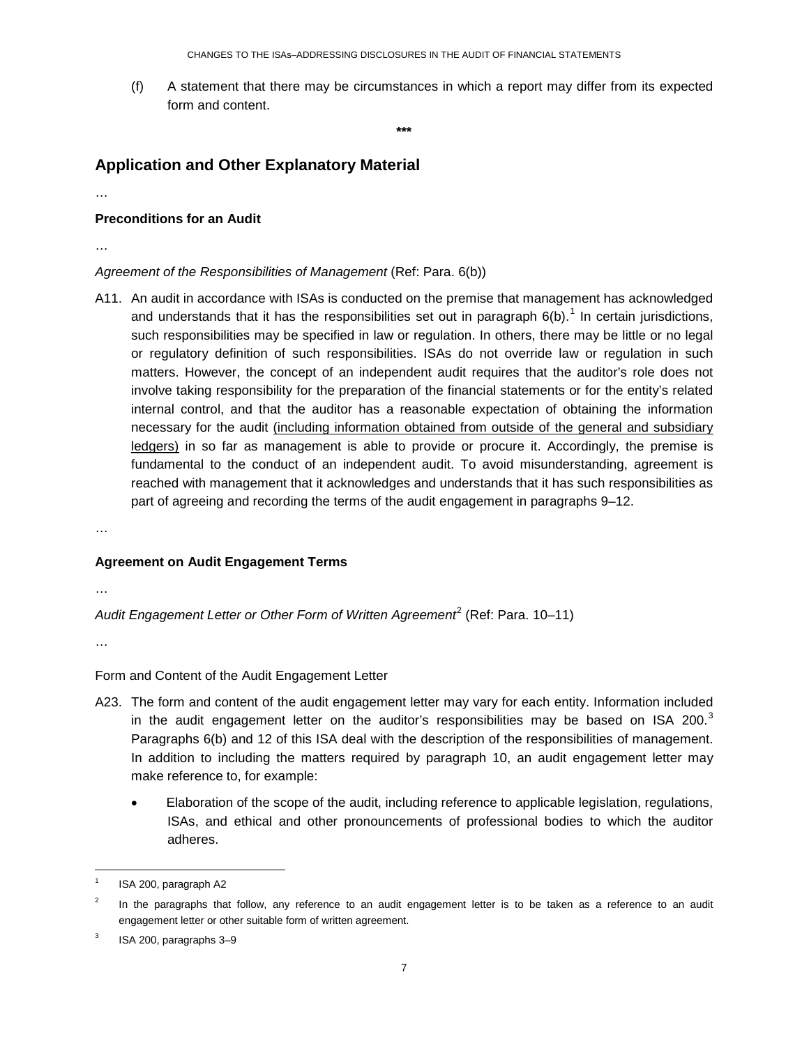(f) A statement that there may be circumstances in which a report may differ from its expected form and content.

***

## Application and Other Explanatory Material

…

### Preconditions for an Audit

…

*Agreement of the Responsibilities of Management* (Ref: Para. 6(b))

A11. An audit in accordance with ISAs is conducted on the premise that management has acknowledged and understands that it has the responsibilities set out in paragraph 6(b).[1] In certain jurisdictions, such responsibilities may be specified in law or regulation. In others, there may be little or no legal or regulatory definition of such responsibilities. ISAs do not override law or regulation in such matters. However, the concept of an independent audit requires that the auditor's role does not involve taking responsibility for the preparation of the financial statements or for the entity's related internal control, and that the auditor has a reasonable expectation of obtaining the information necessary for the audit <u>(including information obtained from outside of the general and subsidiary ledgers)</u> in so far as management is able to provide or procure it. Accordingly, the premise is fundamental to the conduct of an independent audit. To avoid misunderstanding, agreement is reached with management that it acknowledges and understands that it has such responsibilities as part of agreeing and recording the terms of the audit engagement in paragraphs 9–12.

…

### Agreement on Audit Engagement Terms

…

*Audit Engagement Letter or Other Form of Written Agreement*[2] (Ref: Para. 10–11)

…

Form and Content of the Audit Engagement Letter

A23. The form and content of the audit engagement letter may vary for each entity. Information included in the audit engagement letter on the auditor's responsibilities may be based on ISA 200.[3] Paragraphs 6(b) and 12 of this ISA deal with the description of the responsibilities of management. In addition to including the matters required by paragraph 10, an audit engagement letter may make reference to, for example:

- Elaboration of the scope of the audit, including reference to applicable legislation, regulations, ISAs, and ethical and other pronouncements of professional bodies to which the auditor adheres.

---

[1] ISA 200, paragraph A2

[2] In the paragraphs that follow, any reference to an audit engagement letter is to be taken as a reference to an audit engagement letter or other suitable form of written agreement.

[3] ISA 200, paragraphs 3–9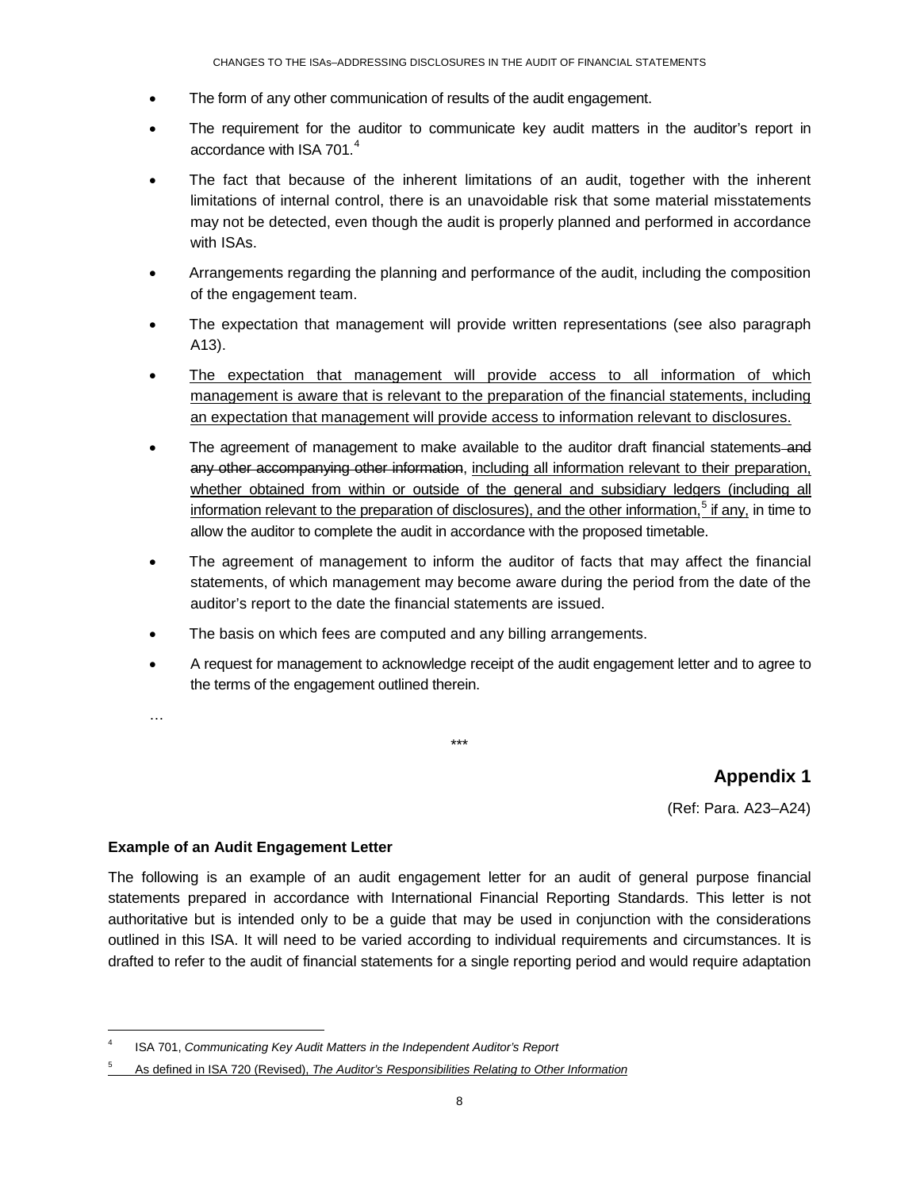- The form of any other communication of results of the audit engagement.
- The requirement for the auditor to communicate key audit matters in the auditor's report in accordance with ISA 701.[4]
- The fact that because of the inherent limitations of an audit, together with the inherent limitations of internal control, there is an unavoidable risk that some material misstatements may not be detected, even though the audit is properly planned and performed in accordance with ISAs.
- Arrangements regarding the planning and performance of the audit, including the composition of the engagement team.
- The expectation that management will provide written representations (see also paragraph A13).
- <u>The expectation that management will provide access to all information of which management is aware that is relevant to the preparation of the financial statements, including an expectation that management will provide access to information relevant to disclosures.</u>
- The agreement of management to make available to the auditor draft financial statements ~~and any other accompanying other information~~, <u>including all information relevant to their preparation, whether obtained from within or outside of the general and subsidiary ledgers (including all information relevant to the preparation of disclosures), and the other information,[5] if any,</u> in time to allow the auditor to complete the audit in accordance with the proposed timetable.
- The agreement of management to inform the auditor of facts that may affect the financial statements, of which management may become aware during the period from the date of the auditor's report to the date the financial statements are issued.
- The basis on which fees are computed and any billing arrangements.
- A request for management to acknowledge receipt of the audit engagement letter and to agree to the terms of the engagement outlined therein.

…

\*\*\*

## Appendix 1

(Ref: Para. A23–A24)

**Example of an Audit Engagement Letter**

The following is an example of an audit engagement letter for an audit of general purpose financial statements prepared in accordance with International Financial Reporting Standards. This letter is not authoritative but is intended only to be a guide that may be used in conjunction with the considerations outlined in this ISA. It will need to be varied according to individual requirements and circumstances. It is drafted to refer to the audit of financial statements for a single reporting period and would require adaptation

---

[4] ISA 701, *Communicating Key Audit Matters in the Independent Auditor's Report*

[5] <u>As defined in ISA 720 (Revised), *The Auditor's Responsibilities Relating to Other Information*</u>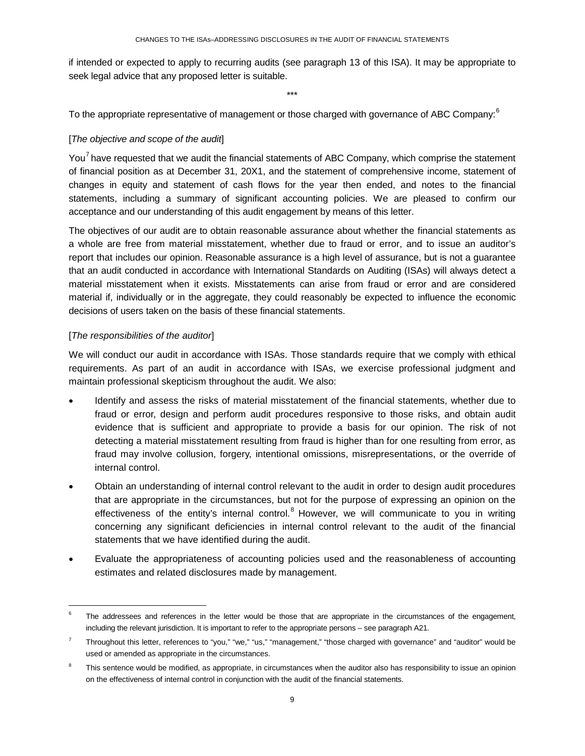if intended or expected to apply to recurring audits (see paragraph 13 of this ISA). It may be appropriate to seek legal advice that any proposed letter is suitable.

***

To the appropriate representative of management or those charged with governance of ABC Company:[6]

[*The objective and scope of the audit*]

You[7] have requested that we audit the financial statements of ABC Company, which comprise the statement of financial position as at December 31, 20X1, and the statement of comprehensive income, statement of changes in equity and statement of cash flows for the year then ended, and notes to the financial statements, including a summary of significant accounting policies. We are pleased to confirm our acceptance and our understanding of this audit engagement by means of this letter.

The objectives of our audit are to obtain reasonable assurance about whether the financial statements as a whole are free from material misstatement, whether due to fraud or error, and to issue an auditor's report that includes our opinion. Reasonable assurance is a high level of assurance, but is not a guarantee that an audit conducted in accordance with International Standards on Auditing (ISAs) will always detect a material misstatement when it exists. Misstatements can arise from fraud or error and are considered material if, individually or in the aggregate, they could reasonably be expected to influence the economic decisions of users taken on the basis of these financial statements.

[*The responsibilities of the auditor*]

We will conduct our audit in accordance with ISAs. Those standards require that we comply with ethical requirements. As part of an audit in accordance with ISAs, we exercise professional judgment and maintain professional skepticism throughout the audit. We also:

- Identify and assess the risks of material misstatement of the financial statements, whether due to fraud or error, design and perform audit procedures responsive to those risks, and obtain audit evidence that is sufficient and appropriate to provide a basis for our opinion. The risk of not detecting a material misstatement resulting from fraud is higher than for one resulting from error, as fraud may involve collusion, forgery, intentional omissions, misrepresentations, or the override of internal control.
- Obtain an understanding of internal control relevant to the audit in order to design audit procedures that are appropriate in the circumstances, but not for the purpose of expressing an opinion on the effectiveness of the entity's internal control.[8] However, we will communicate to you in writing concerning any significant deficiencies in internal control relevant to the audit of the financial statements that we have identified during the audit.
- Evaluate the appropriateness of accounting policies used and the reasonableness of accounting estimates and related disclosures made by management.

---

[6] The addressees and references in the letter would be those that are appropriate in the circumstances of the engagement, including the relevant jurisdiction. It is important to refer to the appropriate persons – see paragraph A21.

[7] Throughout this letter, references to "you," "we," "us," "management," "those charged with governance" and "auditor" would be used or amended as appropriate in the circumstances.

[8] This sentence would be modified, as appropriate, in circumstances when the auditor also has responsibility to issue an opinion on the effectiveness of internal control in conjunction with the audit of the financial statements.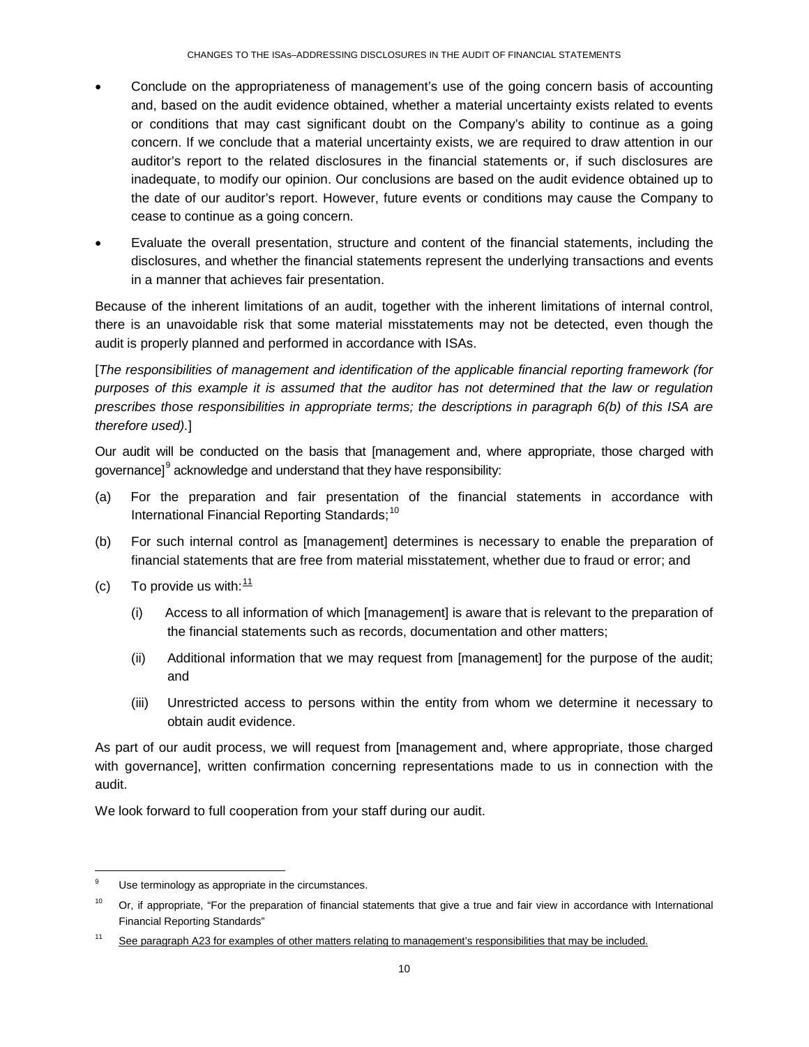- Conclude on the appropriateness of management's use of the going concern basis of accounting and, based on the audit evidence obtained, whether a material uncertainty exists related to events or conditions that may cast significant doubt on the Company's ability to continue as a going concern. If we conclude that a material uncertainty exists, we are required to draw attention in our auditor's report to the related disclosures in the financial statements or, if such disclosures are inadequate, to modify our opinion. Our conclusions are based on the audit evidence obtained up to the date of our auditor's report. However, future events or conditions may cause the Company to cease to continue as a going concern.
- Evaluate the overall presentation, structure and content of the financial statements, including the disclosures, and whether the financial statements represent the underlying transactions and events in a manner that achieves fair presentation.

Because of the inherent limitations of an audit, together with the inherent limitations of internal control, there is an unavoidable risk that some material misstatements may not be detected, even though the audit is properly planned and performed in accordance with ISAs.

[*The responsibilities of management and identification of the applicable financial reporting framework (for purposes of this example it is assumed that the auditor has not determined that the law or regulation prescribes those responsibilities in appropriate terms; the descriptions in paragraph 6(b) of this ISA are therefore used).*]

Our audit will be conducted on the basis that [management and, where appropriate, those charged with governance][9] acknowledge and understand that they have responsibility:

(a) For the preparation and fair presentation of the financial statements in accordance with International Financial Reporting Standards;[10]

(b) For such internal control as [management] determines is necessary to enable the preparation of financial statements that are free from material misstatement, whether due to fraud or error; and

(c) To provide us with:[11]

  (i) Access to all information of which [management] is aware that is relevant to the preparation of the financial statements such as records, documentation and other matters;

  (ii) Additional information that we may request from [management] for the purpose of the audit; and

  (iii) Unrestricted access to persons within the entity from whom we determine it necessary to obtain audit evidence.

As part of our audit process, we will request from [management and, where appropriate, those charged with governance], written confirmation concerning representations made to us in connection with the audit.

We look forward to full cooperation from your staff during our audit.

---

[9] Use terminology as appropriate in the circumstances.

[10] Or, if appropriate, "For the preparation of financial statements that give a true and fair view in accordance with International Financial Reporting Standards"

[11] See paragraph A23 for examples of other matters relating to management's responsibilities that may be included.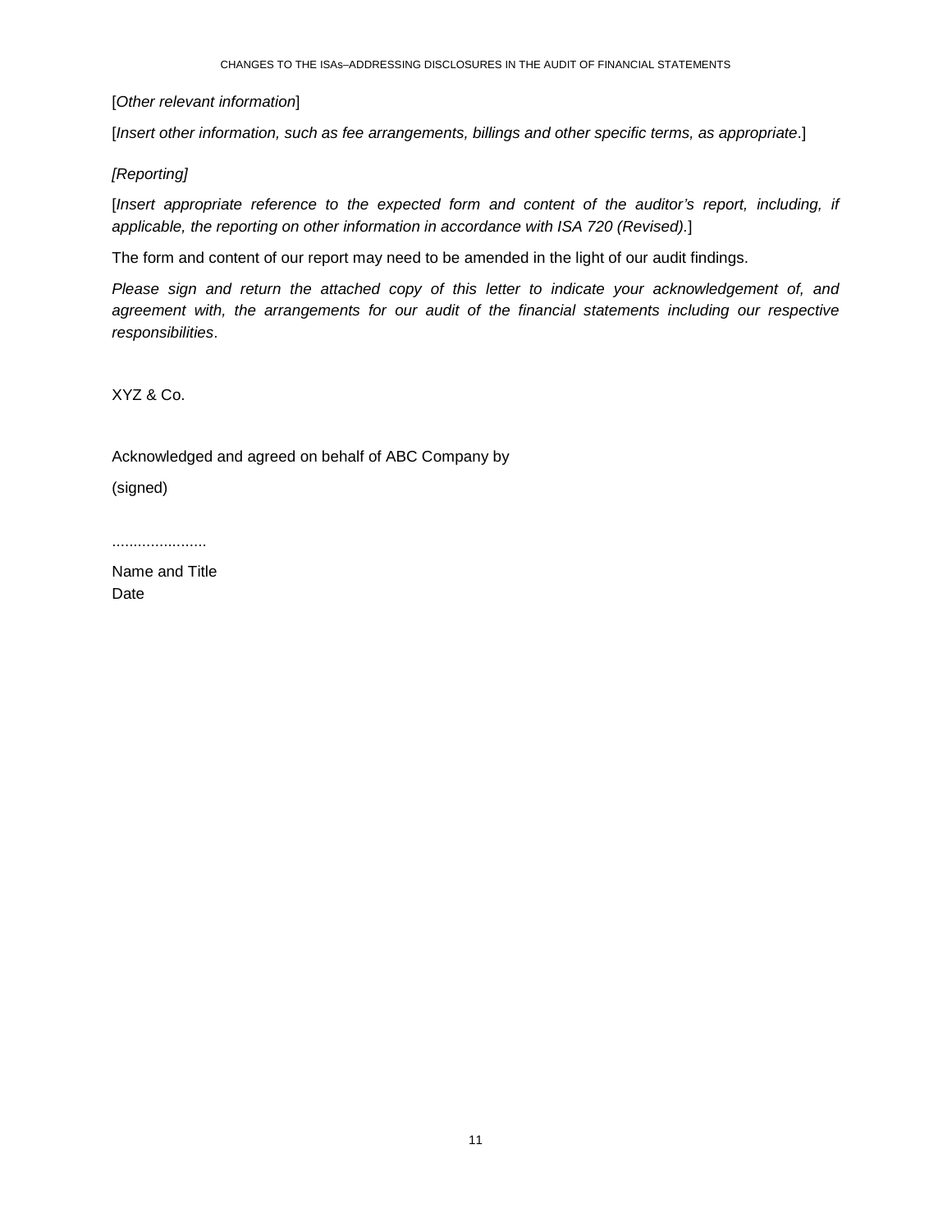[*Other relevant information*]

[*Insert other information, such as fee arrangements, billings and other specific terms, as appropriate*.]

*[Reporting]*

[*Insert appropriate reference to the expected form and content of the auditor's report, including, if applicable, the reporting on other information in accordance with ISA 720 (Revised).*]

The form and content of our report may need to be amended in the light of our audit findings.

*Please sign and return the attached copy of this letter to indicate your acknowledgement of, and agreement with, the arrangements for our audit of the financial statements including our respective responsibilities*.

XYZ & Co.

Acknowledged and agreed on behalf of ABC Company by

(signed)

......................

Name and Title
Date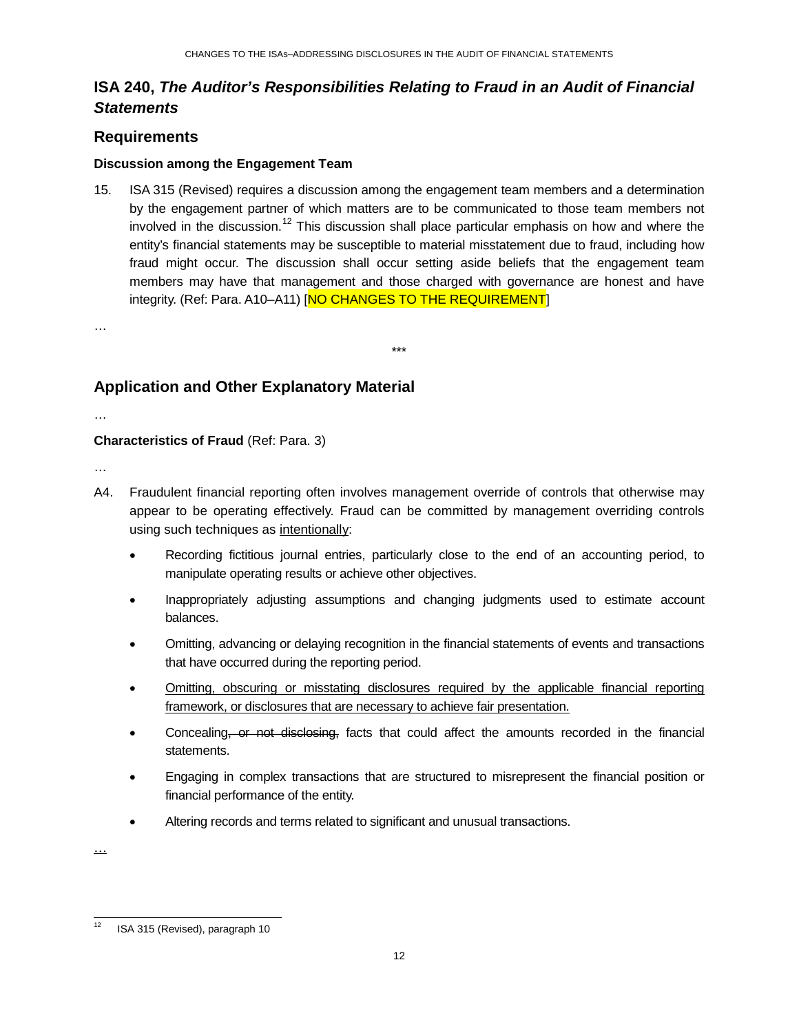## ISA 240, *The Auditor's Responsibilities Relating to Fraud in an Audit of Financial Statements*

### Requirements

**Discussion among the Engagement Team**

15. ISA 315 (Revised) requires a discussion among the engagement team members and a determination by the engagement partner of which matters are to be communicated to those team members not involved in the discussion.[12] This discussion shall place particular emphasis on how and where the entity's financial statements may be susceptible to material misstatement due to fraud, including how fraud might occur. The discussion shall occur setting aside beliefs that the engagement team members may have that management and those charged with governance are honest and have integrity. (Ref: Para. A10–A11) [NO CHANGES TO THE REQUIREMENT]

…

\*\*\*

### Application and Other Explanatory Material

…

**Characteristics of Fraud** (Ref: Para. 3)

…

A4. Fraudulent financial reporting often involves management override of controls that otherwise may appear to be operating effectively. Fraud can be committed by management overriding controls using such techniques as <u>intentionally</u>:

- Recording fictitious journal entries, particularly close to the end of an accounting period, to manipulate operating results or achieve other objectives.
- Inappropriately adjusting assumptions and changing judgments used to estimate account balances.
- Omitting, advancing or delaying recognition in the financial statements of events and transactions that have occurred during the reporting period.
- <u>Omitting, obscuring or misstating disclosures required by the applicable financial reporting framework, or disclosures that are necessary to achieve fair presentation.</u>
- Concealing~~, or not disclosing,~~ facts that could affect the amounts recorded in the financial statements.
- Engaging in complex transactions that are structured to misrepresent the financial position or financial performance of the entity.
- Altering records and terms related to significant and unusual transactions.

…

[12] ISA 315 (Revised), paragraph 10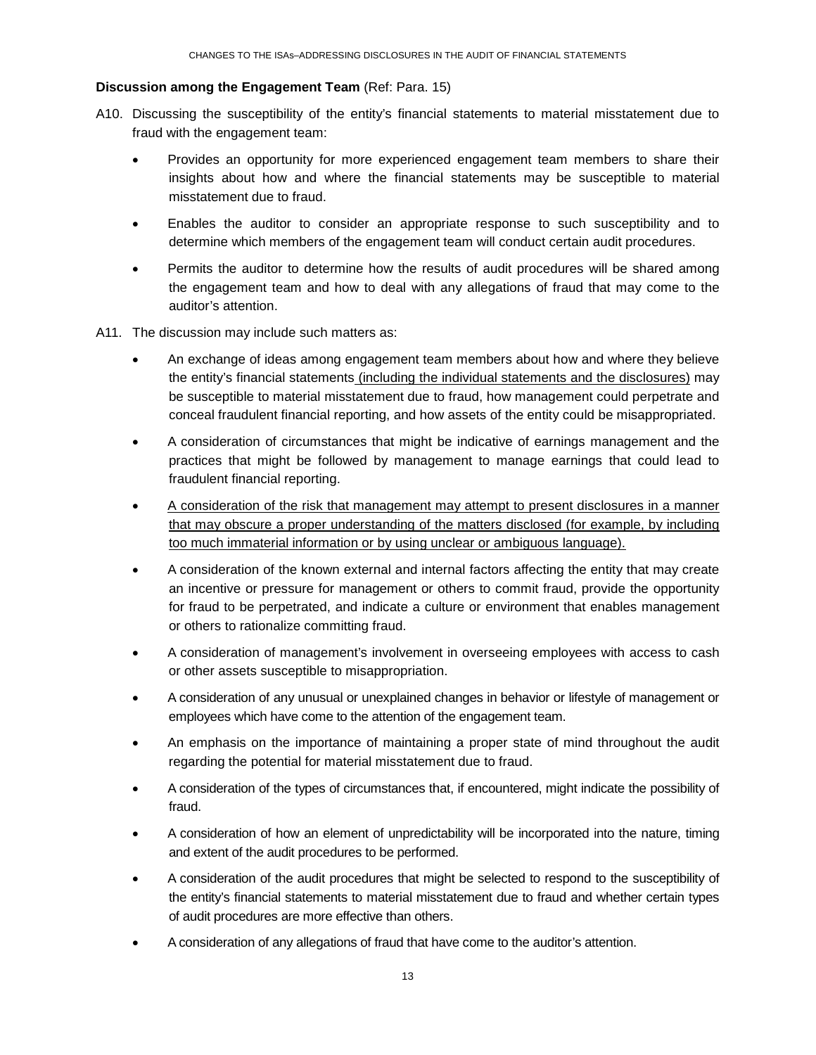**Discussion among the Engagement Team** (Ref: Para. 15)

A10. Discussing the susceptibility of the entity's financial statements to material misstatement due to fraud with the engagement team:

- Provides an opportunity for more experienced engagement team members to share their insights about how and where the financial statements may be susceptible to material misstatement due to fraud.
- Enables the auditor to consider an appropriate response to such susceptibility and to determine which members of the engagement team will conduct certain audit procedures.
- Permits the auditor to determine how the results of audit procedures will be shared among the engagement team and how to deal with any allegations of fraud that may come to the auditor's attention.

A11. The discussion may include such matters as:

- An exchange of ideas among engagement team members about how and where they believe the entity's financial statements <u>(including the individual statements and the disclosures)</u> may be susceptible to material misstatement due to fraud, how management could perpetrate and conceal fraudulent financial reporting, and how assets of the entity could be misappropriated.
- A consideration of circumstances that might be indicative of earnings management and the practices that might be followed by management to manage earnings that could lead to fraudulent financial reporting.
- <u>A consideration of the risk that management may attempt to present disclosures in a manner that may obscure a proper understanding of the matters disclosed (for example, by including too much immaterial information or by using unclear or ambiguous language).</u>
- A consideration of the known external and internal factors affecting the entity that may create an incentive or pressure for management or others to commit fraud, provide the opportunity for fraud to be perpetrated, and indicate a culture or environment that enables management or others to rationalize committing fraud.
- A consideration of management's involvement in overseeing employees with access to cash or other assets susceptible to misappropriation.
- A consideration of any unusual or unexplained changes in behavior or lifestyle of management or employees which have come to the attention of the engagement team.
- An emphasis on the importance of maintaining a proper state of mind throughout the audit regarding the potential for material misstatement due to fraud.
- A consideration of the types of circumstances that, if encountered, might indicate the possibility of fraud.
- A consideration of how an element of unpredictability will be incorporated into the nature, timing and extent of the audit procedures to be performed.
- A consideration of the audit procedures that might be selected to respond to the susceptibility of the entity's financial statements to material misstatement due to fraud and whether certain types of audit procedures are more effective than others.
- A consideration of any allegations of fraud that have come to the auditor's attention.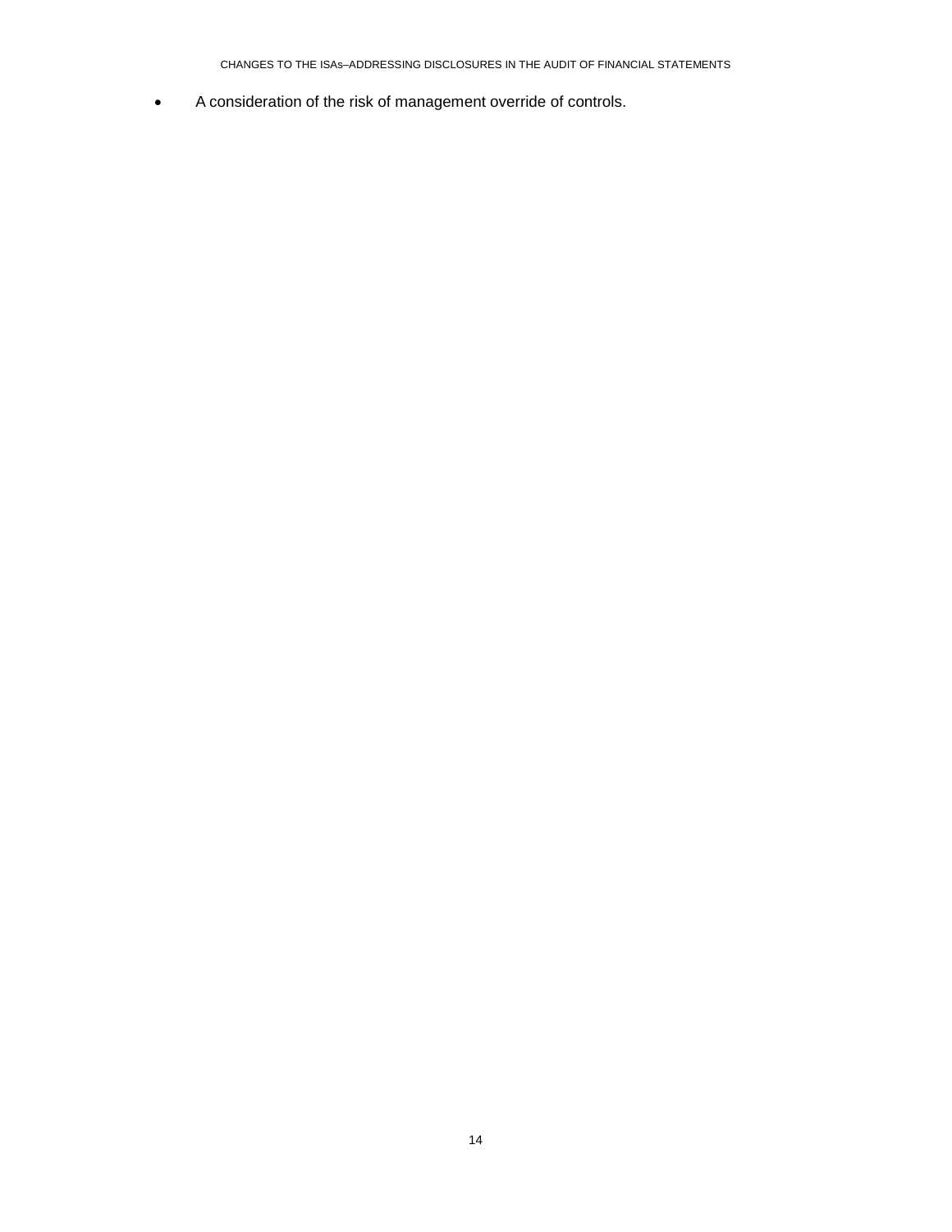- A consideration of the risk of management override of controls.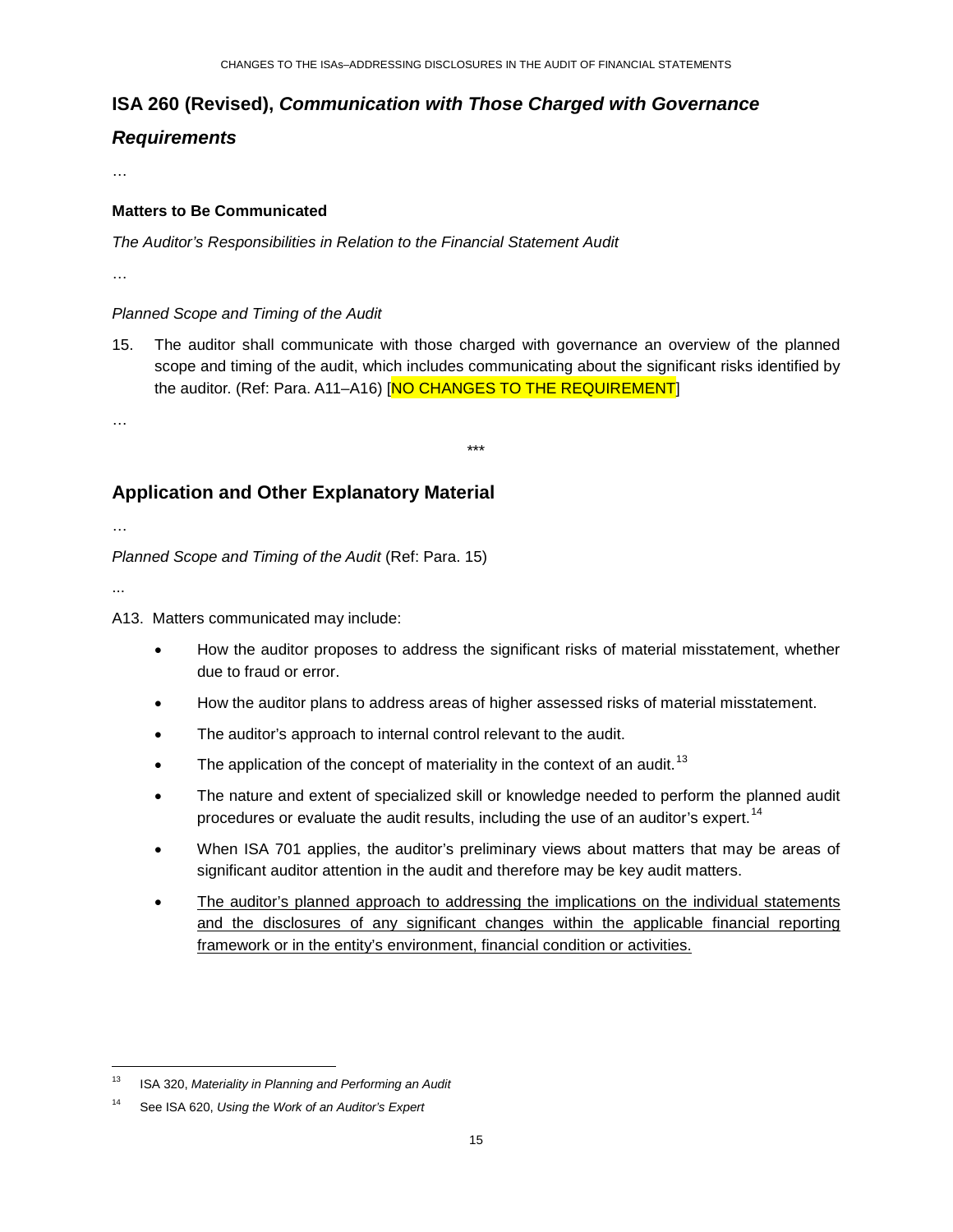## ISA 260 (Revised), *Communication with Those Charged with Governance*

### *Requirements*

…

#### Matters to Be Communicated

*The Auditor's Responsibilities in Relation to the Financial Statement Audit*

…

*Planned Scope and Timing of the Audit*

15. The auditor shall communicate with those charged with governance an overview of the planned scope and timing of the audit, which includes communicating about the significant risks identified by the auditor. (Ref: Para. A11–A16) [NO CHANGES TO THE REQUIREMENT]

…

\*\*\*

## Application and Other Explanatory Material

…

*Planned Scope and Timing of the Audit* (Ref: Para. 15)

...

A13. Matters communicated may include:

- How the auditor proposes to address the significant risks of material misstatement, whether due to fraud or error.
- How the auditor plans to address areas of higher assessed risks of material misstatement.
- The auditor's approach to internal control relevant to the audit.
- The application of the concept of materiality in the context of an audit.[13]
- The nature and extent of specialized skill or knowledge needed to perform the planned audit procedures or evaluate the audit results, including the use of an auditor's expert.[14]
- When ISA 701 applies, the auditor's preliminary views about matters that may be areas of significant auditor attention in the audit and therefore may be key audit matters.
- <u>The auditor's planned approach to addressing the implications on the individual statements and the disclosures of any significant changes within the applicable financial reporting framework or in the entity's environment, financial condition or activities.</u>

---

[13] ISA 320, *Materiality in Planning and Performing an Audit*

[14] See ISA 620, *Using the Work of an Auditor's Expert*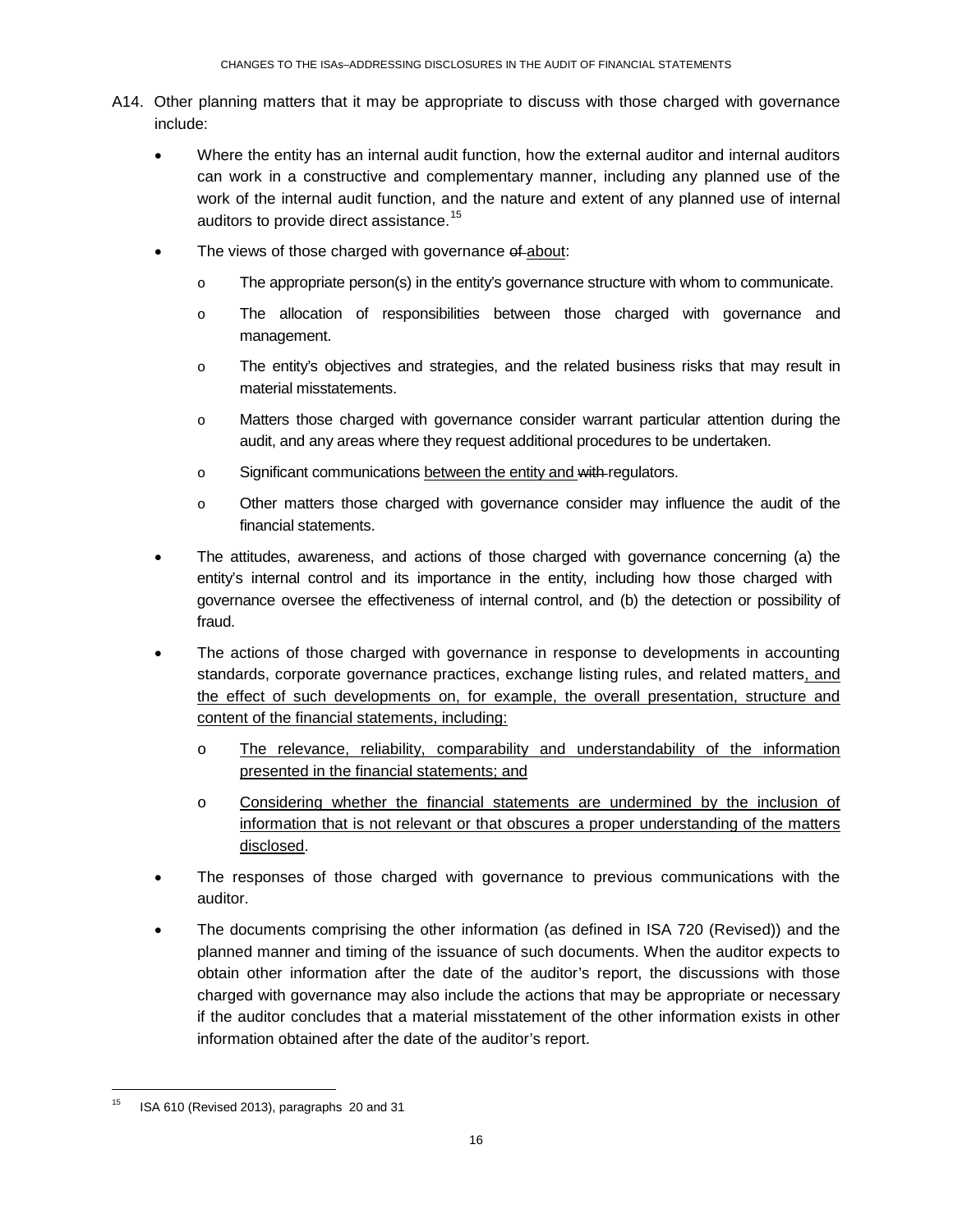A14. Other planning matters that it may be appropriate to discuss with those charged with governance include:

- Where the entity has an internal audit function, how the external auditor and internal auditors can work in a constructive and complementary manner, including any planned use of the work of the internal audit function, and the nature and extent of any planned use of internal auditors to provide direct assistance.[15]
- The views of those charged with governance ~~of~~ <u>about</u>:
  - The appropriate person(s) in the entity's governance structure with whom to communicate.
  - The allocation of responsibilities between those charged with governance and management.
  - The entity's objectives and strategies, and the related business risks that may result in material misstatements.
  - Matters those charged with governance consider warrant particular attention during the audit, and any areas where they request additional procedures to be undertaken.
  - Significant communications <u>between the entity and</u> ~~with~~ regulators.
  - Other matters those charged with governance consider may influence the audit of the financial statements.
- The attitudes, awareness, and actions of those charged with governance concerning (a) the entity's internal control and its importance in the entity, including how those charged with governance oversee the effectiveness of internal control, and (b) the detection or possibility of fraud.
- The actions of those charged with governance in response to developments in accounting standards, corporate governance practices, exchange listing rules, and related matters<u>, and the effect of such developments on, for example, the overall presentation, structure and content of the financial statements, including:</u>
  - <u>The relevance, reliability, comparability and understandability of the information presented in the financial statements; and</u>
  - <u>Considering whether the financial statements are undermined by the inclusion of information that is not relevant or that obscures a proper understanding of the matters disclosed</u>.
- The responses of those charged with governance to previous communications with the auditor.
- The documents comprising the other information (as defined in ISA 720 (Revised)) and the planned manner and timing of the issuance of such documents. When the auditor expects to obtain other information after the date of the auditor's report, the discussions with those charged with governance may also include the actions that may be appropriate or necessary if the auditor concludes that a material misstatement of the other information exists in other information obtained after the date of the auditor's report.

---

[15] ISA 610 (Revised 2013), paragraphs 20 and 31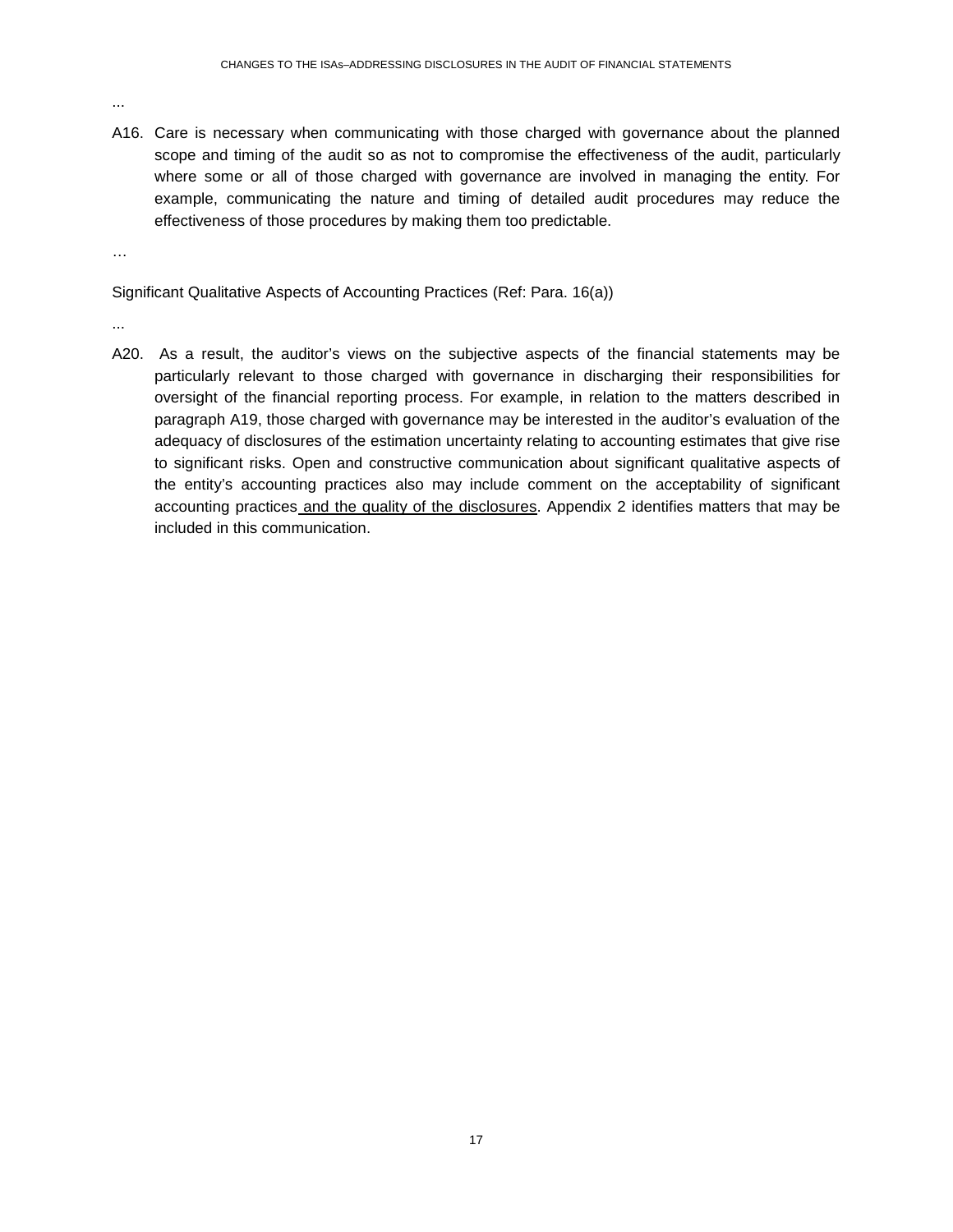...

A16. Care is necessary when communicating with those charged with governance about the planned scope and timing of the audit so as not to compromise the effectiveness of the audit, particularly where some or all of those charged with governance are involved in managing the entity. For example, communicating the nature and timing of detailed audit procedures may reduce the effectiveness of those procedures by making them too predictable.

…

Significant Qualitative Aspects of Accounting Practices (Ref: Para. 16(a))

...

A20. As a result, the auditor's views on the subjective aspects of the financial statements may be particularly relevant to those charged with governance in discharging their responsibilities for oversight of the financial reporting process. For example, in relation to the matters described in paragraph A19, those charged with governance may be interested in the auditor's evaluation of the adequacy of disclosures of the estimation uncertainty relating to accounting estimates that give rise to significant risks. Open and constructive communication about significant qualitative aspects of the entity's accounting practices also may include comment on the acceptability of significant accounting practices <u>and the quality of the disclosures</u>. Appendix 2 identifies matters that may be included in this communication.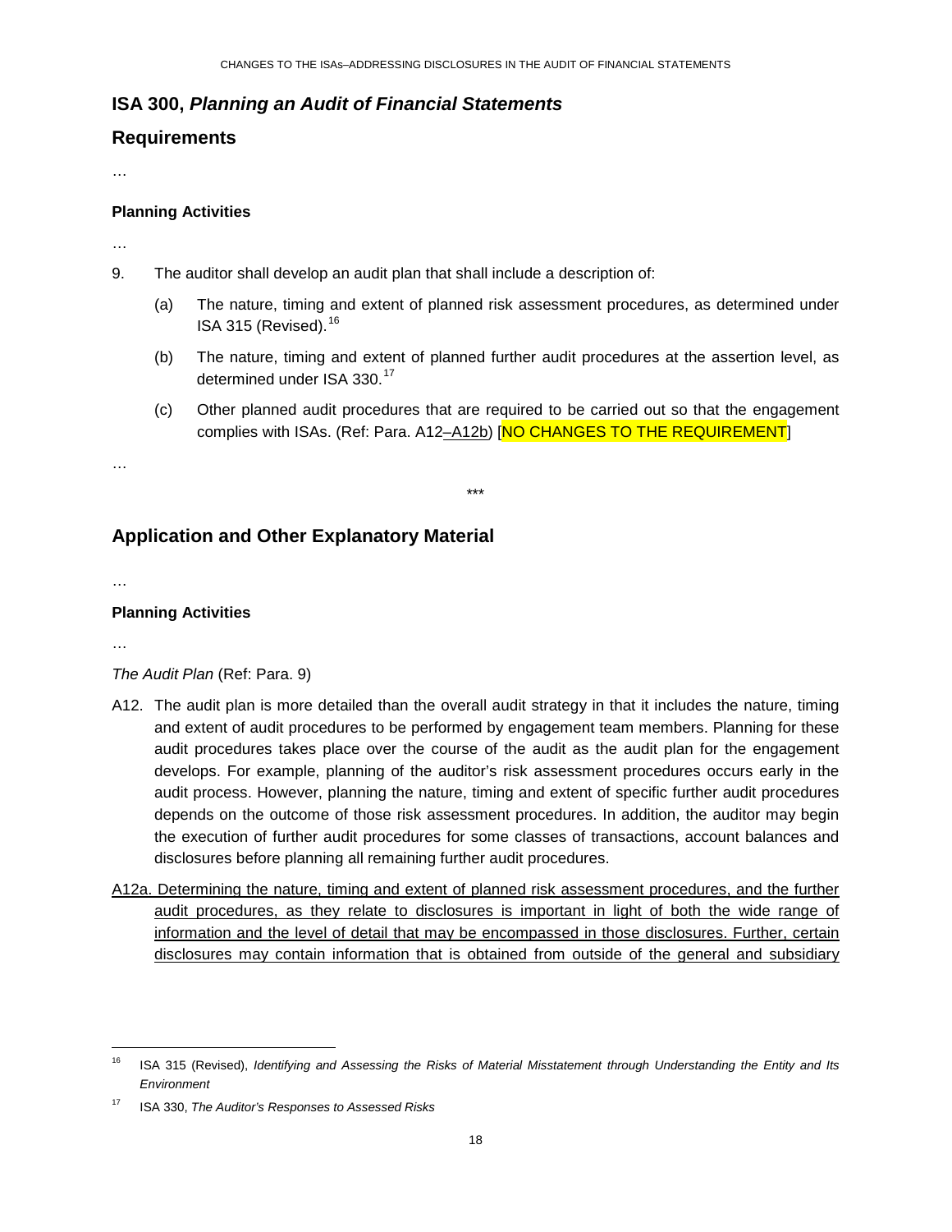## ISA 300, *Planning an Audit of Financial Statements*

## Requirements

…

### Planning Activities

…

9. The auditor shall develop an audit plan that shall include a description of:

   (a) The nature, timing and extent of planned risk assessment procedures, as determined under ISA 315 (Revised).[16]

   (b) The nature, timing and extent of planned further audit procedures at the assertion level, as determined under ISA 330.[17]

   (c) Other planned audit procedures that are required to be carried out so that the engagement complies with ISAs. (Ref: Para. A12–A12b) [NO CHANGES TO THE REQUIREMENT]

…

\*\*\*

## Application and Other Explanatory Material

…

### Planning Activities

…

*The Audit Plan* (Ref: Para. 9)

A12. The audit plan is more detailed than the overall audit strategy in that it includes the nature, timing and extent of audit procedures to be performed by engagement team members. Planning for these audit procedures takes place over the course of the audit as the audit plan for the engagement develops. For example, planning of the auditor's risk assessment procedures occurs early in the audit process. However, planning the nature, timing and extent of specific further audit procedures depends on the outcome of those risk assessment procedures. In addition, the auditor may begin the execution of further audit procedures for some classes of transactions, account balances and disclosures before planning all remaining further audit procedures.

A12a. Determining the nature, timing and extent of planned risk assessment procedures, and the further audit procedures, as they relate to disclosures is important in light of both the wide range of information and the level of detail that may be encompassed in those disclosures. Further, certain disclosures may contain information that is obtained from outside of the general and subsidiary

---

[16] ISA 315 (Revised), *Identifying and Assessing the Risks of Material Misstatement through Understanding the Entity and Its Environment*

[17] ISA 330, *The Auditor's Responses to Assessed Risks*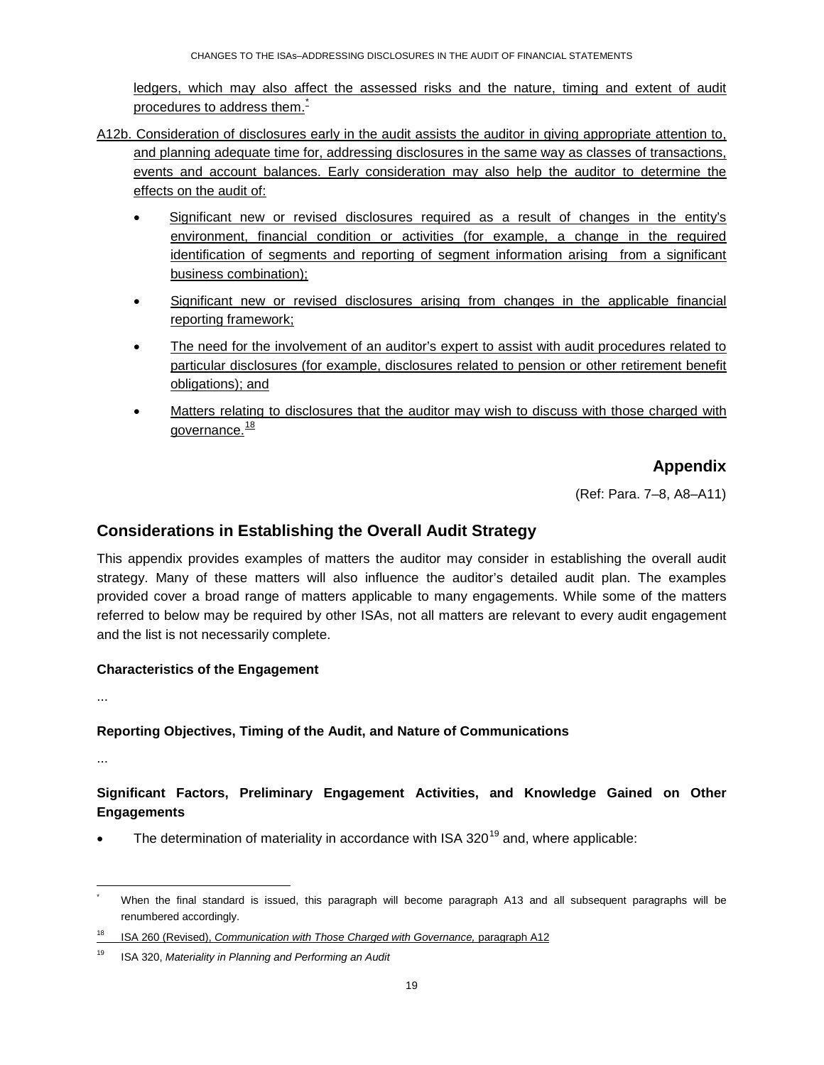ledgers, which may also affect the assessed risks and the nature, timing and extent of audit procedures to address them.[*]

A12b. Consideration of disclosures early in the audit assists the auditor in giving appropriate attention to, and planning adequate time for, addressing disclosures in the same way as classes of transactions, events and account balances. Early consideration may also help the auditor to determine the effects on the audit of:

- Significant new or revised disclosures required as a result of changes in the entity's environment, financial condition or activities (for example, a change in the required identification of segments and reporting of segment information arising from a significant business combination);
- Significant new or revised disclosures arising from changes in the applicable financial reporting framework;
- The need for the involvement of an auditor's expert to assist with audit procedures related to particular disclosures (for example, disclosures related to pension or other retirement benefit obligations); and
- Matters relating to disclosures that the auditor may wish to discuss with those charged with governance.[18]

## Appendix

(Ref: Para. 7–8, A8–A11)

## Considerations in Establishing the Overall Audit Strategy

This appendix provides examples of matters the auditor may consider in establishing the overall audit strategy. Many of these matters will also influence the auditor's detailed audit plan. The examples provided cover a broad range of matters applicable to many engagements. While some of the matters referred to below may be required by other ISAs, not all matters are relevant to every audit engagement and the list is not necessarily complete.

### Characteristics of the Engagement

...

### Reporting Objectives, Timing of the Audit, and Nature of Communications

...

### Significant Factors, Preliminary Engagement Activities, and Knowledge Gained on Other Engagements

- The determination of materiality in accordance with ISA 320[19] and, where applicable:

---

[*] When the final standard is issued, this paragraph will become paragraph A13 and all subsequent paragraphs will be renumbered accordingly.

[18] ISA 260 (Revised), *Communication with Those Charged with Governance,* paragraph A12

[19] ISA 320, *Materiality in Planning and Performing an Audit*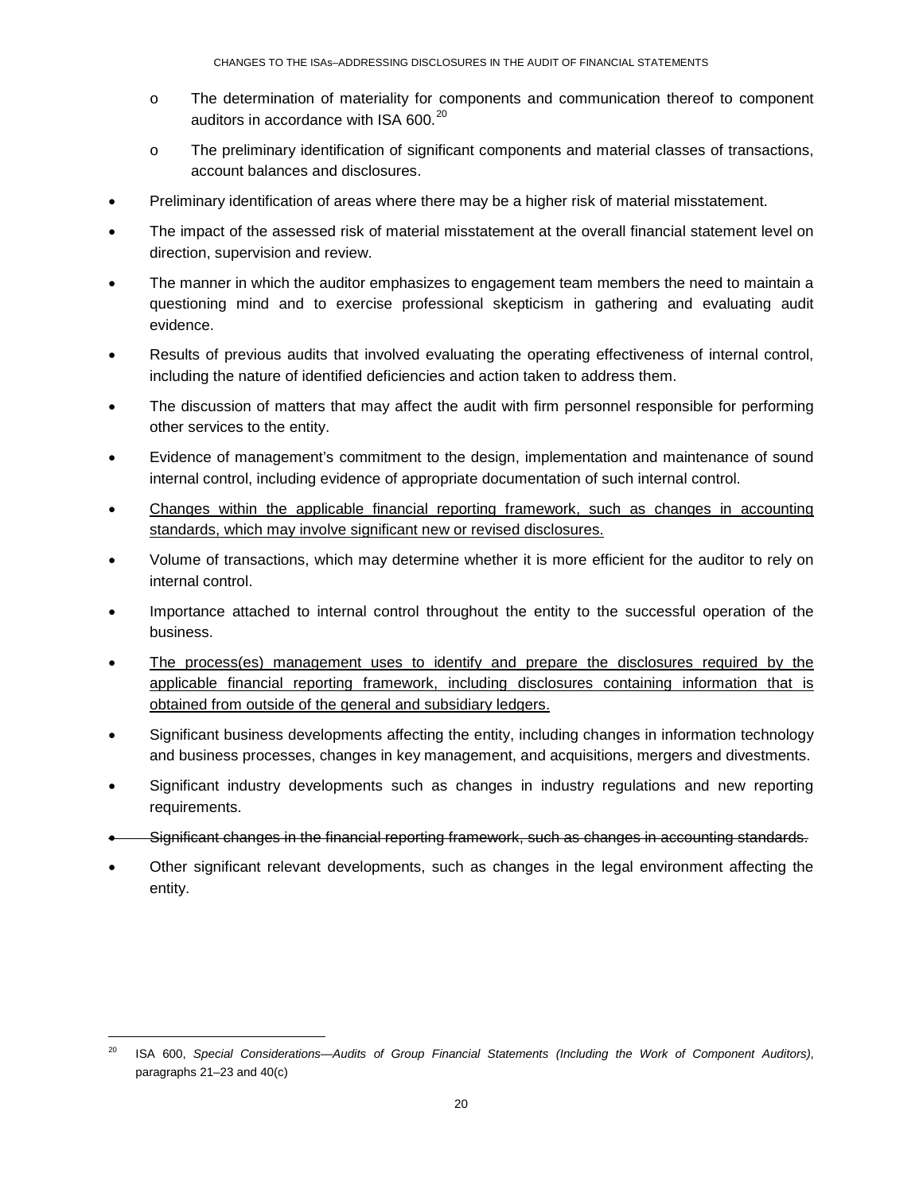- The determination of materiality for components and communication thereof to component auditors in accordance with ISA 600.[20]
  - The preliminary identification of significant components and material classes of transactions, account balances and disclosures.
- Preliminary identification of areas where there may be a higher risk of material misstatement.
- The impact of the assessed risk of material misstatement at the overall financial statement level on direction, supervision and review.
- The manner in which the auditor emphasizes to engagement team members the need to maintain a questioning mind and to exercise professional skepticism in gathering and evaluating audit evidence.
- Results of previous audits that involved evaluating the operating effectiveness of internal control, including the nature of identified deficiencies and action taken to address them.
- The discussion of matters that may affect the audit with firm personnel responsible for performing other services to the entity.
- Evidence of management's commitment to the design, implementation and maintenance of sound internal control, including evidence of appropriate documentation of such internal control.
- <u>Changes within the applicable financial reporting framework, such as changes in accounting standards, which may involve significant new or revised disclosures.</u>
- Volume of transactions, which may determine whether it is more efficient for the auditor to rely on internal control.
- Importance attached to internal control throughout the entity to the successful operation of the business.
- <u>The process(es) management uses to identify and prepare the disclosures required by the applicable financial reporting framework, including disclosures containing information that is obtained from outside of the general and subsidiary ledgers.</u>
- Significant business developments affecting the entity, including changes in information technology and business processes, changes in key management, and acquisitions, mergers and divestments.
- Significant industry developments such as changes in industry regulations and new reporting requirements.
- ~~Significant changes in the financial reporting framework, such as changes in accounting standards.~~
- Other significant relevant developments, such as changes in the legal environment affecting the entity.

[20] ISA 600, *Special Considerations—Audits of Group Financial Statements (Including the Work of Component Auditors)*, paragraphs 21–23 and 40(c)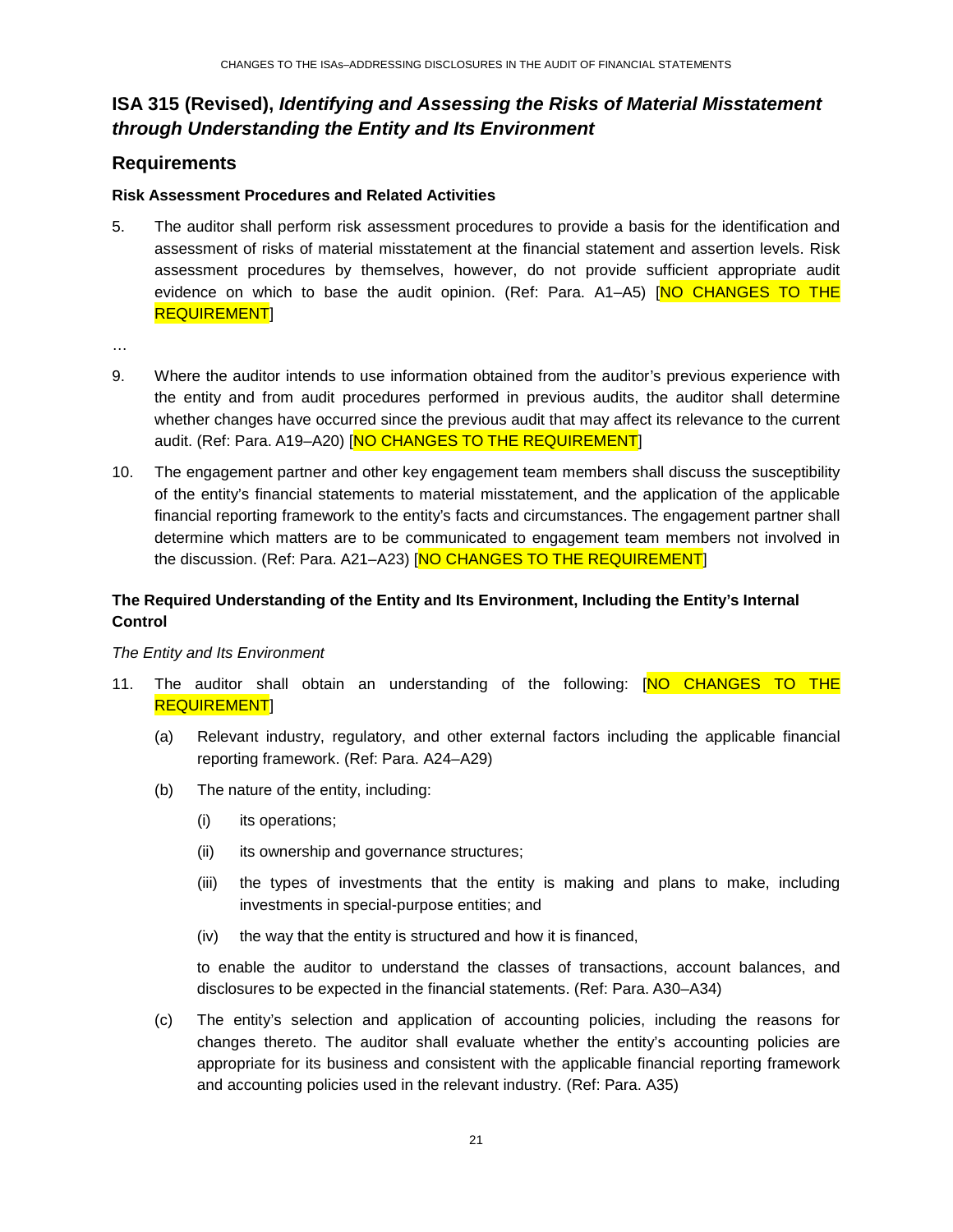## ISA 315 (Revised), *Identifying and Assessing the Risks of Material Misstatement through Understanding the Entity and Its Environment*

## Requirements

### Risk Assessment Procedures and Related Activities

5. The auditor shall perform risk assessment procedures to provide a basis for the identification and assessment of risks of material misstatement at the financial statement and assertion levels. Risk assessment procedures by themselves, however, do not provide sufficient appropriate audit evidence on which to base the audit opinion. (Ref: Para. A1–A5) [NO CHANGES TO THE REQUIREMENT]

…

9. Where the auditor intends to use information obtained from the auditor's previous experience with the entity and from audit procedures performed in previous audits, the auditor shall determine whether changes have occurred since the previous audit that may affect its relevance to the current audit. (Ref: Para. A19–A20) [NO CHANGES TO THE REQUIREMENT]

10. The engagement partner and other key engagement team members shall discuss the susceptibility of the entity's financial statements to material misstatement, and the application of the applicable financial reporting framework to the entity's facts and circumstances. The engagement partner shall determine which matters are to be communicated to engagement team members not involved in the discussion. (Ref: Para. A21–A23) [NO CHANGES TO THE REQUIREMENT]

### The Required Understanding of the Entity and Its Environment, Including the Entity's Internal Control

*The Entity and Its Environment*

11. The auditor shall obtain an understanding of the following: [NO CHANGES TO THE REQUIREMENT]

    (a) Relevant industry, regulatory, and other external factors including the applicable financial reporting framework. (Ref: Para. A24–A29)

    (b) The nature of the entity, including:

    (i) its operations;

    (ii) its ownership and governance structures;

    (iii) the types of investments that the entity is making and plans to make, including investments in special-purpose entities; and

    (iv) the way that the entity is structured and how it is financed,

    to enable the auditor to understand the classes of transactions, account balances, and disclosures to be expected in the financial statements. (Ref: Para. A30–A34)

    (c) The entity's selection and application of accounting policies, including the reasons for changes thereto. The auditor shall evaluate whether the entity's accounting policies are appropriate for its business and consistent with the applicable financial reporting framework and accounting policies used in the relevant industry. (Ref: Para. A35)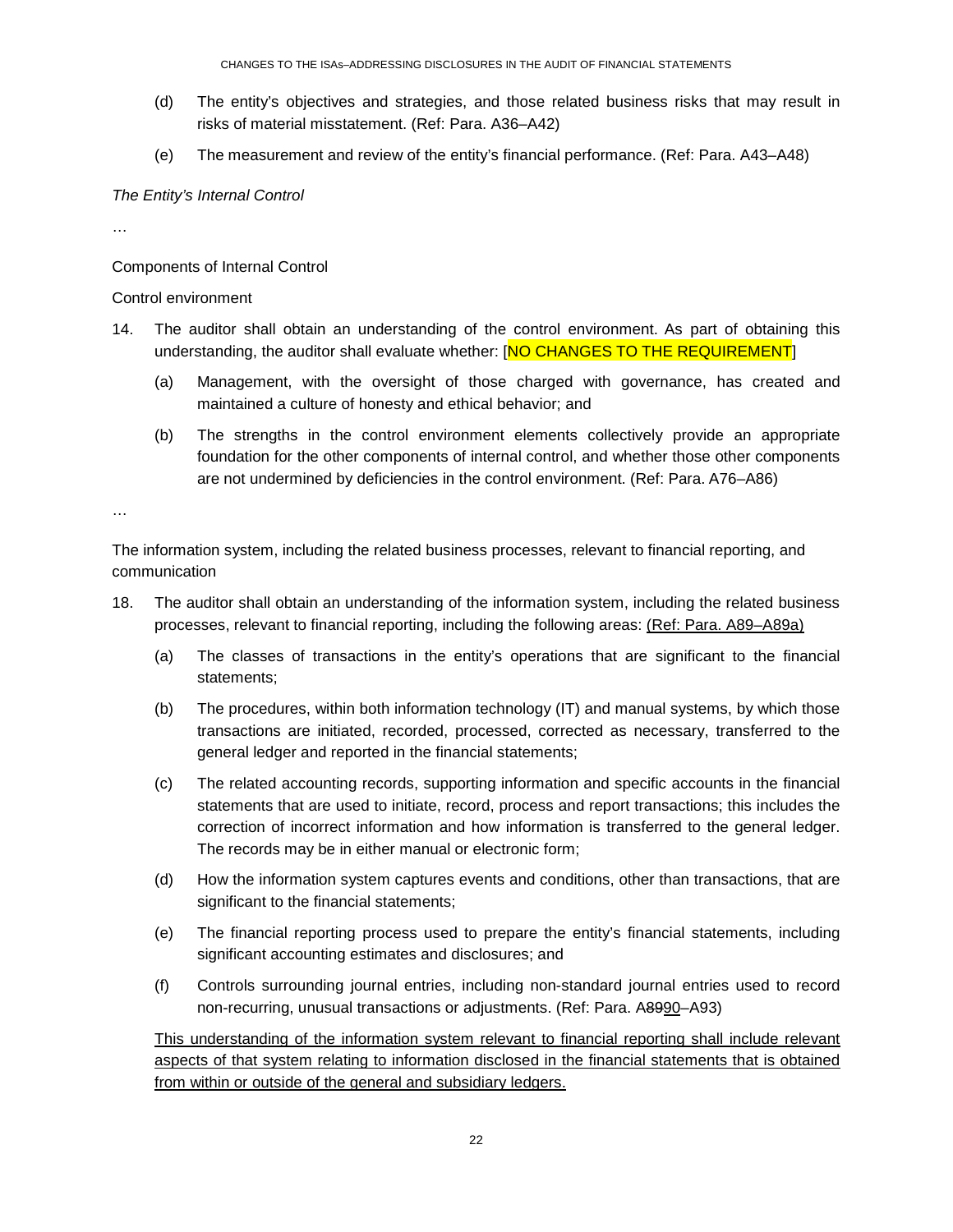(d) The entity's objectives and strategies, and those related business risks that may result in risks of material misstatement. (Ref: Para. A36–A42)

(e) The measurement and review of the entity's financial performance. (Ref: Para. A43–A48)

*The Entity's Internal Control*

…

Components of Internal Control

Control environment

14. The auditor shall obtain an understanding of the control environment. As part of obtaining this understanding, the auditor shall evaluate whether: [NO CHANGES TO THE REQUIREMENT]

    (a) Management, with the oversight of those charged with governance, has created and maintained a culture of honesty and ethical behavior; and

    (b) The strengths in the control environment elements collectively provide an appropriate foundation for the other components of internal control, and whether those other components are not undermined by deficiencies in the control environment. (Ref: Para. A76–A86)

…

The information system, including the related business processes, relevant to financial reporting, and communication

18. The auditor shall obtain an understanding of the information system, including the related business processes, relevant to financial reporting, including the following areas: <u>(Ref: Para. A89–A89a)</u>

    (a) The classes of transactions in the entity's operations that are significant to the financial statements;

    (b) The procedures, within both information technology (IT) and manual systems, by which those transactions are initiated, recorded, processed, corrected as necessary, transferred to the general ledger and reported in the financial statements;

    (c) The related accounting records, supporting information and specific accounts in the financial statements that are used to initiate, record, process and report transactions; this includes the correction of incorrect information and how information is transferred to the general ledger. The records may be in either manual or electronic form;

    (d) How the information system captures events and conditions, other than transactions, that are significant to the financial statements;

    (e) The financial reporting process used to prepare the entity's financial statements, including significant accounting estimates and disclosures; and

    (f) Controls surrounding journal entries, including non-standard journal entries used to record non-recurring, unusual transactions or adjustments. (Ref: Para. A~~89~~<u>90</u>–A93)

    <u>This understanding of the information system relevant to financial reporting shall include relevant aspects of that system relating to information disclosed in the financial statements that is obtained from within or outside of the general and subsidiary ledgers.</u>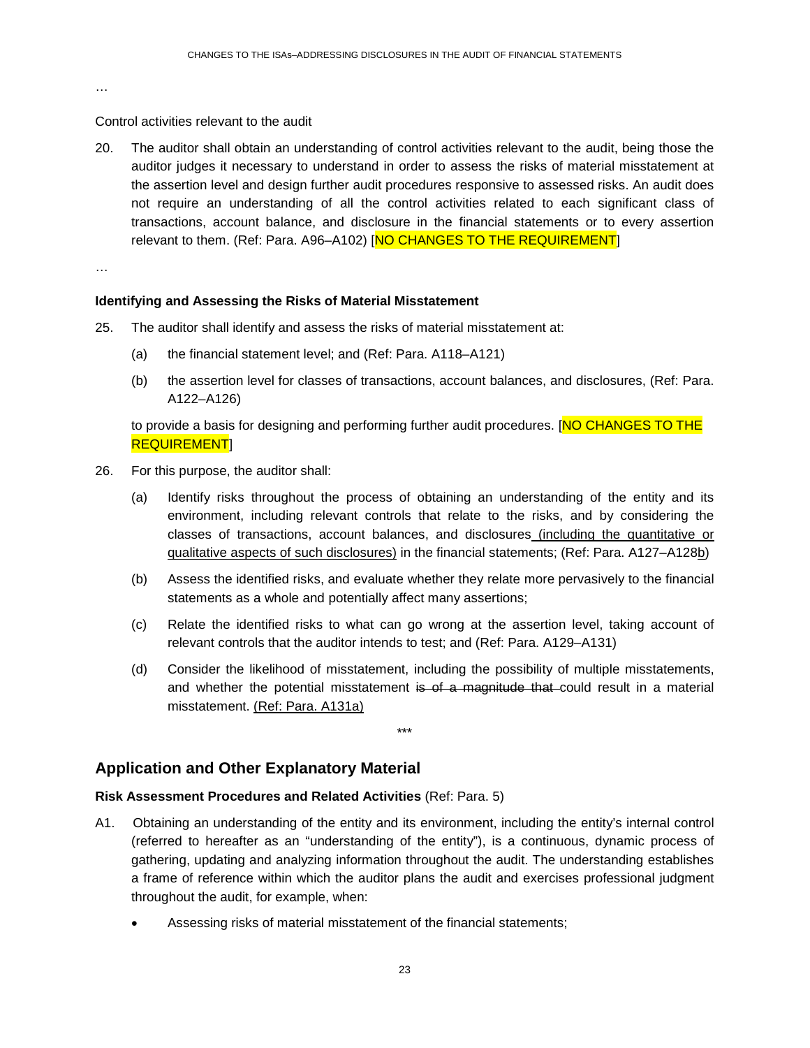…

Control activities relevant to the audit

20. The auditor shall obtain an understanding of control activities relevant to the audit, being those the auditor judges it necessary to understand in order to assess the risks of material misstatement at the assertion level and design further audit procedures responsive to assessed risks. An audit does not require an understanding of all the control activities related to each significant class of transactions, account balance, and disclosure in the financial statements or to every assertion relevant to them. (Ref: Para. A96–A102) [NO CHANGES TO THE REQUIREMENT]

…

**Identifying and Assessing the Risks of Material Misstatement**

25. The auditor shall identify and assess the risks of material misstatement at:

    (a) the financial statement level; and (Ref: Para. A118–A121)

    (b) the assertion level for classes of transactions, account balances, and disclosures, (Ref: Para. A122–A126)

    to provide a basis for designing and performing further audit procedures. [NO CHANGES TO THE REQUIREMENT]

26. For this purpose, the auditor shall:

    (a) Identify risks throughout the process of obtaining an understanding of the entity and its environment, including relevant controls that relate to the risks, and by considering the classes of transactions, account balances, and disclosures (including the quantitative or qualitative aspects of such disclosures) in the financial statements; (Ref: Para. A127–A128b)

    (b) Assess the identified risks, and evaluate whether they relate more pervasively to the financial statements as a whole and potentially affect many assertions;

    (c) Relate the identified risks to what can go wrong at the assertion level, taking account of relevant controls that the auditor intends to test; and (Ref: Para. A129–A131)

    (d) Consider the likelihood of misstatement, including the possibility of multiple misstatements, and whether the potential misstatement ~~is of a magnitude that~~ could result in a material misstatement. (Ref: Para. A131a)

\*\*\*

## Application and Other Explanatory Material

**Risk Assessment Procedures and Related Activities** (Ref: Para. 5)

A1. Obtaining an understanding of the entity and its environment, including the entity's internal control (referred to hereafter as an "understanding of the entity"), is a continuous, dynamic process of gathering, updating and analyzing information throughout the audit. The understanding establishes a frame of reference within which the auditor plans the audit and exercises professional judgment throughout the audit, for example, when:

- Assessing risks of material misstatement of the financial statements;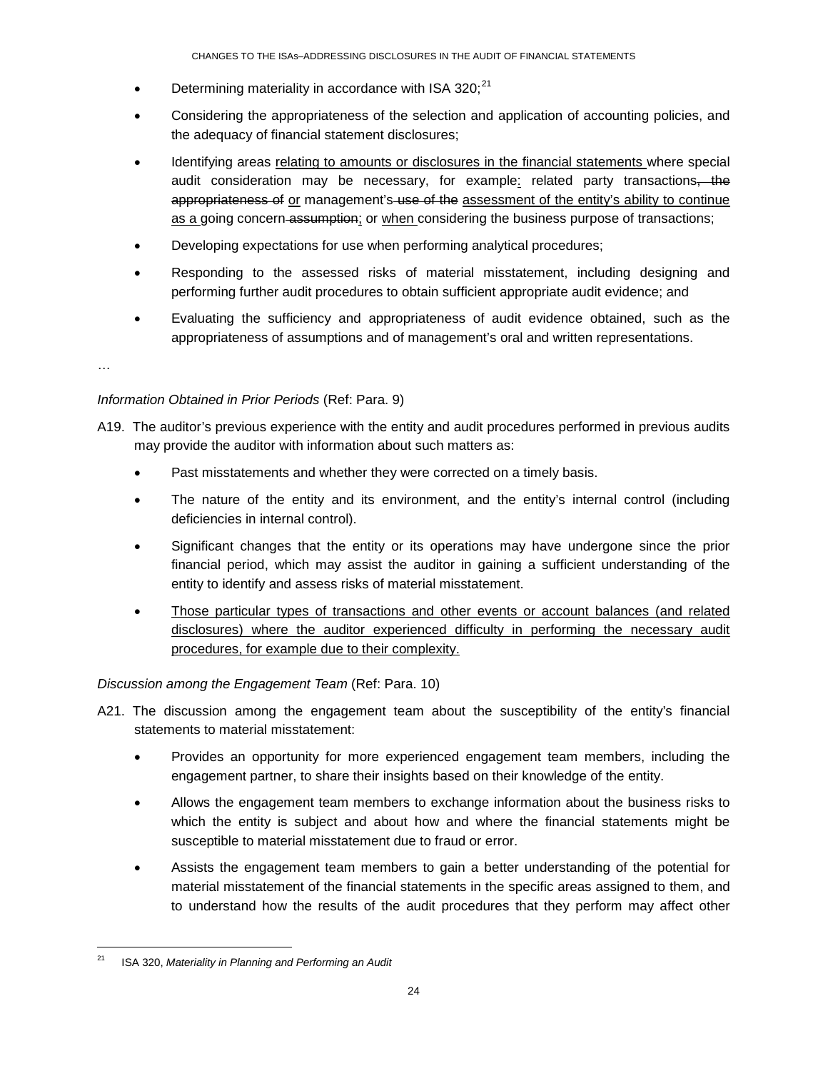- Determining materiality in accordance with ISA 320;[21]
- Considering the appropriateness of the selection and application of accounting policies, and the adequacy of financial statement disclosures;
- Identifying areas <u>relating to amounts or disclosures in the financial statements</u> where special audit consideration may be necessary, for example<u>:</u> related party transactions~~, the appropriateness of~~ <u>or</u> management's ~~use of the~~ <u>assessment of the entity's ability to continue as a</u> going concern ~~assumption~~<u>;</u> or <u>when</u> considering the business purpose of transactions;
- Developing expectations for use when performing analytical procedures;
- Responding to the assessed risks of material misstatement, including designing and performing further audit procedures to obtain sufficient appropriate audit evidence; and
- Evaluating the sufficiency and appropriateness of audit evidence obtained, such as the appropriateness of assumptions and of management's oral and written representations.

…

*Information Obtained in Prior Periods* (Ref: Para. 9)

A19. The auditor's previous experience with the entity and audit procedures performed in previous audits may provide the auditor with information about such matters as:

- Past misstatements and whether they were corrected on a timely basis.
- The nature of the entity and its environment, and the entity's internal control (including deficiencies in internal control).
- Significant changes that the entity or its operations may have undergone since the prior financial period, which may assist the auditor in gaining a sufficient understanding of the entity to identify and assess risks of material misstatement.
- <u>Those particular types of transactions and other events or account balances (and related disclosures) where the auditor experienced difficulty in performing the necessary audit procedures, for example due to their complexity.</u>

*Discussion among the Engagement Team* (Ref: Para. 10)

A21. The discussion among the engagement team about the susceptibility of the entity's financial statements to material misstatement:

- Provides an opportunity for more experienced engagement team members, including the engagement partner, to share their insights based on their knowledge of the entity.
- Allows the engagement team members to exchange information about the business risks to which the entity is subject and about how and where the financial statements might be susceptible to material misstatement due to fraud or error.
- Assists the engagement team members to gain a better understanding of the potential for material misstatement of the financial statements in the specific areas assigned to them, and to understand how the results of the audit procedures that they perform may affect other

[21] ISA 320, *Materiality in Planning and Performing an Audit*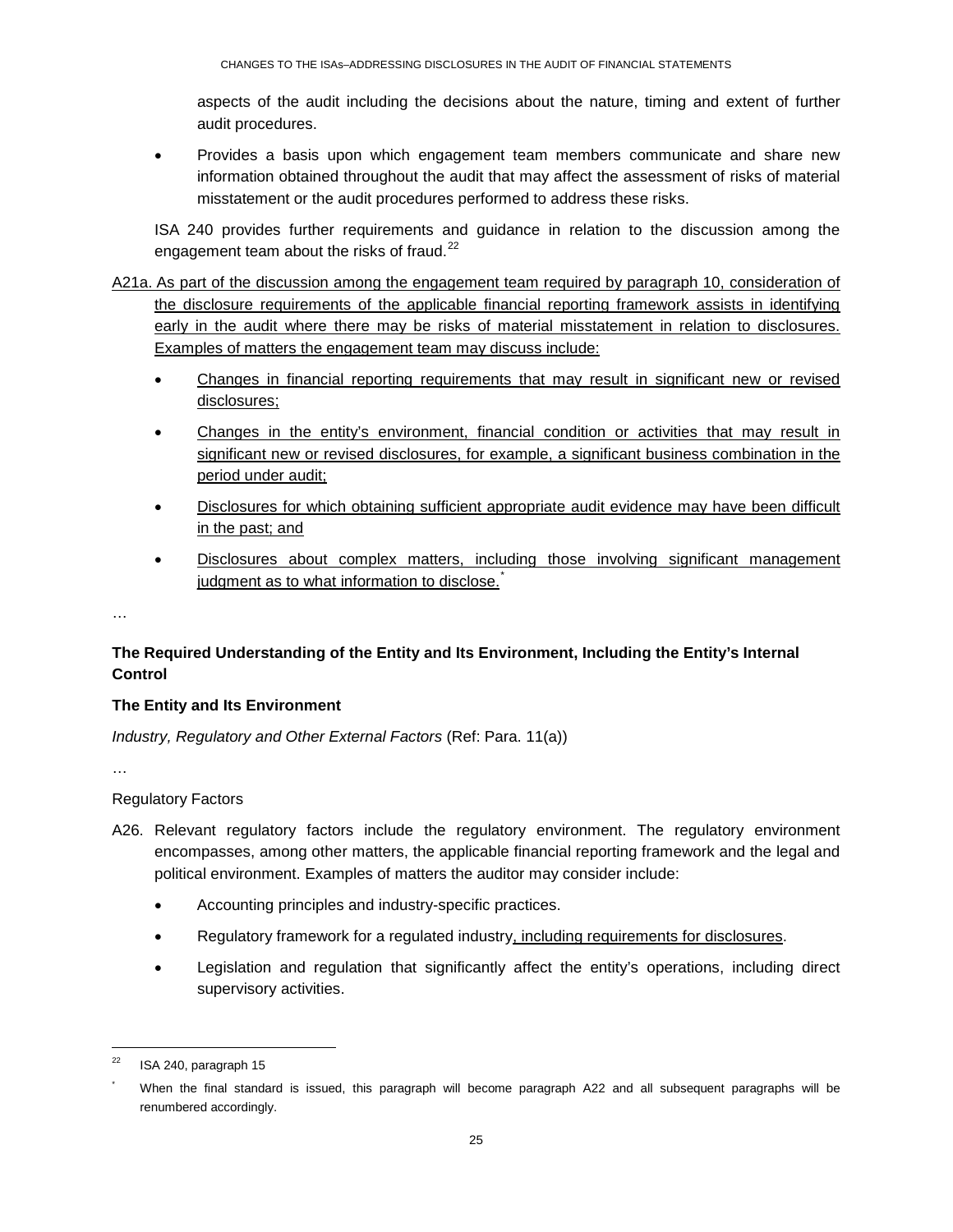aspects of the audit including the decisions about the nature, timing and extent of further audit procedures.

- Provides a basis upon which engagement team members communicate and share new information obtained throughout the audit that may affect the assessment of risks of material misstatement or the audit procedures performed to address these risks.

ISA 240 provides further requirements and guidance in relation to the discussion among the engagement team about the risks of fraud.[22]

A21a. <u>As part of the discussion among the engagement team required by paragraph 10, consideration of the disclosure requirements of the applicable financial reporting framework assists in identifying early in the audit where there may be risks of material misstatement in relation to disclosures. Examples of matters the engagement team may discuss include:</u>

- <u>Changes in financial reporting requirements that may result in significant new or revised disclosures;</u>
- <u>Changes in the entity's environment, financial condition or activities that may result in significant new or revised disclosures, for example, a significant business combination in the period under audit;</u>
- <u>Disclosures for which obtaining sufficient appropriate audit evidence may have been difficult in the past; and</u>
- <u>Disclosures about complex matters, including those involving significant management judgment as to what information to disclose.</u>[*]

…

**The Required Understanding of the Entity and Its Environment, Including the Entity's Internal Control**

**The Entity and Its Environment**

*Industry, Regulatory and Other External Factors* (Ref: Para. 11(a))

…

Regulatory Factors

A26. Relevant regulatory factors include the regulatory environment. The regulatory environment encompasses, among other matters, the applicable financial reporting framework and the legal and political environment. Examples of matters the auditor may consider include:

- Accounting principles and industry-specific practices.
- Regulatory framework for a regulated industry<u>, including requirements for disclosures</u>.
- Legislation and regulation that significantly affect the entity's operations, including direct supervisory activities.

---

[22] ISA 240, paragraph 15

[*] When the final standard is issued, this paragraph will become paragraph A22 and all subsequent paragraphs will be renumbered accordingly.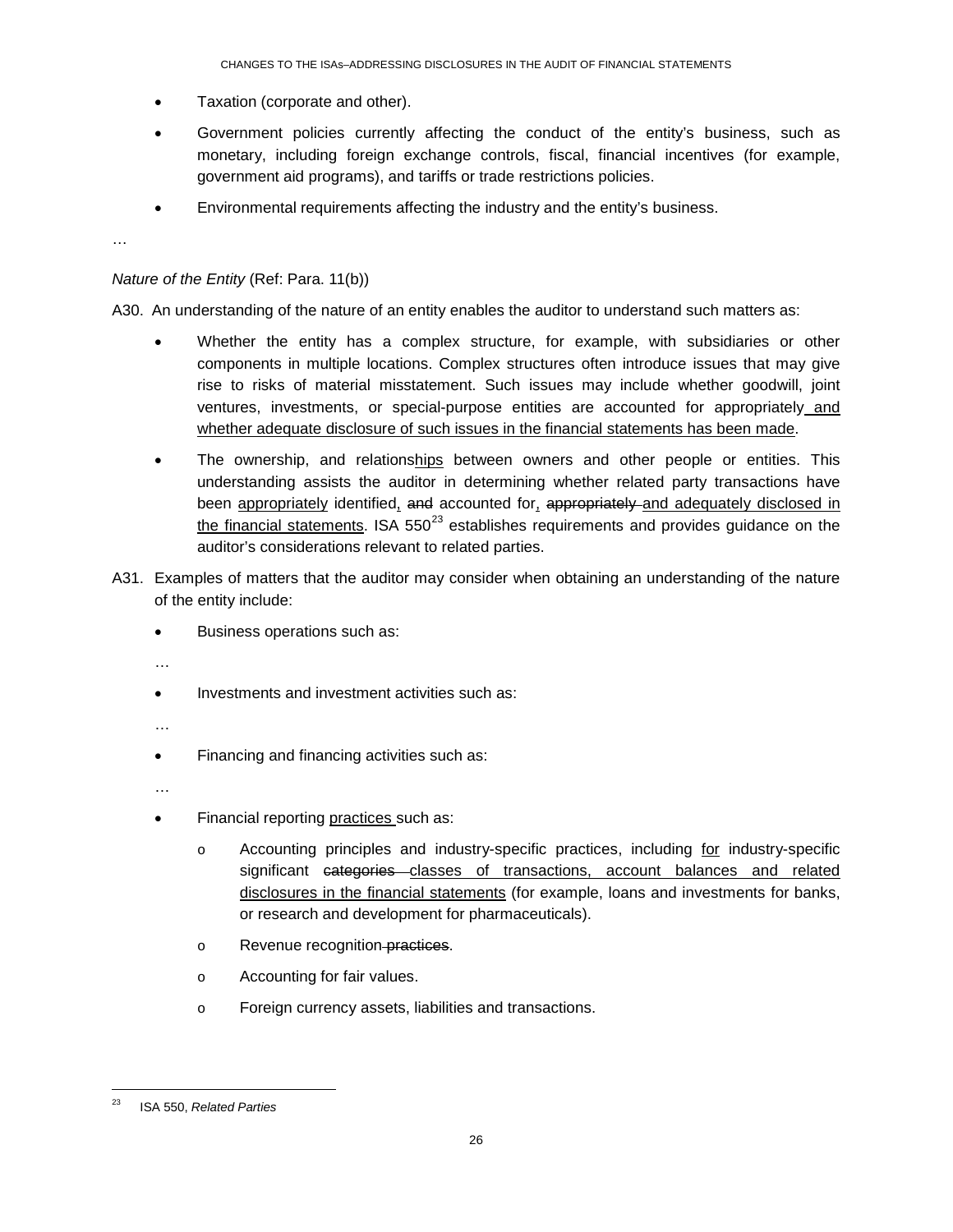- Taxation (corporate and other).
- Government policies currently affecting the conduct of the entity's business, such as monetary, including foreign exchange controls, fiscal, financial incentives (for example, government aid programs), and tariffs or trade restrictions policies.
- Environmental requirements affecting the industry and the entity's business.

…

*Nature of the Entity* (Ref: Para. 11(b))

A30. An understanding of the nature of an entity enables the auditor to understand such matters as:

- Whether the entity has a complex structure, for example, with subsidiaries or other components in multiple locations. Complex structures often introduce issues that may give rise to risks of material misstatement. Such issues may include whether goodwill, joint ventures, investments, or special-purpose entities are accounted for appropriately <u>and whether adequate disclosure of such issues in the financial statements has been made</u>.
- The ownership, and relations<u>hips</u> between owners and other people or entities. This understanding assists the auditor in determining whether related party transactions have been <u>appropriately</u> identified<u>,</u> ~~and~~ accounted for<u>,</u> ~~appropriately~~ <u>and adequately disclosed in the financial statements</u>. ISA 550[23] establishes requirements and provides guidance on the auditor's considerations relevant to related parties.

A31. Examples of matters that the auditor may consider when obtaining an understanding of the nature of the entity include:

- Business operations such as:

…

- Investments and investment activities such as:

…

- Financing and financing activities such as:

…

- Financial reporting <u>practices</u> such as:
  - Accounting principles and industry-specific practices, including <u>for</u> industry-specific significant ~~categories~~ <u>classes of transactions, account balances and related disclosures in the financial statements</u> (for example, loans and investments for banks, or research and development for pharmaceuticals).
  - Revenue recognition ~~practices~~.
  - Accounting for fair values.
  - Foreign currency assets, liabilities and transactions.

---

[23] ISA 550, *Related Parties*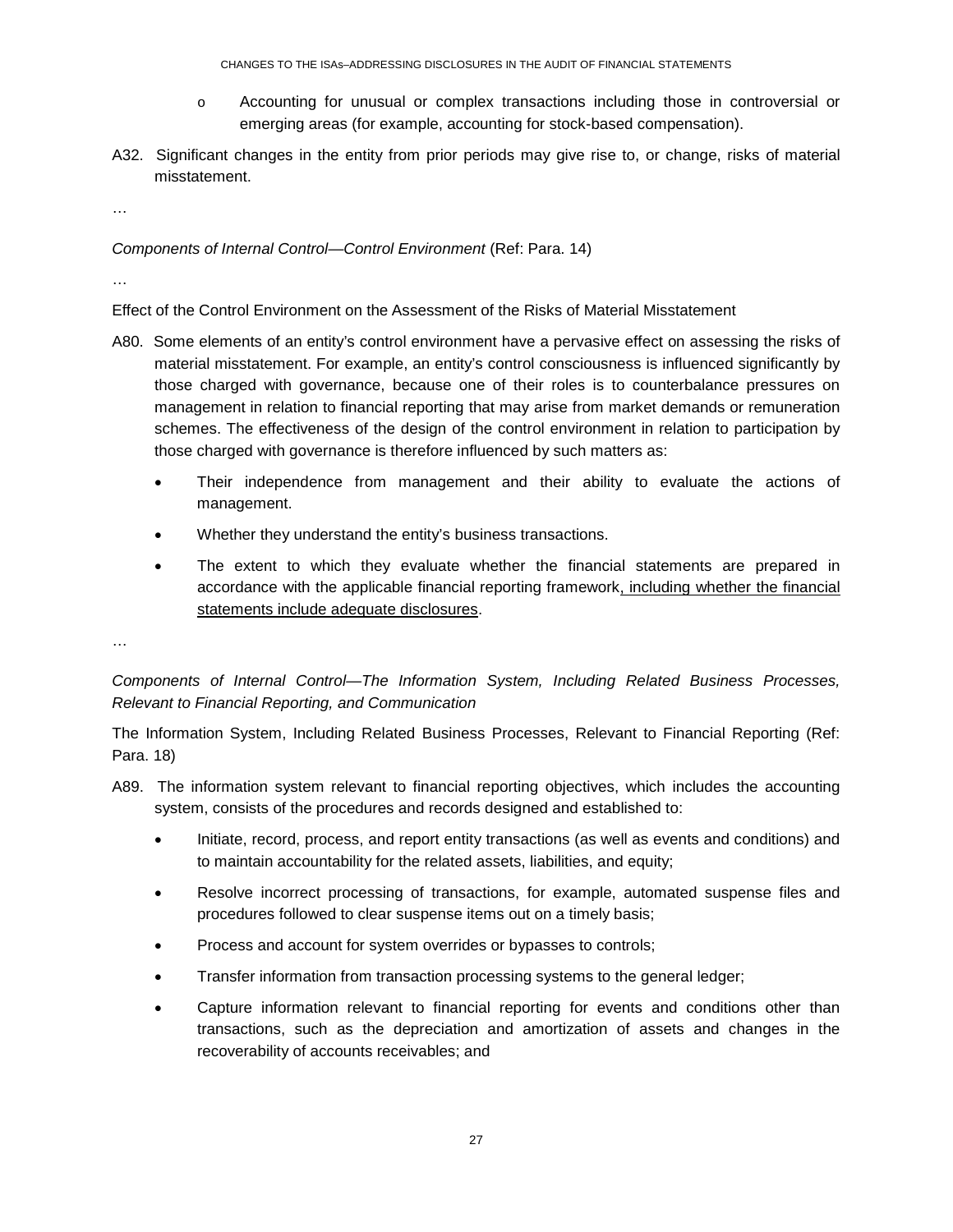- o Accounting for unusual or complex transactions including those in controversial or emerging areas (for example, accounting for stock-based compensation).

A32. Significant changes in the entity from prior periods may give rise to, or change, risks of material misstatement.

…

*Components of Internal Control—Control Environment* (Ref: Para. 14)

…

Effect of the Control Environment on the Assessment of the Risks of Material Misstatement

A80. Some elements of an entity's control environment have a pervasive effect on assessing the risks of material misstatement. For example, an entity's control consciousness is influenced significantly by those charged with governance, because one of their roles is to counterbalance pressures on management in relation to financial reporting that may arise from market demands or remuneration schemes. The effectiveness of the design of the control environment in relation to participation by those charged with governance is therefore influenced by such matters as:

- Their independence from management and their ability to evaluate the actions of management.
- Whether they understand the entity's business transactions.
- The extent to which they evaluate whether the financial statements are prepared in accordance with the applicable financial reporting framework<u>, including whether the financial statements include adequate disclosures</u>.

…

*Components of Internal Control—The Information System, Including Related Business Processes, Relevant to Financial Reporting, and Communication*

The Information System, Including Related Business Processes, Relevant to Financial Reporting (Ref: Para. 18)

A89. The information system relevant to financial reporting objectives, which includes the accounting system, consists of the procedures and records designed and established to:

- Initiate, record, process, and report entity transactions (as well as events and conditions) and to maintain accountability for the related assets, liabilities, and equity;
- Resolve incorrect processing of transactions, for example, automated suspense files and procedures followed to clear suspense items out on a timely basis;
- Process and account for system overrides or bypasses to controls;
- Transfer information from transaction processing systems to the general ledger;
- Capture information relevant to financial reporting for events and conditions other than transactions, such as the depreciation and amortization of assets and changes in the recoverability of accounts receivables; and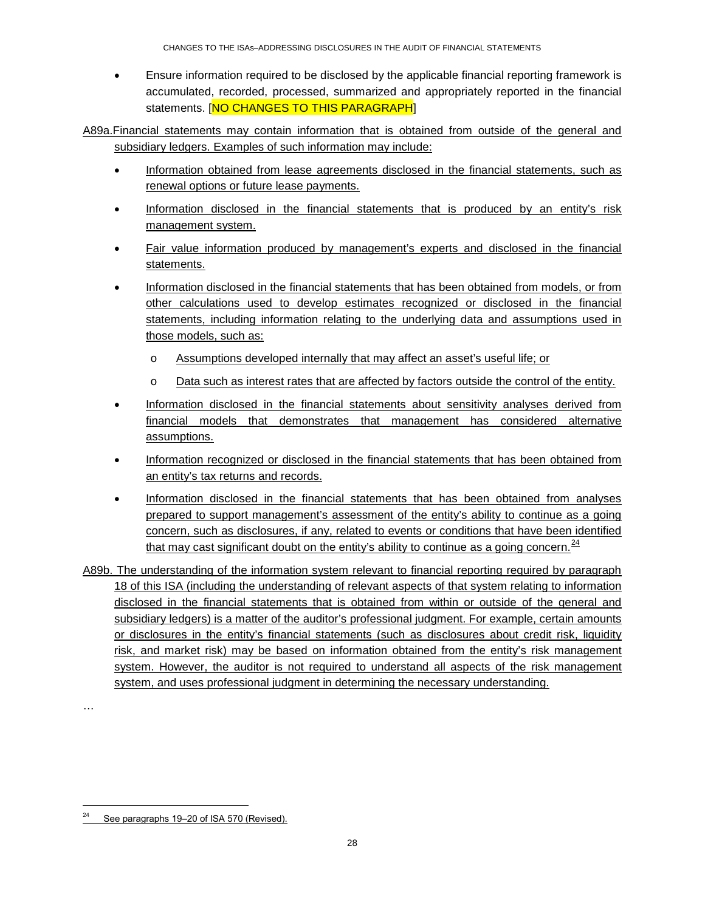- Ensure information required to be disclosed by the applicable financial reporting framework is accumulated, recorded, processed, summarized and appropriately reported in the financial statements. [NO CHANGES TO THIS PARAGRAPH]

A89a. Financial statements may contain information that is obtained from outside of the general and subsidiary ledgers. Examples of such information may include:

- Information obtained from lease agreements disclosed in the financial statements, such as renewal options or future lease payments.
- Information disclosed in the financial statements that is produced by an entity's risk management system.
- Fair value information produced by management's experts and disclosed in the financial statements.
- Information disclosed in the financial statements that has been obtained from models, or from other calculations used to develop estimates recognized or disclosed in the financial statements, including information relating to the underlying data and assumptions used in those models, such as:
  - Assumptions developed internally that may affect an asset's useful life; or
  - Data such as interest rates that are affected by factors outside the control of the entity.
- Information disclosed in the financial statements about sensitivity analyses derived from financial models that demonstrates that management has considered alternative assumptions.
- Information recognized or disclosed in the financial statements that has been obtained from an entity's tax returns and records.
- Information disclosed in the financial statements that has been obtained from analyses prepared to support management's assessment of the entity's ability to continue as a going concern, such as disclosures, if any, related to events or conditions that have been identified that may cast significant doubt on the entity's ability to continue as a going concern.[24]

A89b. The understanding of the information system relevant to financial reporting required by paragraph 18 of this ISA (including the understanding of relevant aspects of that system relating to information disclosed in the financial statements that is obtained from within or outside of the general and subsidiary ledgers) is a matter of the auditor's professional judgment. For example, certain amounts or disclosures in the entity's financial statements (such as disclosures about credit risk, liquidity risk, and market risk) may be based on information obtained from the entity's risk management system. However, the auditor is not required to understand all aspects of the risk management system, and uses professional judgment in determining the necessary understanding.

…

[24] See paragraphs 19–20 of ISA 570 (Revised).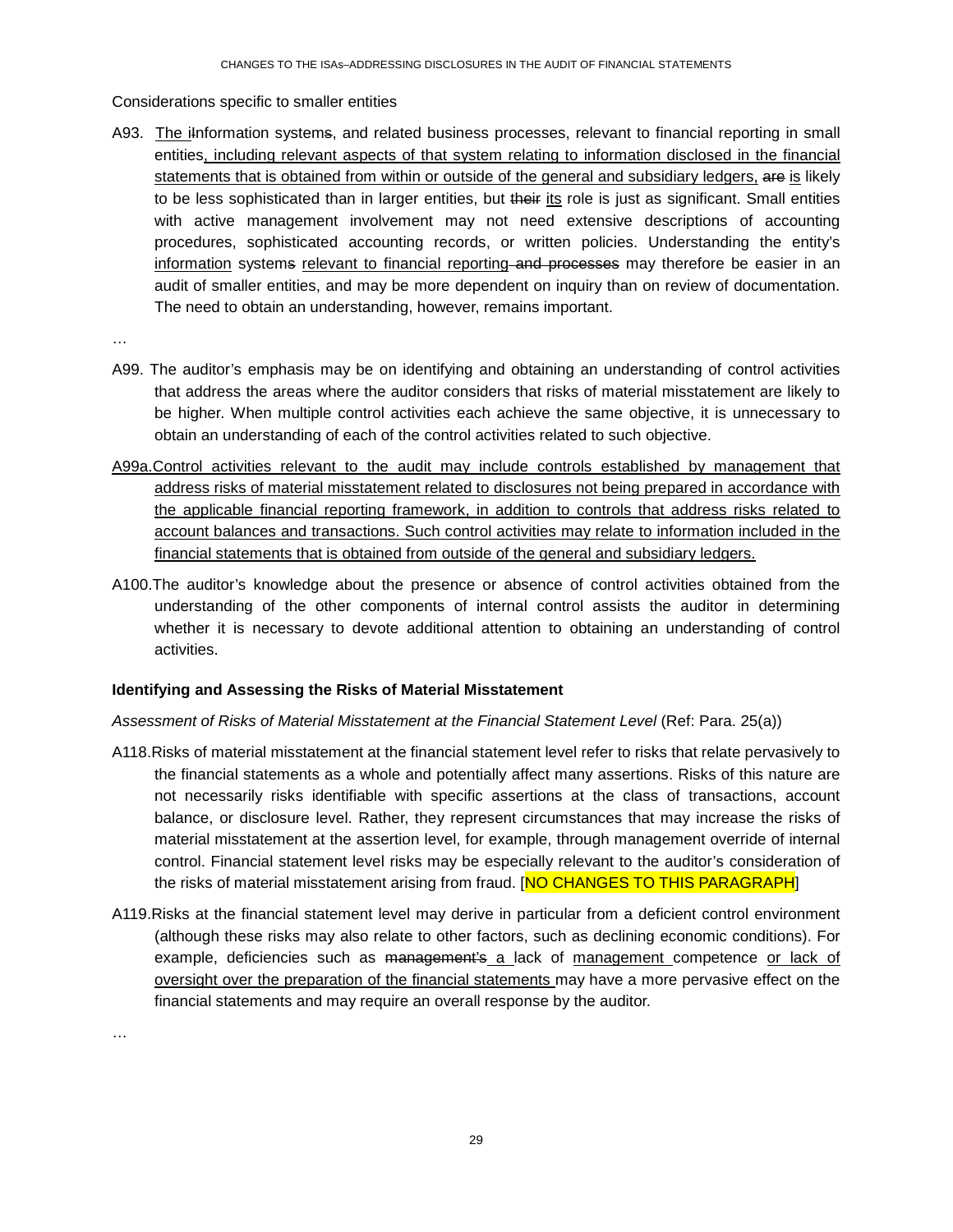Considerations specific to smaller entities

A93. The iInformation systems, and related business processes, relevant to financial reporting in small entities, including relevant aspects of that system relating to information disclosed in the financial statements that is obtained from within or outside of the general and subsidiary ledgers, are is likely to be less sophisticated than in larger entities, but their its role is just as significant. Small entities with active management involvement may not need extensive descriptions of accounting procedures, sophisticated accounting records, or written policies. Understanding the entity's information systems relevant to financial reporting and processes may therefore be easier in an audit of smaller entities, and may be more dependent on inquiry than on review of documentation. The need to obtain an understanding, however, remains important.

…

A99. The auditor's emphasis may be on identifying and obtaining an understanding of control activities that address the areas where the auditor considers that risks of material misstatement are likely to be higher. When multiple control activities each achieve the same objective, it is unnecessary to obtain an understanding of each of the control activities related to such objective.

A99a. Control activities relevant to the audit may include controls established by management that address risks of material misstatement related to disclosures not being prepared in accordance with the applicable financial reporting framework, in addition to controls that address risks related to account balances and transactions. Such control activities may relate to information included in the financial statements that is obtained from outside of the general and subsidiary ledgers.

A100. The auditor's knowledge about the presence or absence of control activities obtained from the understanding of the other components of internal control assists the auditor in determining whether it is necessary to devote additional attention to obtaining an understanding of control activities.

**Identifying and Assessing the Risks of Material Misstatement**

*Assessment of Risks of Material Misstatement at the Financial Statement Level* (Ref: Para. 25(a))

A118. Risks of material misstatement at the financial statement level refer to risks that relate pervasively to the financial statements as a whole and potentially affect many assertions. Risks of this nature are not necessarily risks identifiable with specific assertions at the class of transactions, account balance, or disclosure level. Rather, they represent circumstances that may increase the risks of material misstatement at the assertion level, for example, through management override of internal control. Financial statement level risks may be especially relevant to the auditor's consideration of the risks of material misstatement arising from fraud. [NO CHANGES TO THIS PARAGRAPH]

A119. Risks at the financial statement level may derive in particular from a deficient control environment (although these risks may also relate to other factors, such as declining economic conditions). For example, deficiencies such as management's a lack of management competence or lack of oversight over the preparation of the financial statements may have a more pervasive effect on the financial statements and may require an overall response by the auditor.

…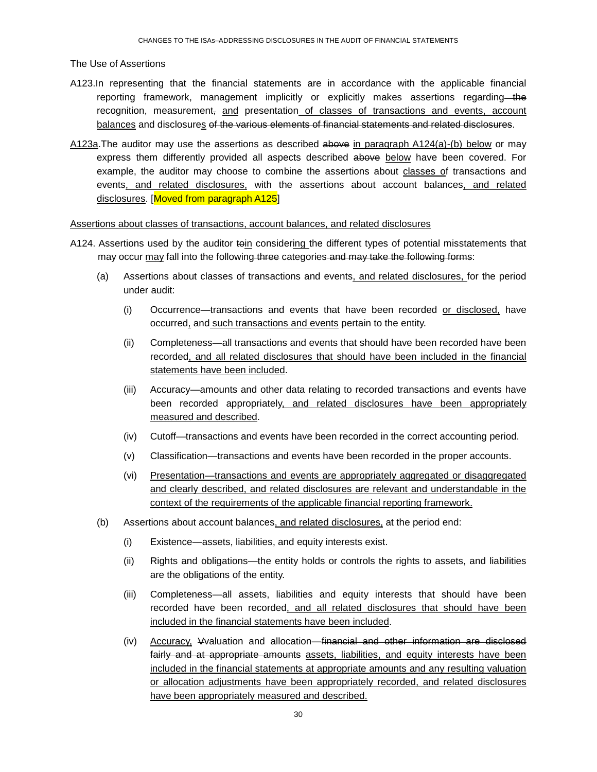The Use of Assertions

A123. In representing that the financial statements are in accordance with the applicable financial reporting framework, management implicitly or explicitly makes assertions regarding ~~the~~ recognition, measurement~~,~~ and presentation of classes of transactions and events, account balances and disclosures ~~of the various elements of financial statements and related disclosures~~.

A123a. The auditor may use the assertions as described ~~above~~ in paragraph A124(a)-(b) below or may express them differently provided all aspects described ~~above~~ below have been covered. For example, the auditor may choose to combine the assertions about classes of transactions and events, and related disclosures, with the assertions about account balances, and related disclosures. [Moved from paragraph A125]

Assertions about classes of transactions, account balances, and related disclosures

A124. Assertions used by the auditor ~~to~~in considering the different types of potential misstatements that may occur may fall into the following ~~three~~ categories ~~and may take the following forms~~:

(a) Assertions about classes of transactions and events, and related disclosures, for the period under audit:

(i) Occurrence—transactions and events that have been recorded or disclosed, have occurred, and such transactions and events pertain to the entity.

(ii) Completeness—all transactions and events that should have been recorded have been recorded, and all related disclosures that should have been included in the financial statements have been included.

(iii) Accuracy—amounts and other data relating to recorded transactions and events have been recorded appropriately, and related disclosures have been appropriately measured and described.

(iv) Cutoff—transactions and events have been recorded in the correct accounting period.

(v) Classification—transactions and events have been recorded in the proper accounts.

(vi) Presentation—transactions and events are appropriately aggregated or disaggregated and clearly described, and related disclosures are relevant and understandable in the context of the requirements of the applicable financial reporting framework.

(b) Assertions about account balances, and related disclosures, at the period end:

(i) Existence—assets, liabilities, and equity interests exist.

(ii) Rights and obligations—the entity holds or controls the rights to assets, and liabilities are the obligations of the entity.

(iii) Completeness—all assets, liabilities and equity interests that should have been recorded have been recorded, and all related disclosures that should have been included in the financial statements have been included.

(iv) Accuracy, ~~V~~valuation and allocation—~~financial and other information are disclosed fairly and at appropriate amounts~~ assets, liabilities, and equity interests have been included in the financial statements at appropriate amounts and any resulting valuation or allocation adjustments have been appropriately recorded, and related disclosures have been appropriately measured and described.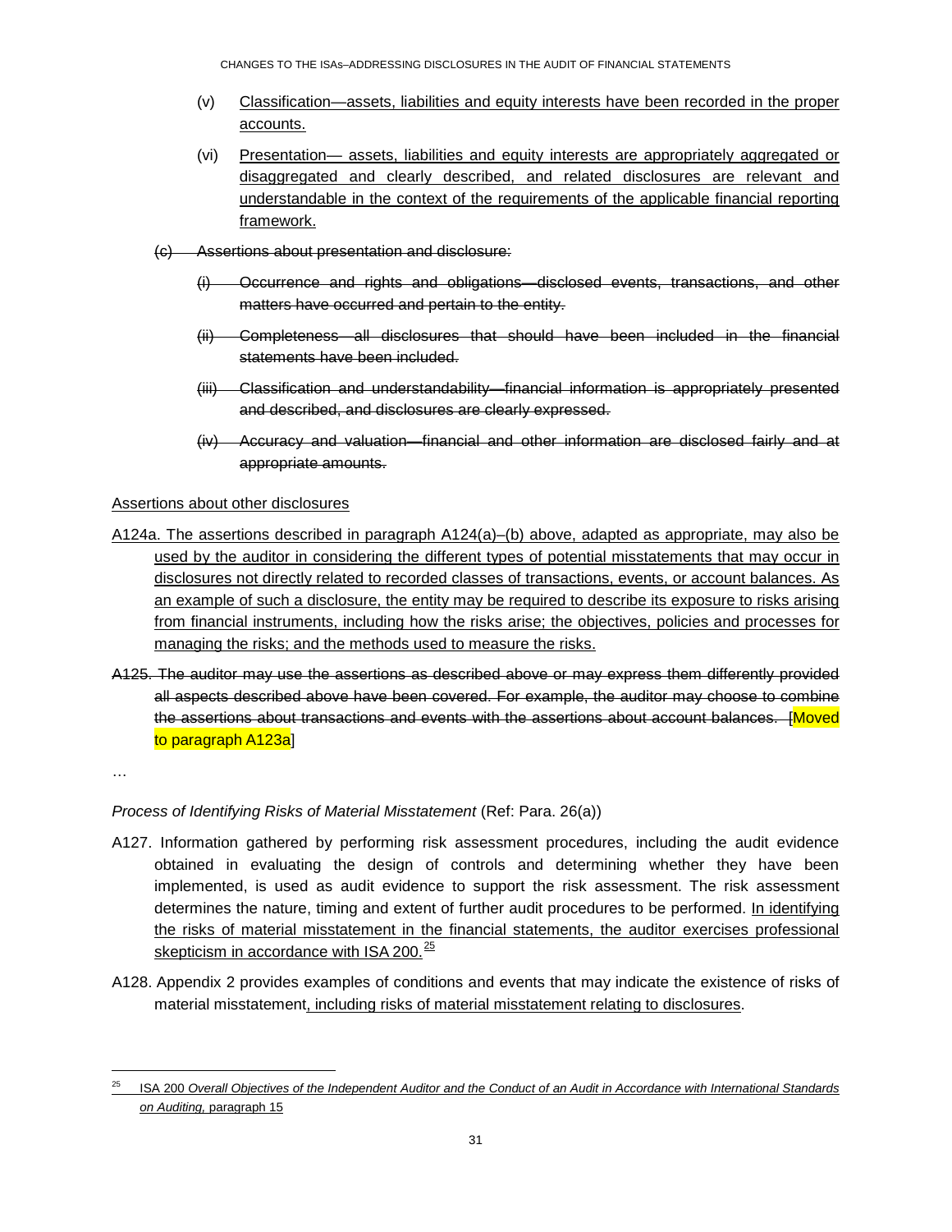(v) Classification—assets, liabilities and equity interests have been recorded in the proper accounts.

(vi) Presentation— assets, liabilities and equity interests are appropriately aggregated or disaggregated and clearly described, and related disclosures are relevant and understandable in the context of the requirements of the applicable financial reporting framework.

~~(c) Assertions about presentation and disclosure:~~

~~(i) Occurrence and rights and obligations—disclosed events, transactions, and other matters have occurred and pertain to the entity.~~

~~(ii) Completeness—all disclosures that should have been included in the financial statements have been included.~~

~~(iii) Classification and understandability—financial information is appropriately presented and described, and disclosures are clearly expressed.~~

~~(iv) Accuracy and valuation—financial and other information are disclosed fairly and at appropriate amounts.~~

Assertions about other disclosures

A124a. The assertions described in paragraph A124(a)–(b) above, adapted as appropriate, may also be used by the auditor in considering the different types of potential misstatements that may occur in disclosures not directly related to recorded classes of transactions, events, or account balances. As an example of such a disclosure, the entity may be required to describe its exposure to risks arising from financial instruments, including how the risks arise; the objectives, policies and processes for managing the risks; and the methods used to measure the risks.

~~A125. The auditor may use the assertions as described above or may express them differently provided all aspects described above have been covered. For example, the auditor may choose to combine the assertions about transactions and events with the assertions about account balances.~~ [Moved to paragraph A123a]

…

*Process of Identifying Risks of Material Misstatement* (Ref: Para. 26(a))

A127. Information gathered by performing risk assessment procedures, including the audit evidence obtained in evaluating the design of controls and determining whether they have been implemented, is used as audit evidence to support the risk assessment. The risk assessment determines the nature, timing and extent of further audit procedures to be performed. In identifying the risks of material misstatement in the financial statements, the auditor exercises professional skepticism in accordance with ISA 200.[25]

A128. Appendix 2 provides examples of conditions and events that may indicate the existence of risks of material misstatement, including risks of material misstatement relating to disclosures.

[25] ISA 200 *Overall Objectives of the Independent Auditor and the Conduct of an Audit in Accordance with International Standards on Auditing,* paragraph 15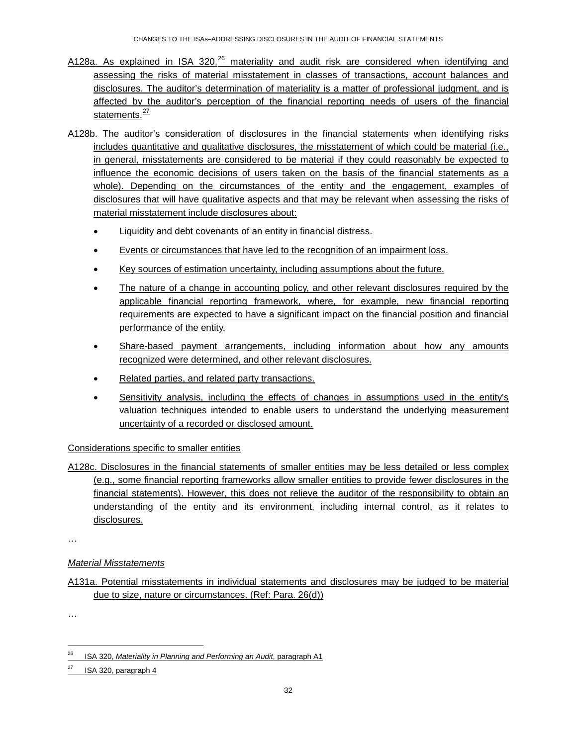A128a. As explained in ISA 320,[26] materiality and audit risk are considered when identifying and assessing the risks of material misstatement in classes of transactions, account balances and disclosures. The auditor's determination of materiality is a matter of professional judgment, and is affected by the auditor's perception of the financial reporting needs of users of the financial statements.[27]

A128b. The auditor's consideration of disclosures in the financial statements when identifying risks includes quantitative and qualitative disclosures, the misstatement of which could be material (i.e., in general, misstatements are considered to be material if they could reasonably be expected to influence the economic decisions of users taken on the basis of the financial statements as a whole). Depending on the circumstances of the entity and the engagement, examples of disclosures that will have qualitative aspects and that may be relevant when assessing the risks of material misstatement include disclosures about:

- Liquidity and debt covenants of an entity in financial distress.
- Events or circumstances that have led to the recognition of an impairment loss.
- Key sources of estimation uncertainty, including assumptions about the future.
- The nature of a change in accounting policy, and other relevant disclosures required by the applicable financial reporting framework, where, for example, new financial reporting requirements are expected to have a significant impact on the financial position and financial performance of the entity.
- Share-based payment arrangements, including information about how any amounts recognized were determined, and other relevant disclosures.
- Related parties, and related party transactions.
- Sensitivity analysis, including the effects of changes in assumptions used in the entity's valuation techniques intended to enable users to understand the underlying measurement uncertainty of a recorded or disclosed amount.

Considerations specific to smaller entities

A128c. Disclosures in the financial statements of smaller entities may be less detailed or less complex (e.g., some financial reporting frameworks allow smaller entities to provide fewer disclosures in the financial statements). However, this does not relieve the auditor of the responsibility to obtain an understanding of the entity and its environment, including internal control, as it relates to disclosures.

…

*Material Misstatements*

A131a. Potential misstatements in individual statements and disclosures may be judged to be material due to size, nature or circumstances. (Ref: Para. 26(d))

…

[26] ISA 320, *Materiality in Planning and Performing an Audit*, paragraph A1

[27] ISA 320, paragraph 4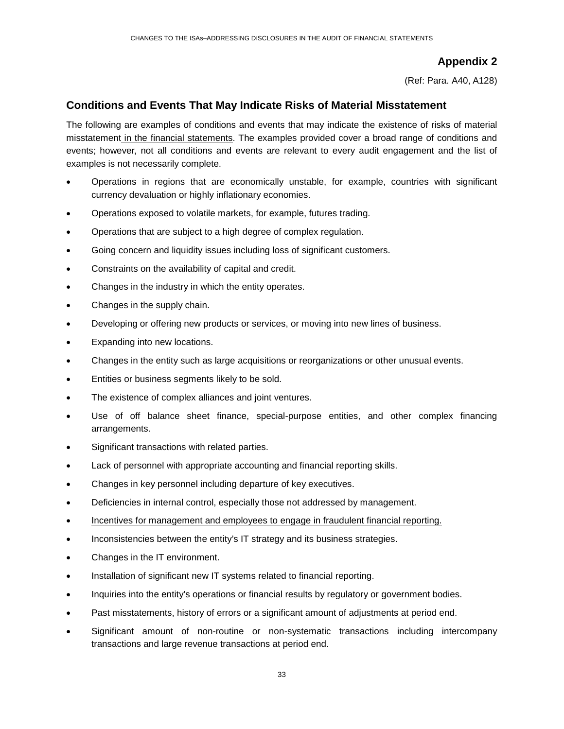## Appendix 2

(Ref: Para. A40, A128)

### Conditions and Events That May Indicate Risks of Material Misstatement

The following are examples of conditions and events that may indicate the existence of risks of material misstatement in the financial statements. The examples provided cover a broad range of conditions and events; however, not all conditions and events are relevant to every audit engagement and the list of examples is not necessarily complete.

- Operations in regions that are economically unstable, for example, countries with significant currency devaluation or highly inflationary economies.
- Operations exposed to volatile markets, for example, futures trading.
- Operations that are subject to a high degree of complex regulation.
- Going concern and liquidity issues including loss of significant customers.
- Constraints on the availability of capital and credit.
- Changes in the industry in which the entity operates.
- Changes in the supply chain.
- Developing or offering new products or services, or moving into new lines of business.
- Expanding into new locations.
- Changes in the entity such as large acquisitions or reorganizations or other unusual events.
- Entities or business segments likely to be sold.
- The existence of complex alliances and joint ventures.
- Use of off balance sheet finance, special-purpose entities, and other complex financing arrangements.
- Significant transactions with related parties.
- Lack of personnel with appropriate accounting and financial reporting skills.
- Changes in key personnel including departure of key executives.
- Deficiencies in internal control, especially those not addressed by management.
- Incentives for management and employees to engage in fraudulent financial reporting.
- Inconsistencies between the entity's IT strategy and its business strategies.
- Changes in the IT environment.
- Installation of significant new IT systems related to financial reporting.
- Inquiries into the entity's operations or financial results by regulatory or government bodies.
- Past misstatements, history of errors or a significant amount of adjustments at period end.
- Significant amount of non-routine or non-systematic transactions including intercompany transactions and large revenue transactions at period end.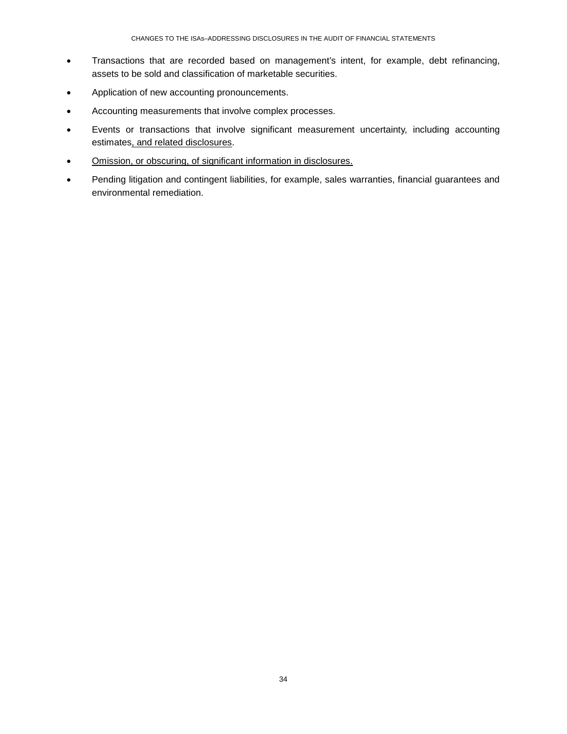- Transactions that are recorded based on management's intent, for example, debt refinancing, assets to be sold and classification of marketable securities.
- Application of new accounting pronouncements.
- Accounting measurements that involve complex processes.
- Events or transactions that involve significant measurement uncertainty, including accounting estimates<u>, and related disclosures</u>.
- <u>Omission, or obscuring, of significant information in disclosures.</u>
- Pending litigation and contingent liabilities, for example, sales warranties, financial guarantees and environmental remediation.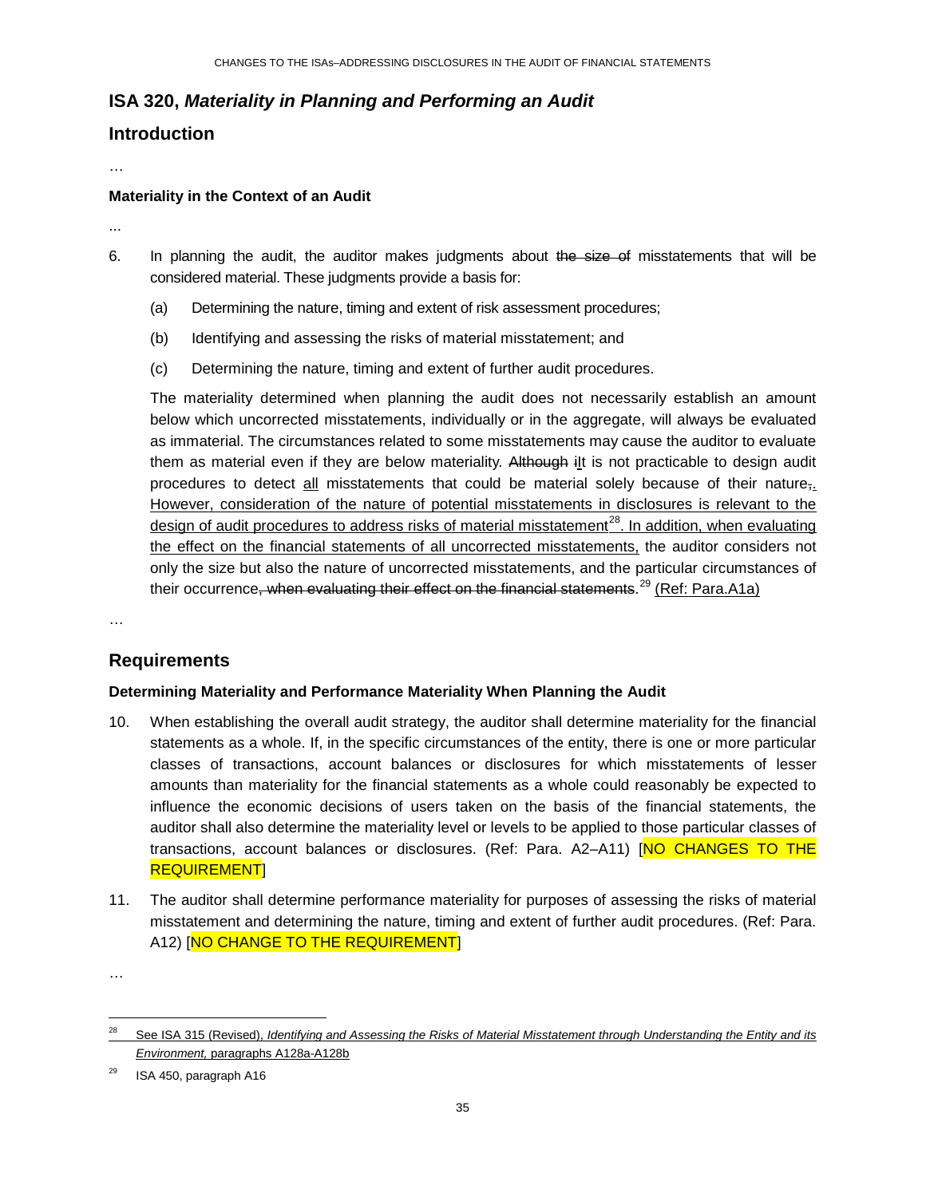## ISA 320, *Materiality in Planning and Performing an Audit*

## Introduction

…

### Materiality in the Context of an Audit

...

6. In planning the audit, the auditor makes judgments about ~~the size of~~ misstatements that will be considered material. These judgments provide a basis for:

   (a) Determining the nature, timing and extent of risk assessment procedures;

   (b) Identifying and assessing the risks of material misstatement; and

   (c) Determining the nature, timing and extent of further audit procedures.

   The materiality determined when planning the audit does not necessarily establish an amount below which uncorrected misstatements, individually or in the aggregate, will always be evaluated as immaterial. The circumstances related to some misstatements may cause the auditor to evaluate them as material even if they are below materiality. ~~Although i~~It is not practicable to design audit procedures to detect all misstatements that could be material solely because of their nature~~,~~. However, consideration of the nature of potential misstatements in disclosures is relevant to the design of audit procedures to address risks of material misstatement[28]. In addition, when evaluating the effect on the financial statements of all uncorrected misstatements, the auditor considers not only the size but also the nature of uncorrected misstatements, and the particular circumstances of their occurrence~~, when evaluating their effect on the financial statements~~.[29] (Ref: Para.A1a)

…

## Requirements

### Determining Materiality and Performance Materiality When Planning the Audit

10. When establishing the overall audit strategy, the auditor shall determine materiality for the financial statements as a whole. If, in the specific circumstances of the entity, there is one or more particular classes of transactions, account balances or disclosures for which misstatements of lesser amounts than materiality for the financial statements as a whole could reasonably be expected to influence the economic decisions of users taken on the basis of the financial statements, the auditor shall also determine the materiality level or levels to be applied to those particular classes of transactions, account balances or disclosures. (Ref: Para. A2–A11) [NO CHANGES TO THE REQUIREMENT]

11. The auditor shall determine performance materiality for purposes of assessing the risks of material misstatement and determining the nature, timing and extent of further audit procedures. (Ref: Para. A12) [NO CHANGE TO THE REQUIREMENT]

…

---

[28] See ISA 315 (Revised), *Identifying and Assessing the Risks of Material Misstatement through Understanding the Entity and its Environment,* paragraphs A128a-A128b

[29] ISA 450, paragraph A16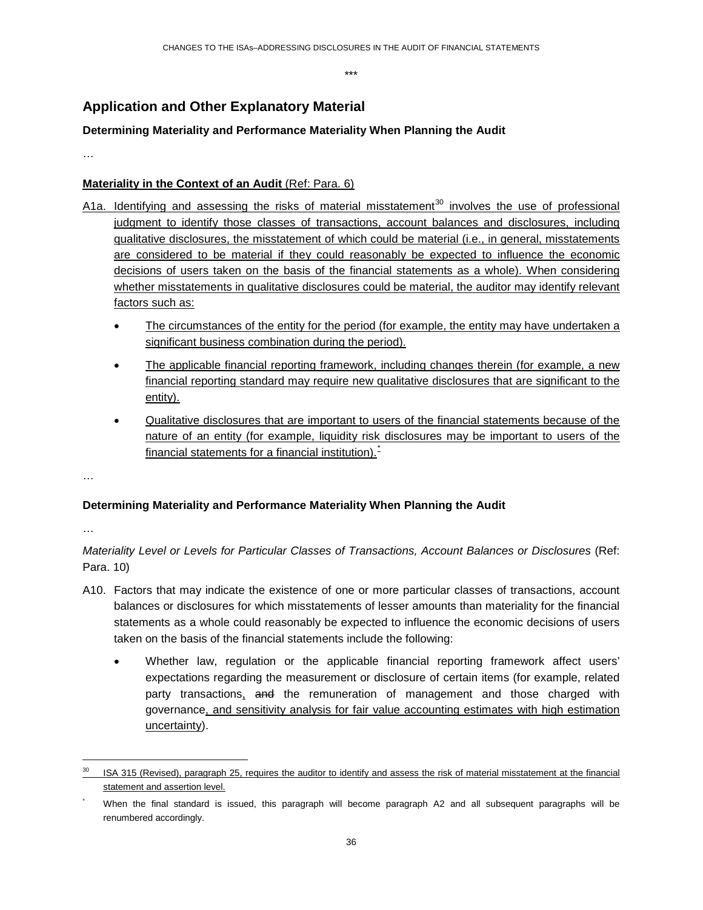\*\*\*

## Application and Other Explanatory Material

### Determining Materiality and Performance Materiality When Planning the Audit

…

**Materiality in the Context of an Audit** (Ref: Para. 6)

A1a. Identifying and assessing the risks of material misstatement[30] involves the use of professional judgment to identify those classes of transactions, account balances and disclosures, including qualitative disclosures, the misstatement of which could be material (i.e., in general, misstatements are considered to be material if they could reasonably be expected to influence the economic decisions of users taken on the basis of the financial statements as a whole). When considering whether misstatements in qualitative disclosures could be material, the auditor may identify relevant factors such as:

- The circumstances of the entity for the period (for example, the entity may have undertaken a significant business combination during the period).
- The applicable financial reporting framework, including changes therein (for example, a new financial reporting standard may require new qualitative disclosures that are significant to the entity).
- Qualitative disclosures that are important to users of the financial statements because of the nature of an entity (for example, liquidity risk disclosures may be important to users of the financial statements for a financial institution).[*]

…

### Determining Materiality and Performance Materiality When Planning the Audit

…

*Materiality Level or Levels for Particular Classes of Transactions, Account Balances or Disclosures* (Ref: Para. 10)

A10. Factors that may indicate the existence of one or more particular classes of transactions, account balances or disclosures for which misstatements of lesser amounts than materiality for the financial statements as a whole could reasonably be expected to influence the economic decisions of users taken on the basis of the financial statements include the following:

- Whether law, regulation or the applicable financial reporting framework affect users' expectations regarding the measurement or disclosure of certain items (for example, related party transactions, ~~and~~ the remuneration of management and those charged with governance, and sensitivity analysis for fair value accounting estimates with high estimation uncertainty).

---

[30] ISA 315 (Revised), paragraph 25, requires the auditor to identify and assess the risk of material misstatement at the financial statement and assertion level.

[*] When the final standard is issued, this paragraph will become paragraph A2 and all subsequent paragraphs will be renumbered accordingly.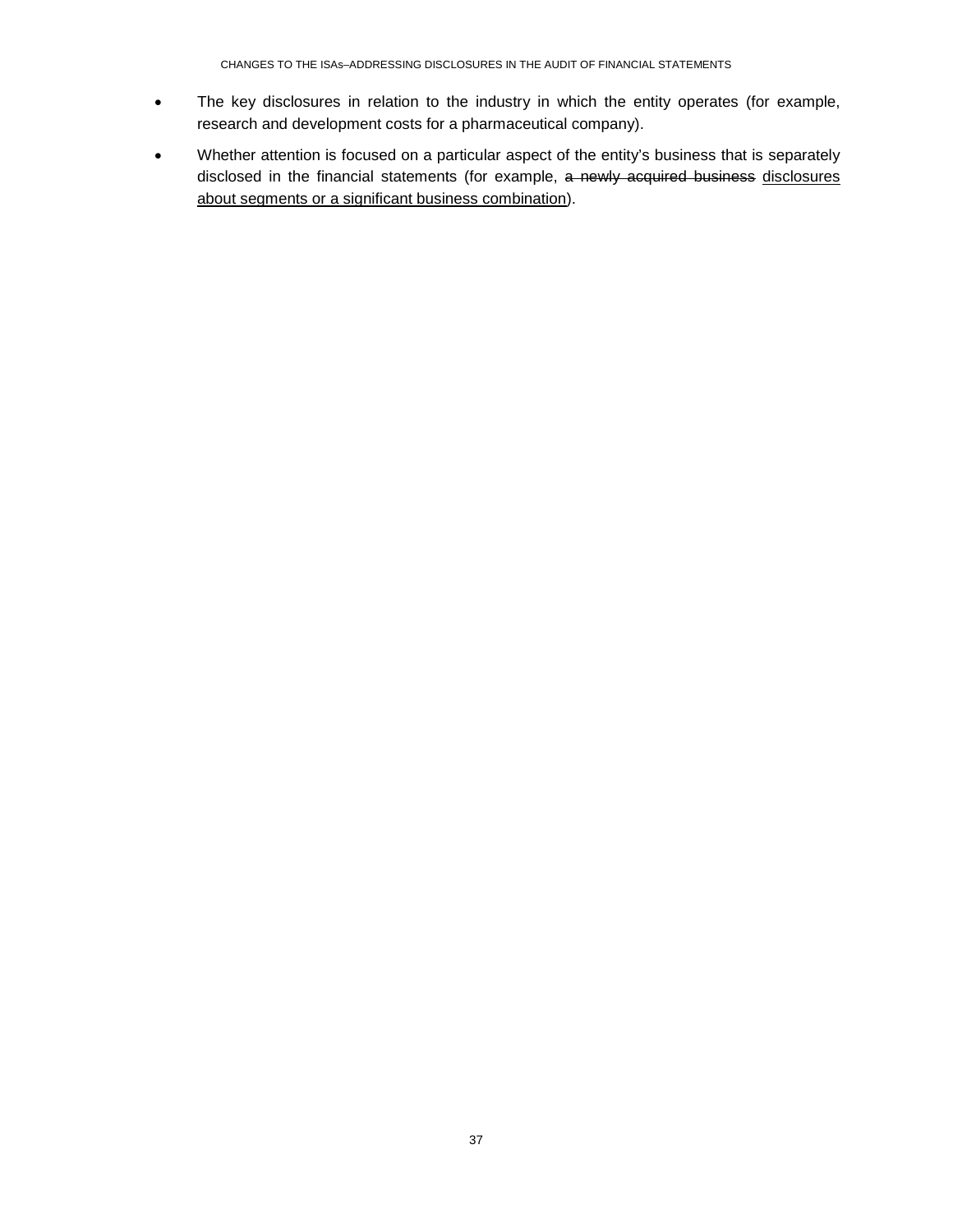- The key disclosures in relation to the industry in which the entity operates (for example, research and development costs for a pharmaceutical company).
- Whether attention is focused on a particular aspect of the entity's business that is separately disclosed in the financial statements (for example, ~~a newly acquired business~~ <u>disclosures about segments or a significant business combination</u>).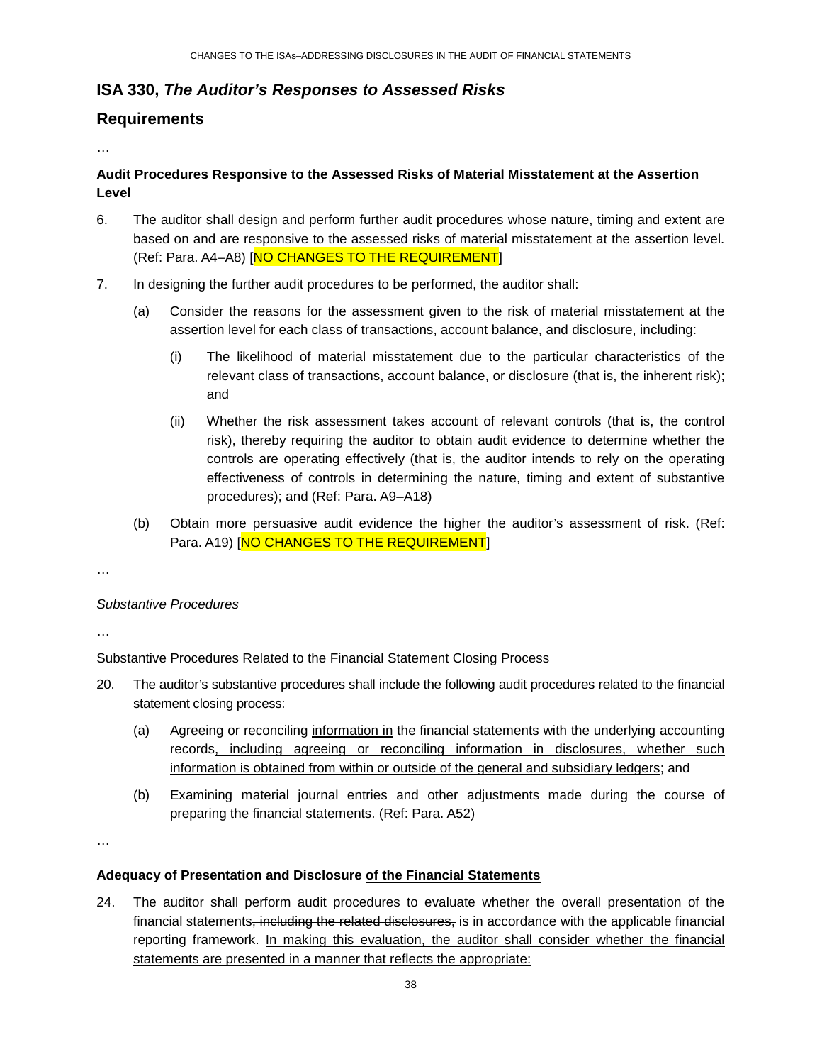## ISA 330, *The Auditor's Responses to Assessed Risks*

## Requirements

…

### Audit Procedures Responsive to the Assessed Risks of Material Misstatement at the Assertion Level

6. The auditor shall design and perform further audit procedures whose nature, timing and extent are based on and are responsive to the assessed risks of material misstatement at the assertion level. (Ref: Para. A4–A8) [NO CHANGES TO THE REQUIREMENT]

7. In designing the further audit procedures to be performed, the auditor shall:

   (a) Consider the reasons for the assessment given to the risk of material misstatement at the assertion level for each class of transactions, account balance, and disclosure, including:

      (i) The likelihood of material misstatement due to the particular characteristics of the relevant class of transactions, account balance, or disclosure (that is, the inherent risk); and

      (ii) Whether the risk assessment takes account of relevant controls (that is, the control risk), thereby requiring the auditor to obtain audit evidence to determine whether the controls are operating effectively (that is, the auditor intends to rely on the operating effectiveness of controls in determining the nature, timing and extent of substantive procedures); and (Ref: Para. A9–A18)

   (b) Obtain more persuasive audit evidence the higher the auditor's assessment of risk. (Ref: Para. A19) [NO CHANGES TO THE REQUIREMENT]

…

*Substantive Procedures*

…

Substantive Procedures Related to the Financial Statement Closing Process

20. The auditor's substantive procedures shall include the following audit procedures related to the financial statement closing process:

   (a) Agreeing or reconciling <u>information in</u> the financial statements with the underlying accounting records<u>, including agreeing or reconciling information in disclosures, whether such information is obtained from within or outside of the general and subsidiary ledgers</u>; and

   (b) Examining material journal entries and other adjustments made during the course of preparing the financial statements. (Ref: Para. A52)

…

### Adequacy of Presentation ~~and~~ Disclosure <u>of the Financial Statements</u>

24. The auditor shall perform audit procedures to evaluate whether the overall presentation of the financial statements~~, including the related disclosures,~~ is in accordance with the applicable financial reporting framework. <u>In making this evaluation, the auditor shall consider whether the financial statements are presented in a manner that reflects the appropriate:</u>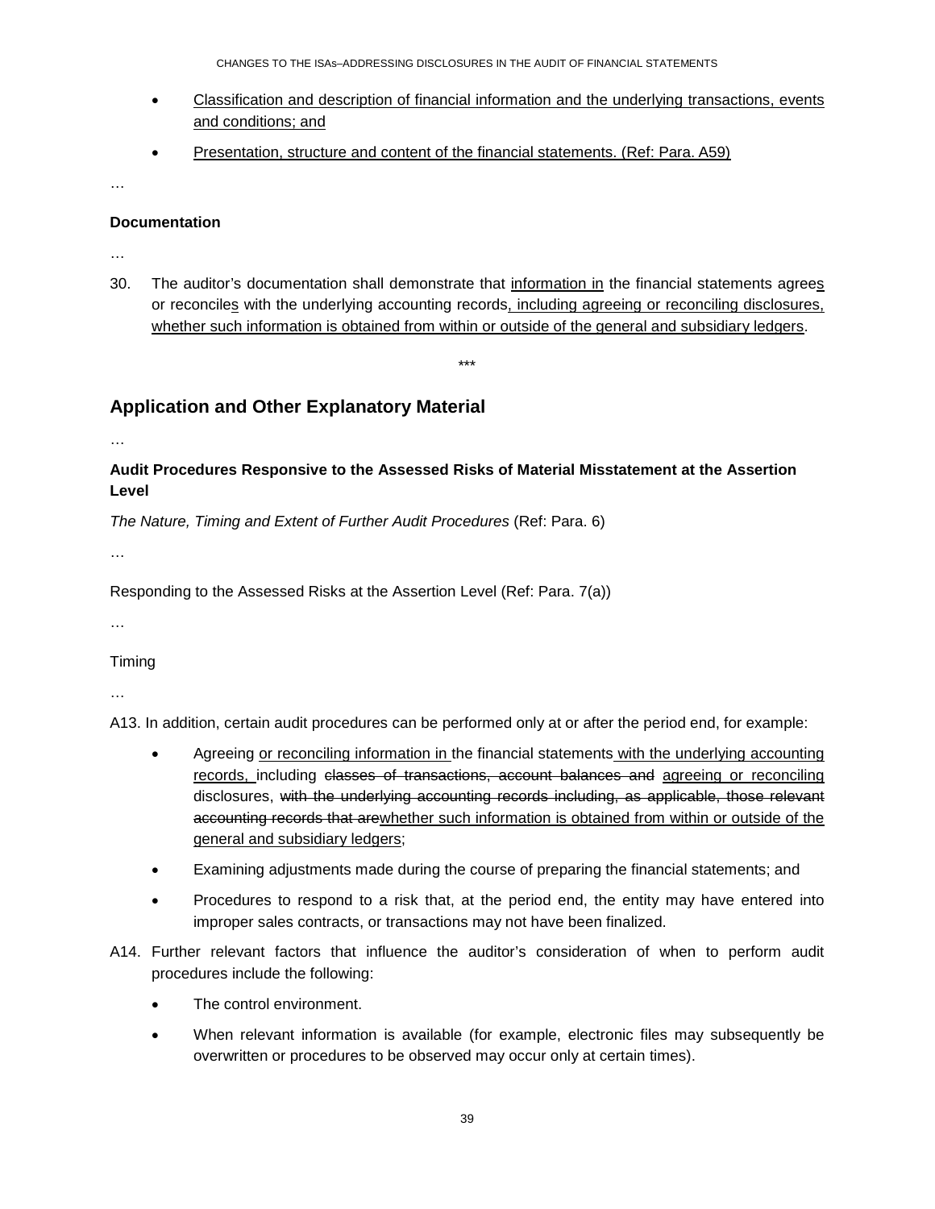- Classification and description of financial information and the underlying transactions, events and conditions; and
- Presentation, structure and content of the financial statements. (Ref: Para. A59)

…

**Documentation**

…

30. The auditor's documentation shall demonstrate that information in the financial statements agrees or reconciles with the underlying accounting records, including agreeing or reconciling disclosures, whether such information is obtained from within or outside of the general and subsidiary ledgers.

\*\*\*

## Application and Other Explanatory Material

…

**Audit Procedures Responsive to the Assessed Risks of Material Misstatement at the Assertion Level**

*The Nature, Timing and Extent of Further Audit Procedures* (Ref: Para. 6)

…

Responding to the Assessed Risks at the Assertion Level (Ref: Para. 7(a))

…

Timing

…

A13. In addition, certain audit procedures can be performed only at or after the period end, for example:

- Agreeing or reconciling information in the financial statements with the underlying accounting records, including ~~classes of transactions, account balances and~~ agreeing or reconciling disclosures, ~~with the underlying accounting records including, as applicable, those relevant accounting records that are~~whether such information is obtained from within or outside of the general and subsidiary ledgers;
- Examining adjustments made during the course of preparing the financial statements; and
- Procedures to respond to a risk that, at the period end, the entity may have entered into improper sales contracts, or transactions may not have been finalized.

A14. Further relevant factors that influence the auditor's consideration of when to perform audit procedures include the following:

- The control environment.
- When relevant information is available (for example, electronic files may subsequently be overwritten or procedures to be observed may occur only at certain times).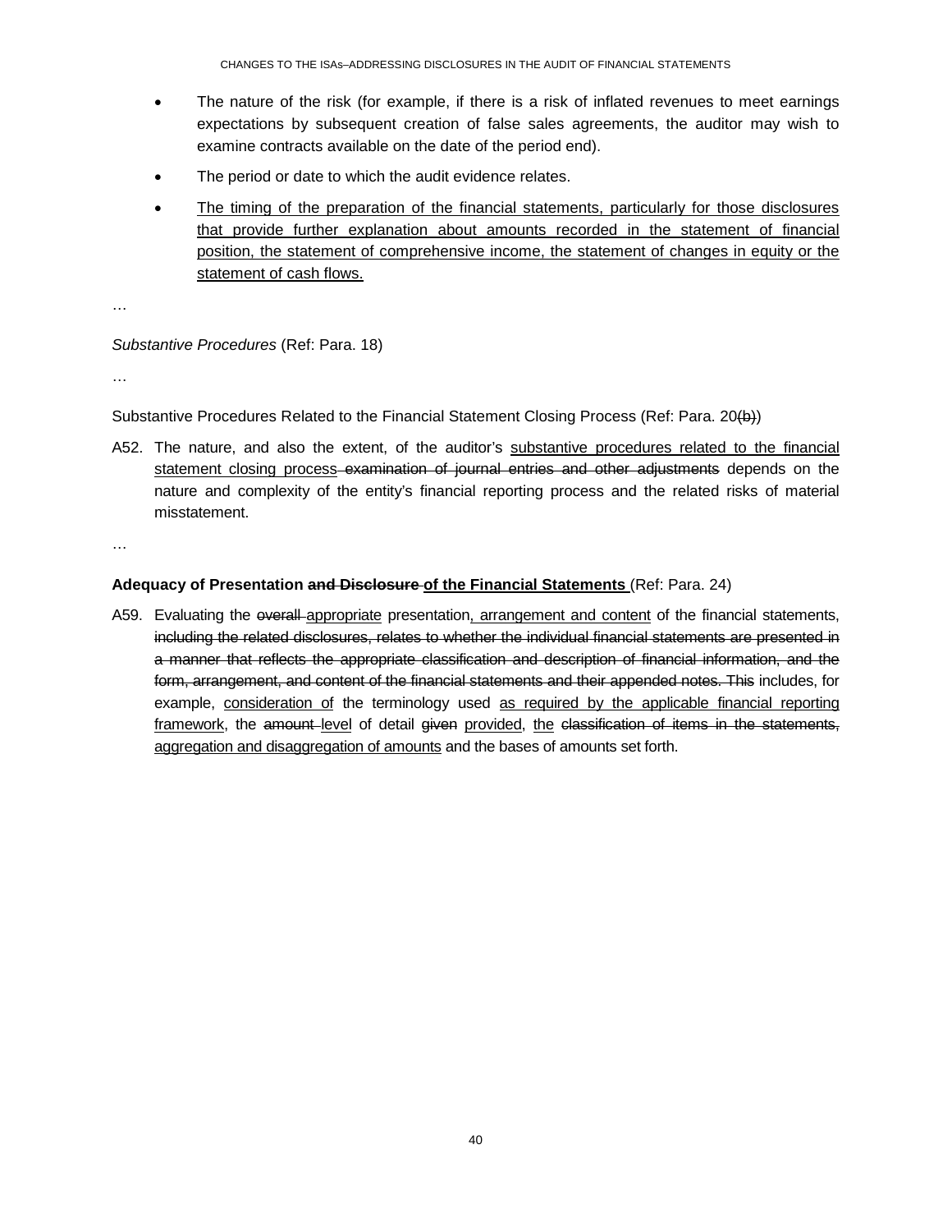- The nature of the risk (for example, if there is a risk of inflated revenues to meet earnings expectations by subsequent creation of false sales agreements, the auditor may wish to examine contracts available on the date of the period end).
- The period or date to which the audit evidence relates.
- <u>The timing of the preparation of the financial statements, particularly for those disclosures that provide further explanation about amounts recorded in the statement of financial position, the statement of comprehensive income, the statement of changes in equity or the statement of cash flows.</u>

…

*Substantive Procedures* (Ref: Para. 18)

…

Substantive Procedures Related to the Financial Statement Closing Process (Ref: Para. 20~~(b)~~)

A52. The nature, and also the extent, of the auditor's <u>substantive procedures related to the financial statement closing process</u> ~~examination of journal entries and other adjustments~~ depends on the nature and complexity of the entity's financial reporting process and the related risks of material misstatement.

…

**Adequacy of Presentation ~~and Disclosure~~ <u>of the Financial Statements</u>** (Ref: Para. 24)

A59. Evaluating the ~~overall~~ <u>appropriate</u> presentation<u>, arrangement and content</u> of the financial statements, ~~including the related disclosures, relates to whether the individual financial statements are presented in a manner that reflects the appropriate classification and description of financial information, and the form, arrangement, and content of the financial statements and their appended notes. This~~ includes, for example, <u>consideration of</u> the terminology used <u>as required by the applicable financial reporting framework</u>, the ~~amount~~ <u>level</u> of detail ~~given~~ <u>provided</u>, <u>the</u> ~~classification of items in the statements,~~ <u>aggregation and disaggregation of amounts</u> and the bases of amounts set forth.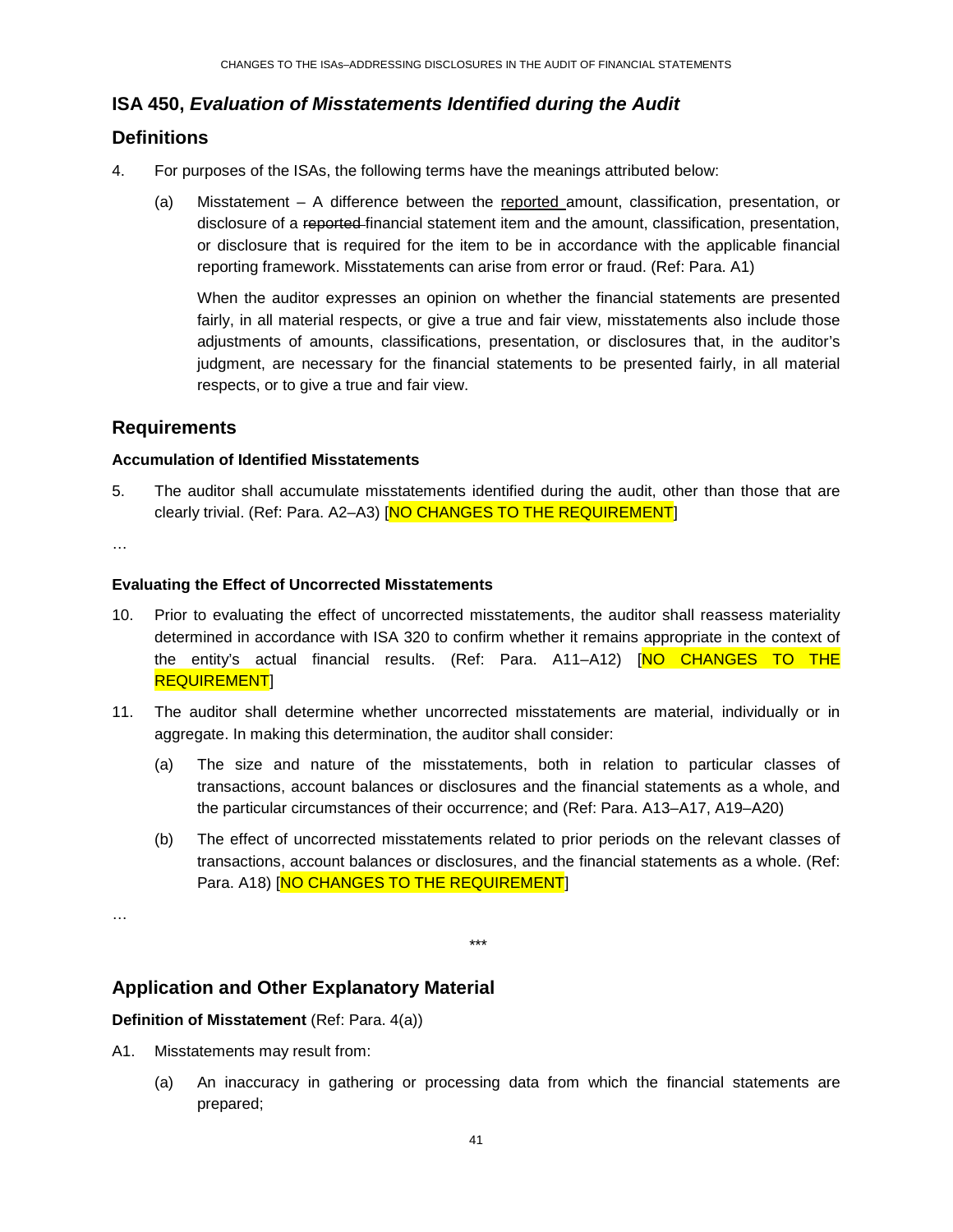## ISA 450, *Evaluation of Misstatements Identified during the Audit*

## Definitions

4. For purposes of the ISAs, the following terms have the meanings attributed below:

   (a) Misstatement – A difference between the <u>reported</u> amount, classification, presentation, or disclosure of a ~~reported~~ financial statement item and the amount, classification, presentation, or disclosure that is required for the item to be in accordance with the applicable financial reporting framework. Misstatements can arise from error or fraud. (Ref: Para. A1)

   When the auditor expresses an opinion on whether the financial statements are presented fairly, in all material respects, or give a true and fair view, misstatements also include those adjustments of amounts, classifications, presentation, or disclosures that, in the auditor's judgment, are necessary for the financial statements to be presented fairly, in all material respects, or to give a true and fair view.

## Requirements

### Accumulation of Identified Misstatements

5. The auditor shall accumulate misstatements identified during the audit, other than those that are clearly trivial. (Ref: Para. A2–A3) [NO CHANGES TO THE REQUIREMENT]

…

### Evaluating the Effect of Uncorrected Misstatements

10. Prior to evaluating the effect of uncorrected misstatements, the auditor shall reassess materiality determined in accordance with ISA 320 to confirm whether it remains appropriate in the context of the entity's actual financial results. (Ref: Para. A11–A12) [NO CHANGES TO THE REQUIREMENT]

11. The auditor shall determine whether uncorrected misstatements are material, individually or in aggregate. In making this determination, the auditor shall consider:

    (a) The size and nature of the misstatements, both in relation to particular classes of transactions, account balances or disclosures and the financial statements as a whole, and the particular circumstances of their occurrence; and (Ref: Para. A13–A17, A19–A20)

    (b) The effect of uncorrected misstatements related to prior periods on the relevant classes of transactions, account balances or disclosures, and the financial statements as a whole. (Ref: Para. A18) [NO CHANGES TO THE REQUIREMENT]

…

\*\*\*

## Application and Other Explanatory Material

**Definition of Misstatement** (Ref: Para. 4(a))

A1. Misstatements may result from:

   (a) An inaccuracy in gathering or processing data from which the financial statements are prepared;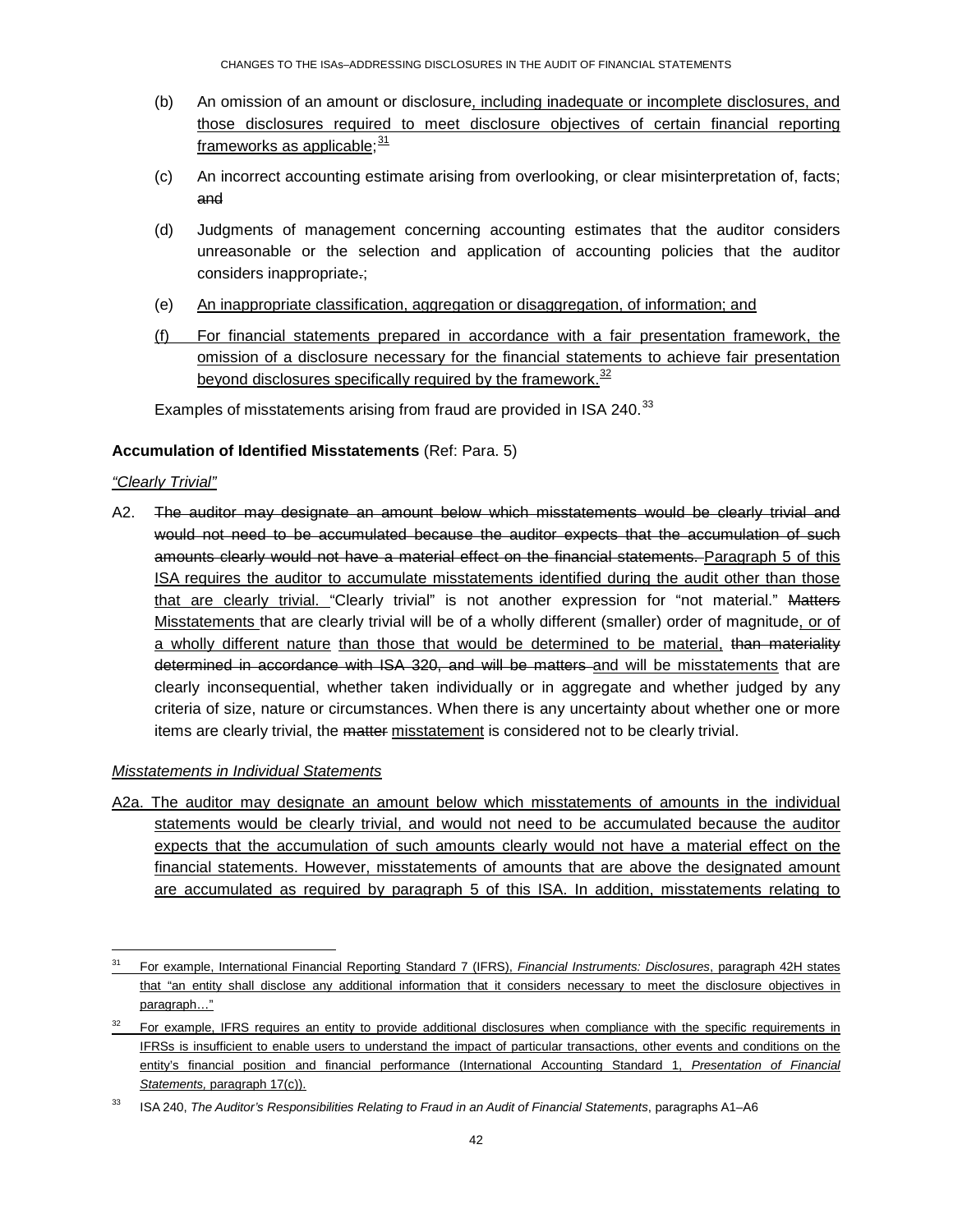(b) An omission of an amount or disclosure, including inadequate or incomplete disclosures, and those disclosures required to meet disclosure objectives of certain financial reporting frameworks as applicable;[31]

(c) An incorrect accounting estimate arising from overlooking, or clear misinterpretation of, facts; ~~and~~

(d) Judgments of management concerning accounting estimates that the auditor considers unreasonable or the selection and application of accounting policies that the auditor considers inappropriate~~.~~;

(e) An inappropriate classification, aggregation or disaggregation, of information; and

(f) For financial statements prepared in accordance with a fair presentation framework, the omission of a disclosure necessary for the financial statements to achieve fair presentation beyond disclosures specifically required by the framework.[32]

Examples of misstatements arising from fraud are provided in ISA 240.[33]

**Accumulation of Identified Misstatements** (Ref: Para. 5)

*"Clearly Trivial"*

A2. ~~The auditor may designate an amount below which misstatements would be clearly trivial and would not need to be accumulated because the auditor expects that the accumulation of such amounts clearly would not have a material effect on the financial statements.~~ Paragraph 5 of this ISA requires the auditor to accumulate misstatements identified during the audit other than those that are clearly trivial. "Clearly trivial" is not another expression for "not material." ~~Matters~~ Misstatements that are clearly trivial will be of a wholly different (smaller) order of magnitude, or of a wholly different nature than those that would be determined to be material, ~~than materiality determined in accordance with ISA 320, and will be matters~~ and will be misstatements that are clearly inconsequential, whether taken individually or in aggregate and whether judged by any criteria of size, nature or circumstances. When there is any uncertainty about whether one or more items are clearly trivial, the ~~matter~~ misstatement is considered not to be clearly trivial.

*Misstatements in Individual Statements*

A2a. The auditor may designate an amount below which misstatements of amounts in the individual statements would be clearly trivial, and would not need to be accumulated because the auditor expects that the accumulation of such amounts clearly would not have a material effect on the financial statements. However, misstatements of amounts that are above the designated amount are accumulated as required by paragraph 5 of this ISA. In addition, misstatements relating to

---

[31] For example, International Financial Reporting Standard 7 (IFRS), *Financial Instruments: Disclosures*, paragraph 42H states that "an entity shall disclose any additional information that it considers necessary to meet the disclosure objectives in paragraph…"

[32] For example, IFRS requires an entity to provide additional disclosures when compliance with the specific requirements in IFRSs is insufficient to enable users to understand the impact of particular transactions, other events and conditions on the entity's financial position and financial performance (International Accounting Standard 1, *Presentation of Financial Statements,* paragraph 17(c)).

[33] ISA 240, *The Auditor's Responsibilities Relating to Fraud in an Audit of Financial Statements*, paragraphs A1–A6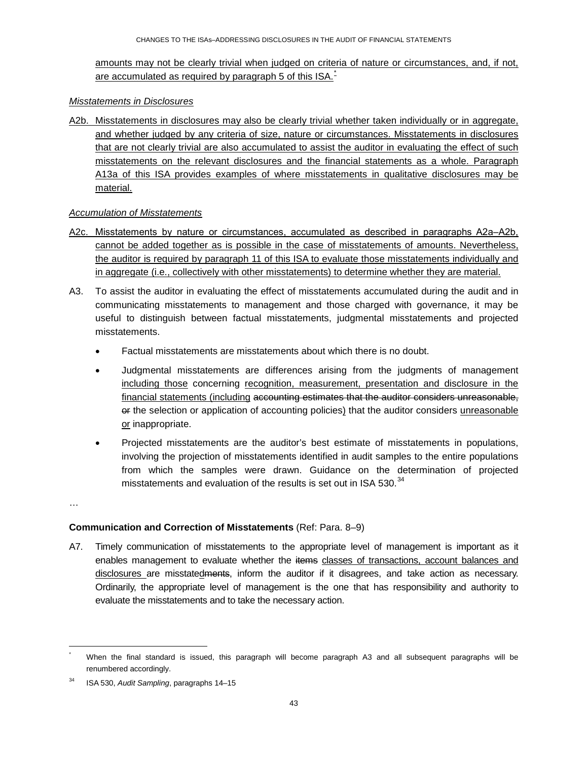amounts may not be clearly trivial when judged on criteria of nature or circumstances, and, if not, are accumulated as required by paragraph 5 of this ISA.[*]

*Misstatements in Disclosures*

A2b. Misstatements in disclosures may also be clearly trivial whether taken individually or in aggregate, and whether judged by any criteria of size, nature or circumstances. Misstatements in disclosures that are not clearly trivial are also accumulated to assist the auditor in evaluating the effect of such misstatements on the relevant disclosures and the financial statements as a whole. Paragraph A13a of this ISA provides examples of where misstatements in qualitative disclosures may be material.

*Accumulation of Misstatements*

A2c. Misstatements by nature or circumstances, accumulated as described in paragraphs A2a–A2b, cannot be added together as is possible in the case of misstatements of amounts. Nevertheless, the auditor is required by paragraph 11 of this ISA to evaluate those misstatements individually and in aggregate (i.e., collectively with other misstatements) to determine whether they are material.

A3. To assist the auditor in evaluating the effect of misstatements accumulated during the audit and in communicating misstatements to management and those charged with governance, it may be useful to distinguish between factual misstatements, judgmental misstatements and projected misstatements.

- Factual misstatements are misstatements about which there is no doubt.
- Judgmental misstatements are differences arising from the judgments of management including those concerning recognition, measurement, presentation and disclosure in the financial statements (including ~~accounting estimates that the auditor considers unreasonable, or~~ the selection or application of accounting policies) that the auditor considers unreasonable or inappropriate.
- Projected misstatements are the auditor's best estimate of misstatements in populations, involving the projection of misstatements identified in audit samples to the entire populations from which the samples were drawn. Guidance on the determination of projected misstatements and evaluation of the results is set out in ISA 530.[34]

…

**Communication and Correction of Misstatements** (Ref: Para. 8–9)

A7. Timely communication of misstatements to the appropriate level of management is important as it enables management to evaluate whether the ~~items~~ classes of transactions, account balances and disclosures are misstated~~ments~~, inform the auditor if it disagrees, and take action as necessary. Ordinarily, the appropriate level of management is the one that has responsibility and authority to evaluate the misstatements and to take the necessary action.

---

[*] When the final standard is issued, this paragraph will become paragraph A3 and all subsequent paragraphs will be renumbered accordingly.

[34] ISA 530, *Audit Sampling*, paragraphs 14–15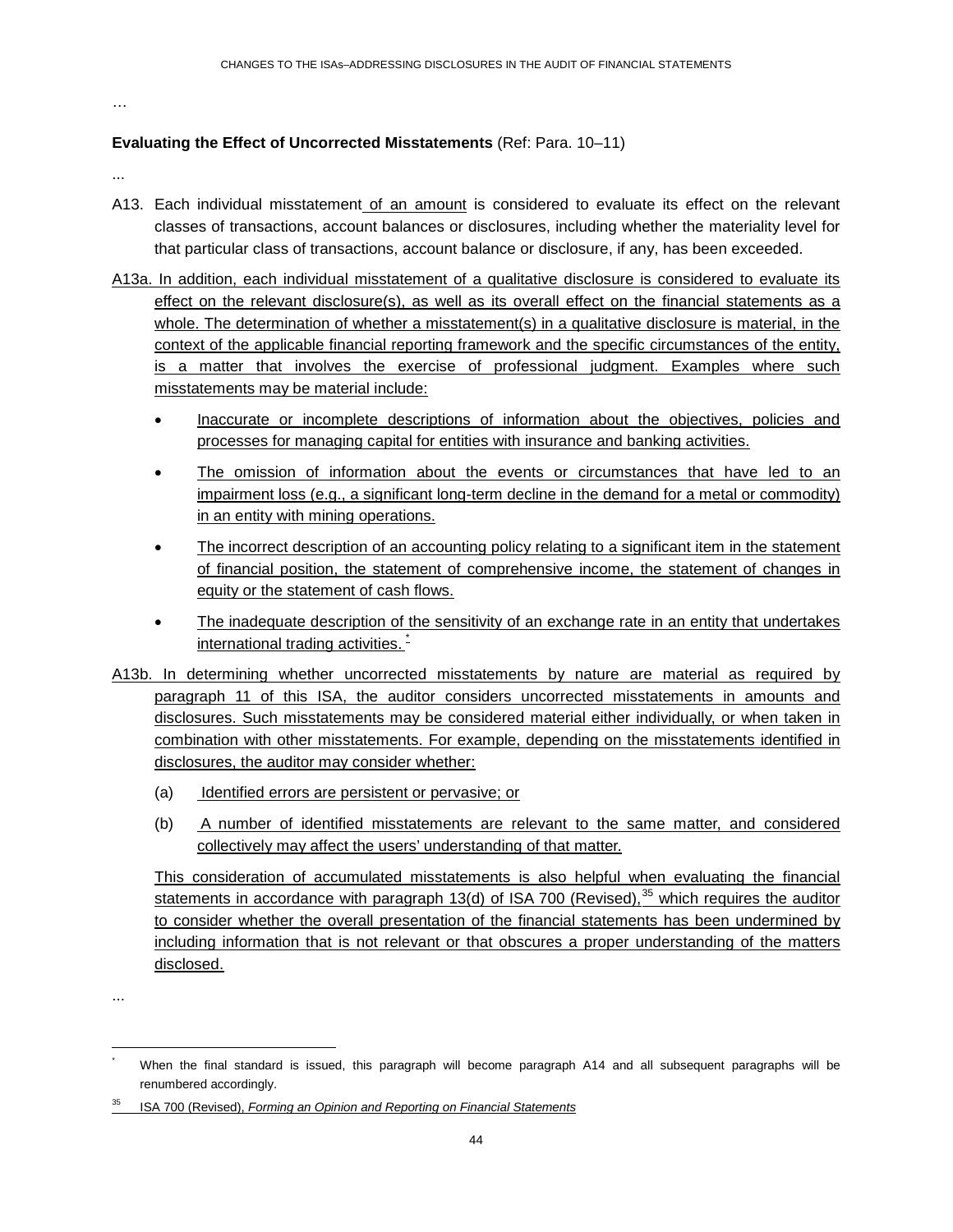…

**Evaluating the Effect of Uncorrected Misstatements** (Ref: Para. 10–11)

...

A13. Each individual misstatement of an amount is considered to evaluate its effect on the relevant classes of transactions, account balances or disclosures, including whether the materiality level for that particular class of transactions, account balance or disclosure, if any, has been exceeded.

A13a. In addition, each individual misstatement of a qualitative disclosure is considered to evaluate its effect on the relevant disclosure(s), as well as its overall effect on the financial statements as a whole. The determination of whether a misstatement(s) in a qualitative disclosure is material, in the context of the applicable financial reporting framework and the specific circumstances of the entity, is a matter that involves the exercise of professional judgment. Examples where such misstatements may be material include:

- Inaccurate or incomplete descriptions of information about the objectives, policies and processes for managing capital for entities with insurance and banking activities.
- The omission of information about the events or circumstances that have led to an impairment loss (e.g., a significant long-term decline in the demand for a metal or commodity) in an entity with mining operations.
- The incorrect description of an accounting policy relating to a significant item in the statement of financial position, the statement of comprehensive income, the statement of changes in equity or the statement of cash flows.
- The inadequate description of the sensitivity of an exchange rate in an entity that undertakes international trading activities. [*]

A13b. In determining whether uncorrected misstatements by nature are material as required by paragraph 11 of this ISA, the auditor considers uncorrected misstatements in amounts and disclosures. Such misstatements may be considered material either individually, or when taken in combination with other misstatements. For example, depending on the misstatements identified in disclosures, the auditor may consider whether:

(a) Identified errors are persistent or pervasive; or

(b) A number of identified misstatements are relevant to the same matter, and considered collectively may affect the users' understanding of that matter.

This consideration of accumulated misstatements is also helpful when evaluating the financial statements in accordance with paragraph 13(d) of ISA 700 (Revised),[35] which requires the auditor to consider whether the overall presentation of the financial statements has been undermined by including information that is not relevant or that obscures a proper understanding of the matters disclosed.

...

[*] When the final standard is issued, this paragraph will become paragraph A14 and all subsequent paragraphs will be renumbered accordingly.

[35] ISA 700 (Revised), *Forming an Opinion and Reporting on Financial Statements*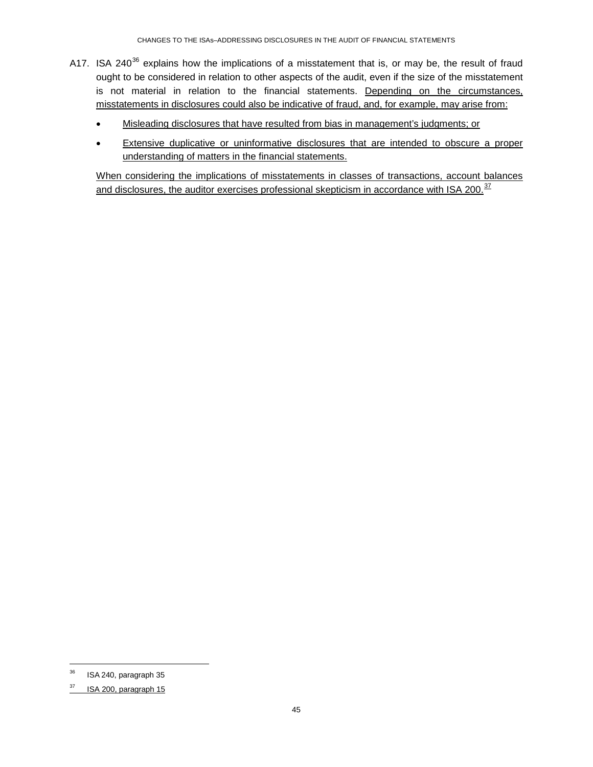A17. ISA 240[36] explains how the implications of a misstatement that is, or may be, the result of fraud ought to be considered in relation to other aspects of the audit, even if the size of the misstatement is not material in relation to the financial statements. Depending on the circumstances, misstatements in disclosures could also be indicative of fraud, and, for example, may arise from:

- Misleading disclosures that have resulted from bias in management's judgments; or
- Extensive duplicative or uninformative disclosures that are intended to obscure a proper understanding of matters in the financial statements.

When considering the implications of misstatements in classes of transactions, account balances and disclosures, the auditor exercises professional skepticism in accordance with ISA 200.[37]

---

[36] ISA 240, paragraph 35

[37] ISA 200, paragraph 15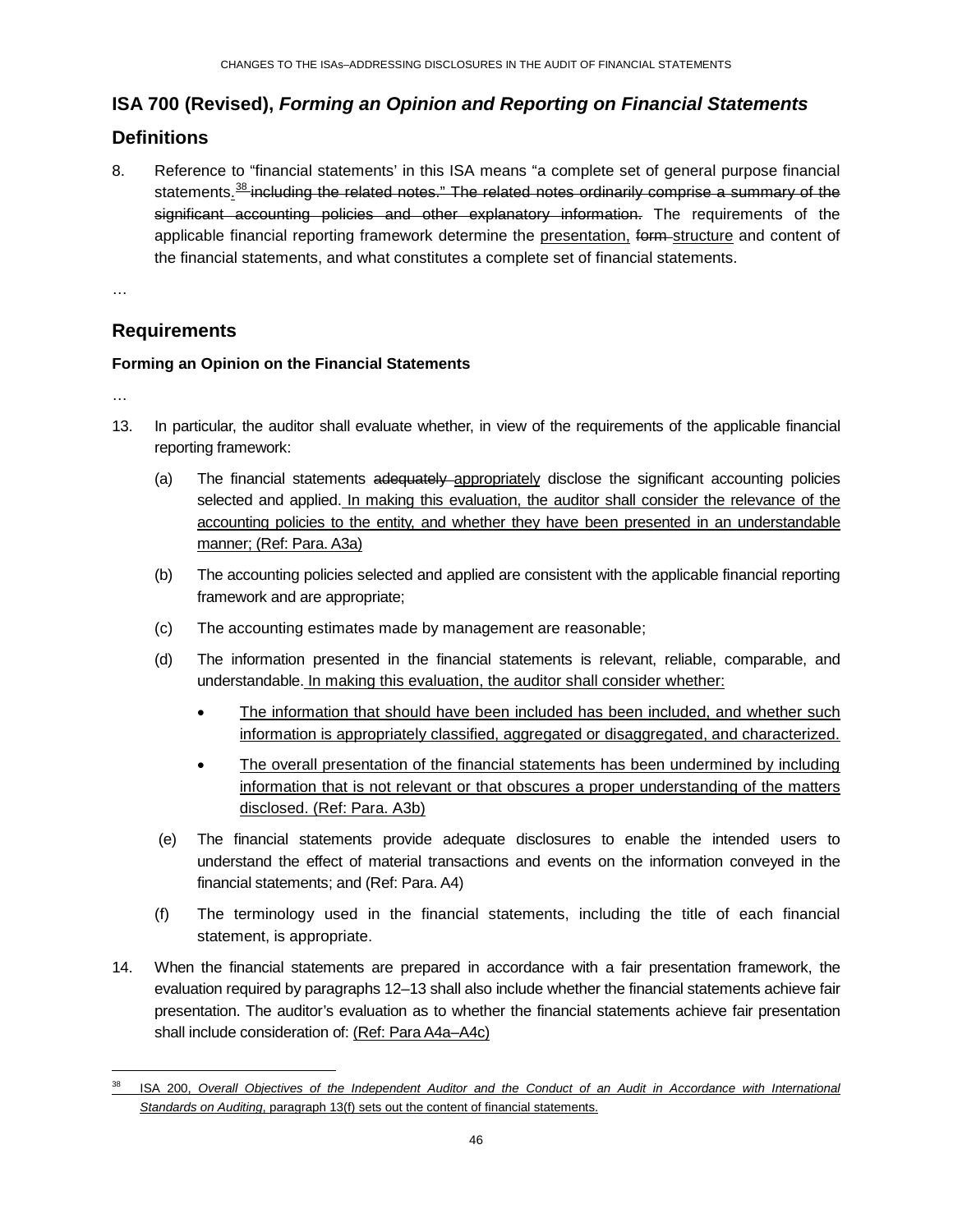## ISA 700 (Revised), *Forming an Opinion and Reporting on Financial Statements*

## Definitions

8. Reference to "financial statements' in this ISA means "a complete set of general purpose financial statements.[38] ~~including the related notes." The related notes ordinarily comprise a summary of the significant accounting policies and other explanatory information.~~ The requirements of the applicable financial reporting framework determine the <u>presentation,</u> ~~form~~ <u>structure</u> and content of the financial statements, and what constitutes a complete set of financial statements.

…

## Requirements

### Forming an Opinion on the Financial Statements

…

13. In particular, the auditor shall evaluate whether, in view of the requirements of the applicable financial reporting framework:

    (a) The financial statements ~~adequately~~ <u>appropriately</u> disclose the significant accounting policies selected and applied.<u> In making this evaluation, the auditor shall consider the relevance of the accounting policies to the entity, and whether they have been presented in an understandable manner; (Ref: Para. A3a)</u>

    (b) The accounting policies selected and applied are consistent with the applicable financial reporting framework and are appropriate;

    (c) The accounting estimates made by management are reasonable;

    (d) The information presented in the financial statements is relevant, reliable, comparable, and understandable.<u> In making this evaluation, the auditor shall consider whether:</u>

    - <u>The information that should have been included has been included, and whether such information is appropriately classified, aggregated or disaggregated, and characterized.</u>
    - <u>The overall presentation of the financial statements has been undermined by including information that is not relevant or that obscures a proper understanding of the matters disclosed. (Ref: Para. A3b)</u>

    (e) The financial statements provide adequate disclosures to enable the intended users to understand the effect of material transactions and events on the information conveyed in the financial statements; and (Ref: Para. A4)

    (f) The terminology used in the financial statements, including the title of each financial statement, is appropriate.

14. When the financial statements are prepared in accordance with a fair presentation framework, the evaluation required by paragraphs 12–13 shall also include whether the financial statements achieve fair presentation. The auditor's evaluation as to whether the financial statements achieve fair presentation shall include consideration of: <u>(Ref: Para A4a–A4c)</u>

---

[38] <u>ISA 200, *Overall Objectives of the Independent Auditor and the Conduct of an Audit in Accordance with International Standards on Auditing*, paragraph 13(f) sets out the content of financial statements.</u>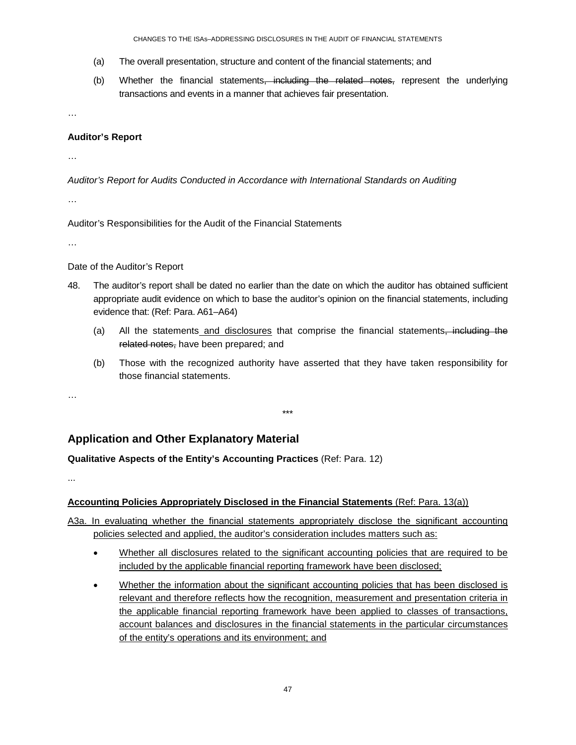(a) The overall presentation, structure and content of the financial statements; and

(b) Whether the financial statements~~, including the related notes,~~ represent the underlying transactions and events in a manner that achieves fair presentation.

…

**Auditor's Report**

…

*Auditor's Report for Audits Conducted in Accordance with International Standards on Auditing*

…

Auditor's Responsibilities for the Audit of the Financial Statements

…

Date of the Auditor's Report

48. The auditor's report shall be dated no earlier than the date on which the auditor has obtained sufficient appropriate audit evidence on which to base the auditor's opinion on the financial statements, including evidence that: (Ref: Para. A61–A64)

    (a) All the statements <u>and disclosures</u> that comprise the financial statements~~, including the related notes,~~ have been prepared; and

    (b) Those with the recognized authority have asserted that they have taken responsibility for those financial statements.

…

\*\*\*

## Application and Other Explanatory Material

**Qualitative Aspects of the Entity's Accounting Practices** (Ref: Para. 12)

...

<u>**Accounting Policies Appropriately Disclosed in the Financial Statements** (Ref: Para. 13(a))</u>

<u>A3a. In evaluating whether the financial statements appropriately disclose the significant accounting policies selected and applied, the auditor's consideration includes matters such as:</u>

- <u>Whether all disclosures related to the significant accounting policies that are required to be included by the applicable financial reporting framework have been disclosed;</u>
- <u>Whether the information about the significant accounting policies that has been disclosed is relevant and therefore reflects how the recognition, measurement and presentation criteria in the applicable financial reporting framework have been applied to classes of transactions, account balances and disclosures in the financial statements in the particular circumstances of the entity's operations and its environment; and</u>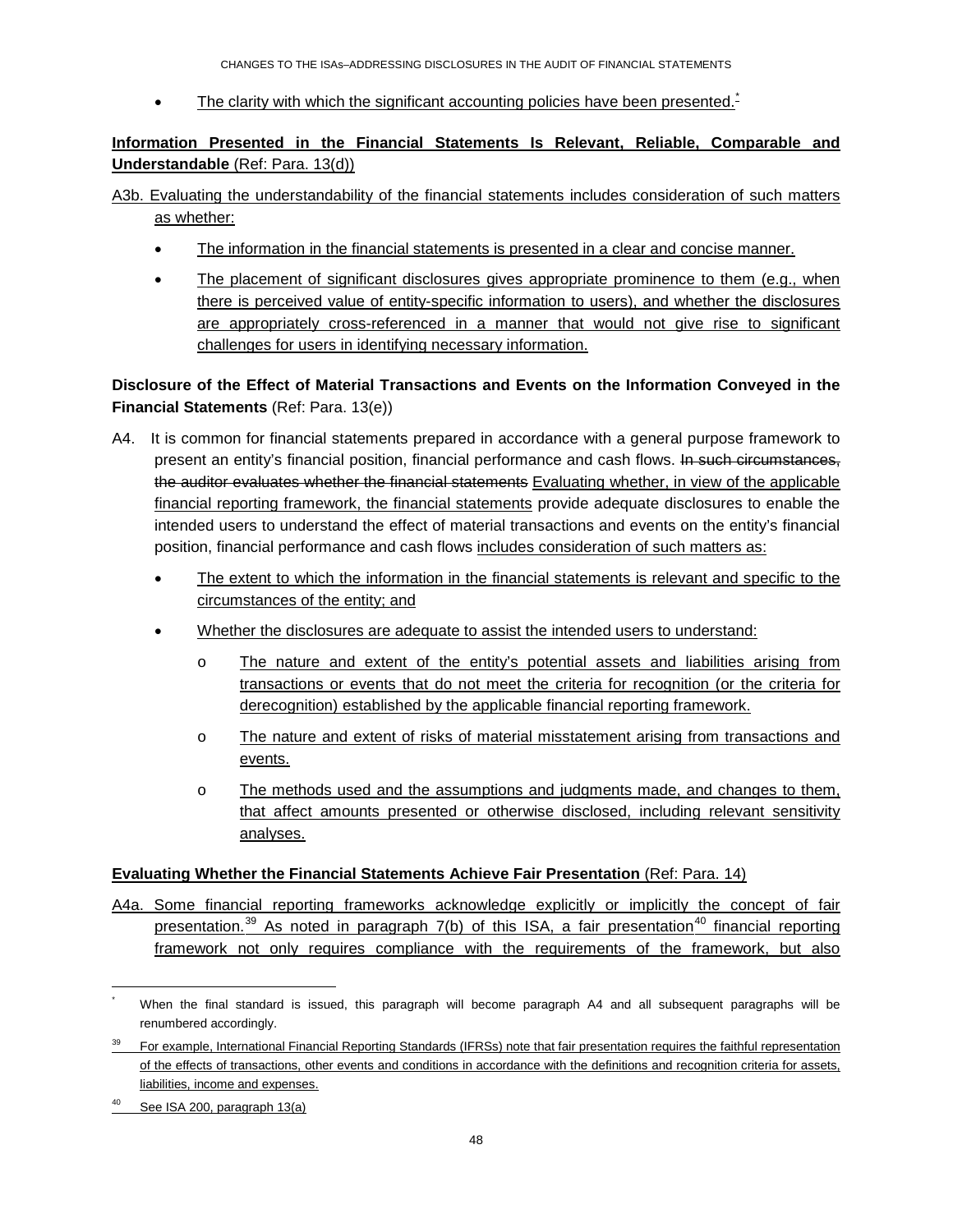- The clarity with which the significant accounting policies have been presented.[*]

**Information Presented in the Financial Statements Is Relevant, Reliable, Comparable and Understandable** (Ref: Para. 13(d))

A3b. Evaluating the understandability of the financial statements includes consideration of such matters as whether:

- The information in the financial statements is presented in a clear and concise manner.
- The placement of significant disclosures gives appropriate prominence to them (e.g., when there is perceived value of entity-specific information to users), and whether the disclosures are appropriately cross-referenced in a manner that would not give rise to significant challenges for users in identifying necessary information.

**Disclosure of the Effect of Material Transactions and Events on the Information Conveyed in the Financial Statements** (Ref: Para. 13(e))

A4. It is common for financial statements prepared in accordance with a general purpose framework to present an entity's financial position, financial performance and cash flows. ~~In such circumstances, the auditor evaluates whether the financial statements~~ Evaluating whether, in view of the applicable financial reporting framework, the financial statements provide adequate disclosures to enable the intended users to understand the effect of material transactions and events on the entity's financial position, financial performance and cash flows includes consideration of such matters as:

- The extent to which the information in the financial statements is relevant and specific to the circumstances of the entity; and
- Whether the disclosures are adequate to assist the intended users to understand:
  - The nature and extent of the entity's potential assets and liabilities arising from transactions or events that do not meet the criteria for recognition (or the criteria for derecognition) established by the applicable financial reporting framework.
  - The nature and extent of risks of material misstatement arising from transactions and events.
  - The methods used and the assumptions and judgments made, and changes to them, that affect amounts presented or otherwise disclosed, including relevant sensitivity analyses.

**Evaluating Whether the Financial Statements Achieve Fair Presentation** (Ref: Para. 14)

A4a. Some financial reporting frameworks acknowledge explicitly or implicitly the concept of fair presentation.[39] As noted in paragraph 7(b) of this ISA, a fair presentation[40] financial reporting framework not only requires compliance with the requirements of the framework, but also

---

[*] When the final standard is issued, this paragraph will become paragraph A4 and all subsequent paragraphs will be renumbered accordingly.

[39] For example, International Financial Reporting Standards (IFRSs) note that fair presentation requires the faithful representation of the effects of transactions, other events and conditions in accordance with the definitions and recognition criteria for assets, liabilities, income and expenses.

[40] See ISA 200, paragraph 13(a)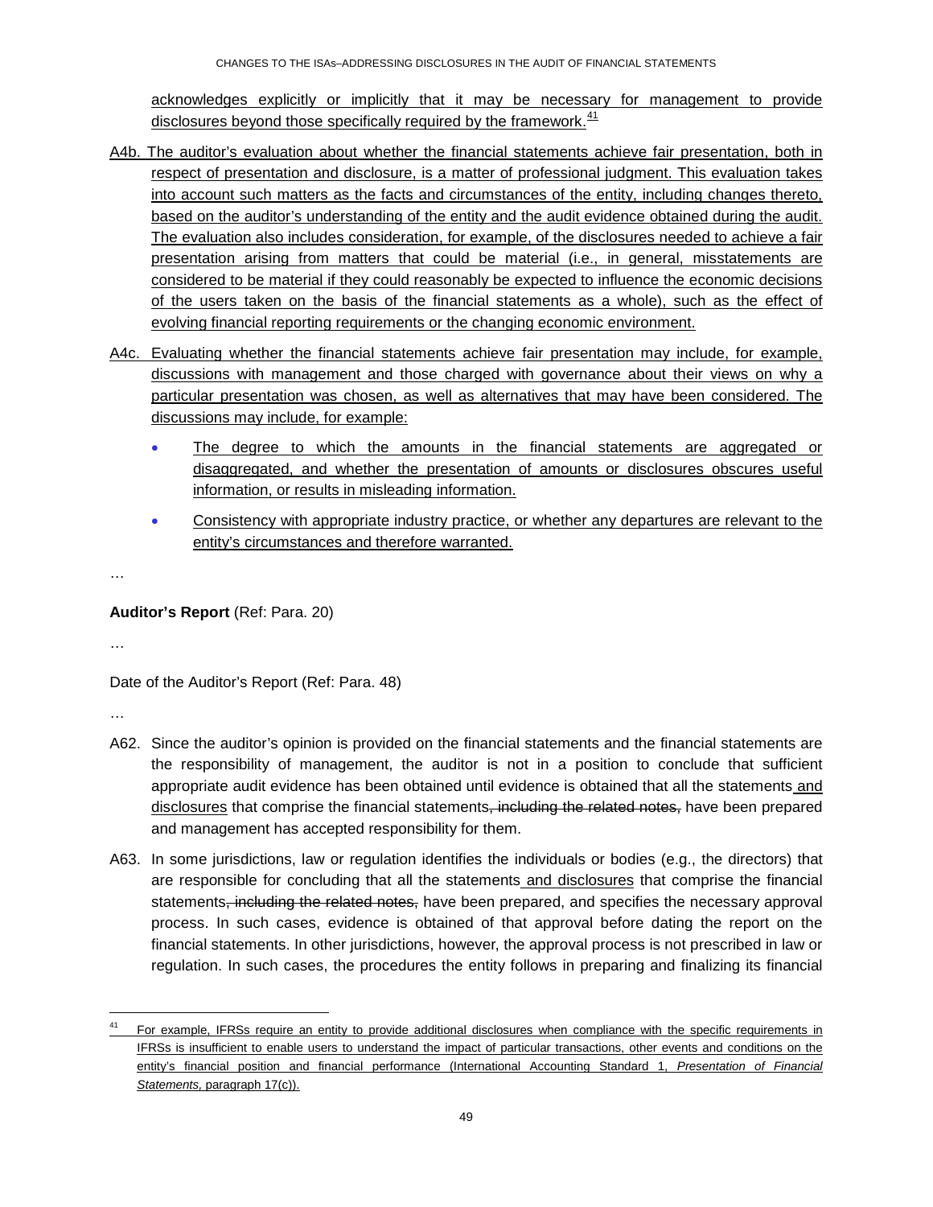acknowledges explicitly or implicitly that it may be necessary for management to provide disclosures beyond those specifically required by the framework.[41]

A4b. The auditor's evaluation about whether the financial statements achieve fair presentation, both in respect of presentation and disclosure, is a matter of professional judgment. This evaluation takes into account such matters as the facts and circumstances of the entity, including changes thereto, based on the auditor's understanding of the entity and the audit evidence obtained during the audit. The evaluation also includes consideration, for example, of the disclosures needed to achieve a fair presentation arising from matters that could be material (i.e., in general, misstatements are considered to be material if they could reasonably be expected to influence the economic decisions of the users taken on the basis of the financial statements as a whole), such as the effect of evolving financial reporting requirements or the changing economic environment.

A4c. Evaluating whether the financial statements achieve fair presentation may include, for example, discussions with management and those charged with governance about their views on why a particular presentation was chosen, as well as alternatives that may have been considered. The discussions may include, for example:

- The degree to which the amounts in the financial statements are aggregated or disaggregated, and whether the presentation of amounts or disclosures obscures useful information, or results in misleading information.
- Consistency with appropriate industry practice, or whether any departures are relevant to the entity's circumstances and therefore warranted.

…

**Auditor's Report** (Ref: Para. 20)

…

Date of the Auditor's Report (Ref: Para. 48)

…

A62. Since the auditor's opinion is provided on the financial statements and the financial statements are the responsibility of management, the auditor is not in a position to conclude that sufficient appropriate audit evidence has been obtained until evidence is obtained that all the statements and disclosures that comprise the financial statements~~, including the related notes,~~ have been prepared and management has accepted responsibility for them.

A63. In some jurisdictions, law or regulation identifies the individuals or bodies (e.g., the directors) that are responsible for concluding that all the statements and disclosures that comprise the financial statements~~, including the related notes,~~ have been prepared, and specifies the necessary approval process. In such cases, evidence is obtained of that approval before dating the report on the financial statements. In other jurisdictions, however, the approval process is not prescribed in law or regulation. In such cases, the procedures the entity follows in preparing and finalizing its financial

[41] For example, IFRSs require an entity to provide additional disclosures when compliance with the specific requirements in IFRSs is insufficient to enable users to understand the impact of particular transactions, other events and conditions on the entity's financial position and financial performance (International Accounting Standard 1, *Presentation of Financial Statements,* paragraph 17(c)).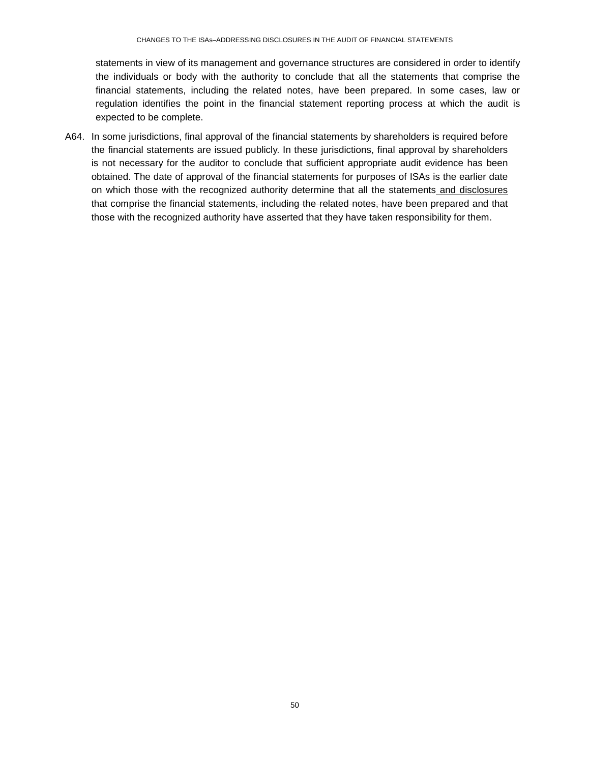statements in view of its management and governance structures are considered in order to identify the individuals or body with the authority to conclude that all the statements that comprise the financial statements, including the related notes, have been prepared. In some cases, law or regulation identifies the point in the financial statement reporting process at which the audit is expected to be complete.

A64. In some jurisdictions, final approval of the financial statements by shareholders is required before the financial statements are issued publicly. In these jurisdictions, final approval by shareholders is not necessary for the auditor to conclude that sufficient appropriate audit evidence has been obtained. The date of approval of the financial statements for purposes of ISAs is the earlier date on which those with the recognized authority determine that all the statements <u>and disclosures</u> that comprise the financial statements~~, including the related notes,~~ have been prepared and that those with the recognized authority have asserted that they have taken responsibility for them.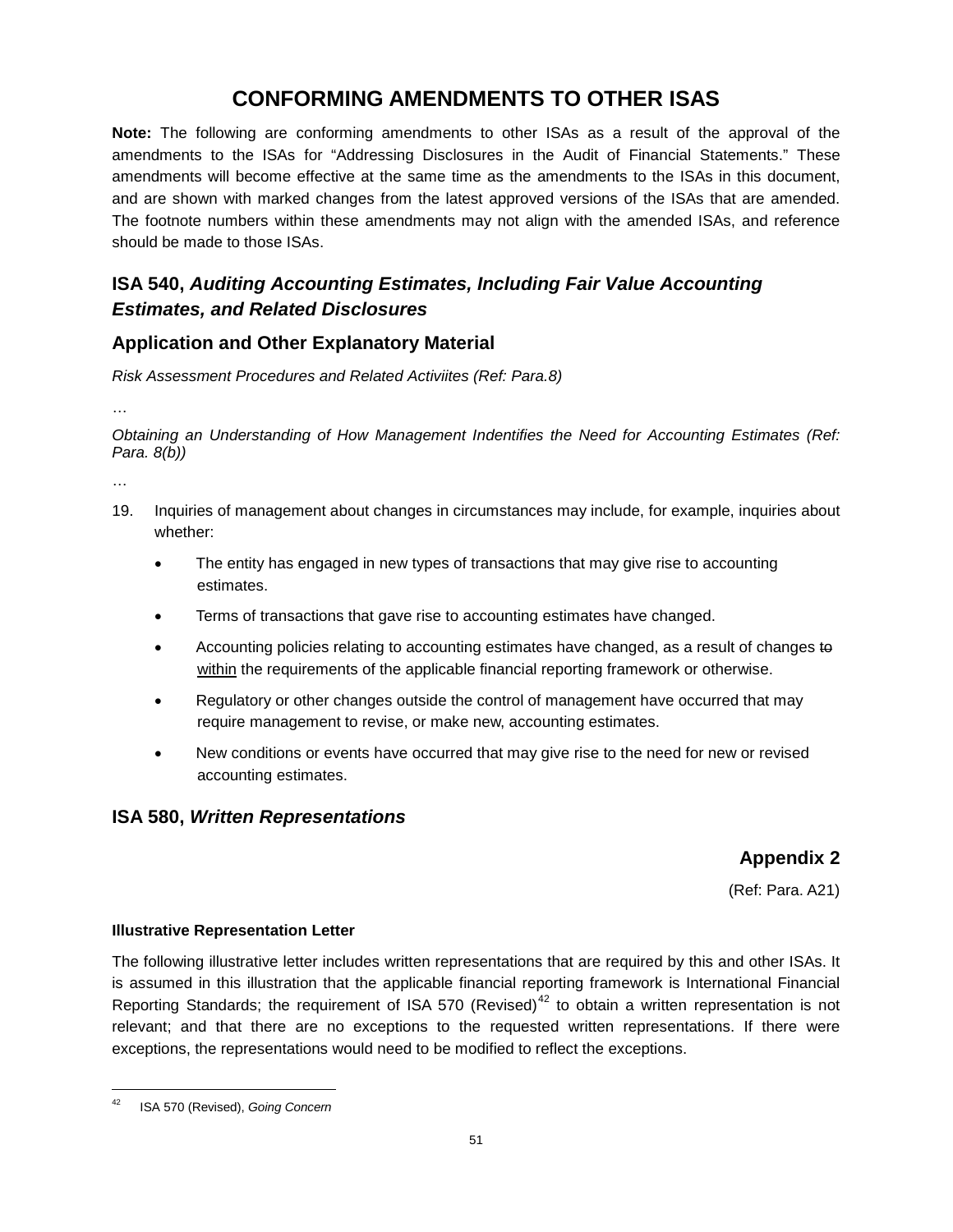# CONFORMING AMENDMENTS TO OTHER ISAS

**Note:** The following are conforming amendments to other ISAs as a result of the approval of the amendments to the ISAs for "Addressing Disclosures in the Audit of Financial Statements." These amendments will become effective at the same time as the amendments to the ISAs in this document, and are shown with marked changes from the latest approved versions of the ISAs that are amended. The footnote numbers within these amendments may not align with the amended ISAs, and reference should be made to those ISAs.

## ISA 540, *Auditing Accounting Estimates, Including Fair Value Accounting Estimates, and Related Disclosures*

## Application and Other Explanatory Material

*Risk Assessment Procedures and Related Activiites (Ref: Para.8)*

…

*Obtaining an Understanding of How Management Indentifies the Need for Accounting Estimates (Ref: Para. 8(b))*

…

19. Inquiries of management about changes in circumstances may include, for example, inquiries about whether:

    - The entity has engaged in new types of transactions that may give rise to accounting estimates.
    - Terms of transactions that gave rise to accounting estimates have changed.
    - Accounting policies relating to accounting estimates have changed, as a result of changes ~~to~~ <u>within</u> the requirements of the applicable financial reporting framework or otherwise.
    - Regulatory or other changes outside the control of management have occurred that may require management to revise, or make new, accounting estimates.
    - New conditions or events have occurred that may give rise to the need for new or revised accounting estimates.

## ISA 580, *Written Representations*

### Appendix 2

(Ref: Para. A21)

#### Illustrative Representation Letter

The following illustrative letter includes written representations that are required by this and other ISAs. It is assumed in this illustration that the applicable financial reporting framework is International Financial Reporting Standards; the requirement of ISA 570 (Revised)[42] to obtain a written representation is not relevant; and that there are no exceptions to the requested written representations. If there were exceptions, the representations would need to be modified to reflect the exceptions.

[42] ISA 570 (Revised), *Going Concern*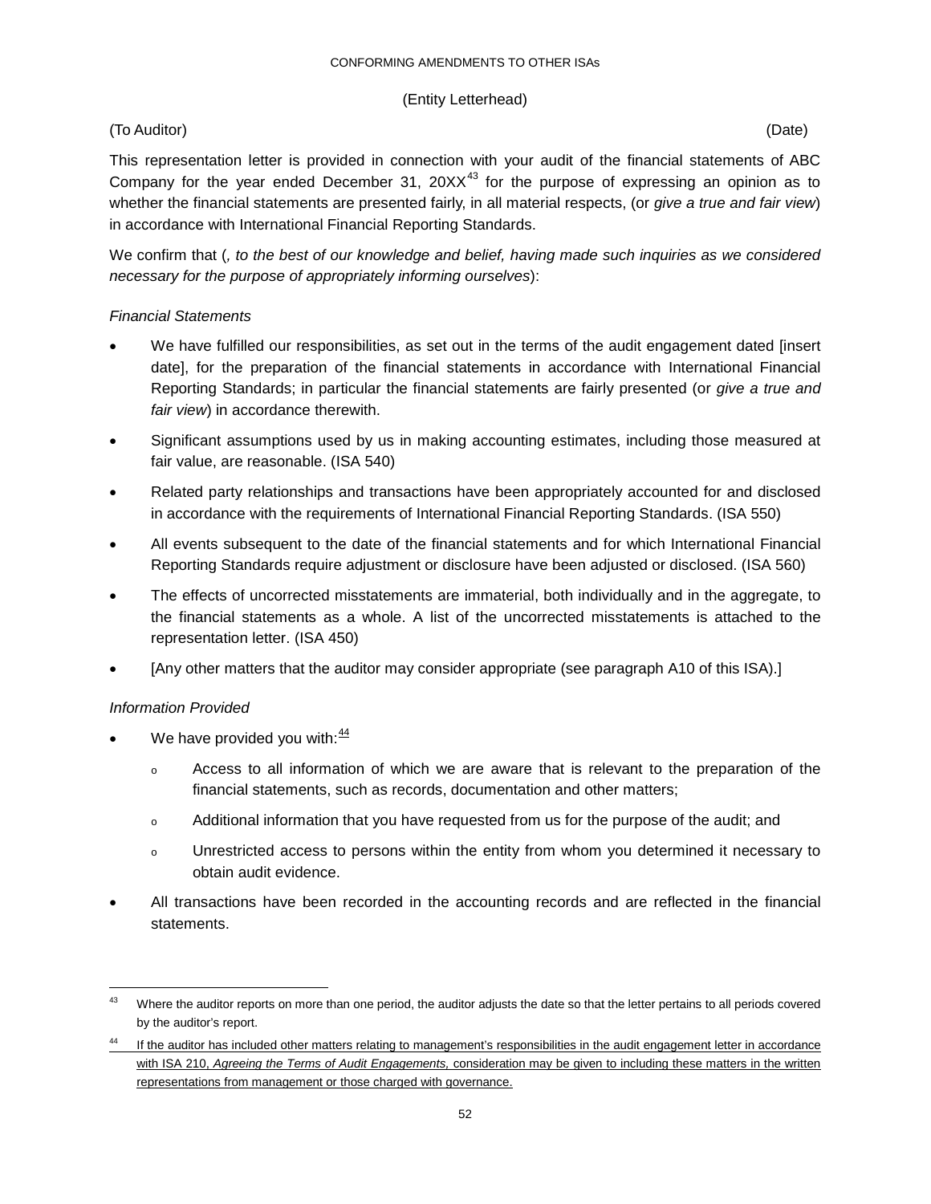(Entity Letterhead)

(To Auditor) (Date)

This representation letter is provided in connection with your audit of the financial statements of ABC Company for the year ended December 31, 20XX[43] for the purpose of expressing an opinion as to whether the financial statements are presented fairly, in all material respects, (or *give a true and fair view*) in accordance with International Financial Reporting Standards.

We confirm that (*, to the best of our knowledge and belief, having made such inquiries as we considered necessary for the purpose of appropriately informing ourselves*):

*Financial Statements*

- We have fulfilled our responsibilities, as set out in the terms of the audit engagement dated [insert date], for the preparation of the financial statements in accordance with International Financial Reporting Standards; in particular the financial statements are fairly presented (or *give a true and fair view*) in accordance therewith.
- Significant assumptions used by us in making accounting estimates, including those measured at fair value, are reasonable. (ISA 540)
- Related party relationships and transactions have been appropriately accounted for and disclosed in accordance with the requirements of International Financial Reporting Standards. (ISA 550)
- All events subsequent to the date of the financial statements and for which International Financial Reporting Standards require adjustment or disclosure have been adjusted or disclosed. (ISA 560)
- The effects of uncorrected misstatements are immaterial, both individually and in the aggregate, to the financial statements as a whole. A list of the uncorrected misstatements is attached to the representation letter. (ISA 450)
- [Any other matters that the auditor may consider appropriate (see paragraph A10 of this ISA).]

*Information Provided*

- We have provided you with:[44]
  - Access to all information of which we are aware that is relevant to the preparation of the financial statements, such as records, documentation and other matters;
  - Additional information that you have requested from us for the purpose of the audit; and
  - Unrestricted access to persons within the entity from whom you determined it necessary to obtain audit evidence.
- All transactions have been recorded in the accounting records and are reflected in the financial statements.

---

[43] Where the auditor reports on more than one period, the auditor adjusts the date so that the letter pertains to all periods covered by the auditor's report.

[44] If the auditor has included other matters relating to management's responsibilities in the audit engagement letter in accordance with ISA 210, *Agreeing the Terms of Audit Engagements,* consideration may be given to including these matters in the written representations from management or those charged with governance.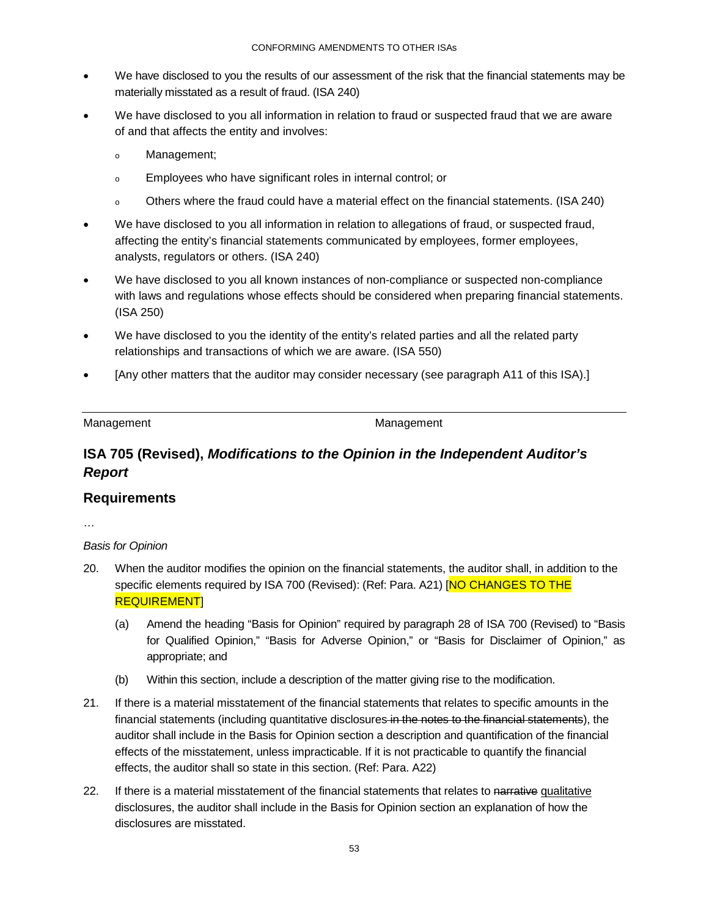- We have disclosed to you the results of our assessment of the risk that the financial statements may be materially misstated as a result of fraud. (ISA 240)
- We have disclosed to you all information in relation to fraud or suspected fraud that we are aware of and that affects the entity and involves:
    - Management;
    - Employees who have significant roles in internal control; or
    - Others where the fraud could have a material effect on the financial statements. (ISA 240)
- We have disclosed to you all information in relation to allegations of fraud, or suspected fraud, affecting the entity's financial statements communicated by employees, former employees, analysts, regulators or others. (ISA 240)
- We have disclosed to you all known instances of non-compliance or suspected non-compliance with laws and regulations whose effects should be considered when preparing financial statements. (ISA 250)
- We have disclosed to you the identity of the entity's related parties and all the related party relationships and transactions of which we are aware. (ISA 550)
- [Any other matters that the auditor may consider necessary (see paragraph A11 of this ISA).]

| | |
|---|---|
| Management | Management |

## ISA 705 (Revised), *Modifications to the Opinion in the Independent Auditor's Report*

## Requirements

…

*Basis for Opinion*

20. When the auditor modifies the opinion on the financial statements, the auditor shall, in addition to the specific elements required by ISA 700 (Revised): (Ref: Para. A21) [NO CHANGES TO THE REQUIREMENT]
    (a) Amend the heading "Basis for Opinion" required by paragraph 28 of ISA 700 (Revised) to "Basis for Qualified Opinion," "Basis for Adverse Opinion," or "Basis for Disclaimer of Opinion," as appropriate; and
    (b) Within this section, include a description of the matter giving rise to the modification.

21. If there is a material misstatement of the financial statements that relates to specific amounts in the financial statements (including quantitative disclosures ~~in the notes to the financial statements~~), the auditor shall include in the Basis for Opinion section a description and quantification of the financial effects of the misstatement, unless impracticable. If it is not practicable to quantify the financial effects, the auditor shall so state in this section. (Ref: Para. A22)

22. If there is a material misstatement of the financial statements that relates to ~~narrative~~ <u>qualitative</u> disclosures, the auditor shall include in the Basis for Opinion section an explanation of how the disclosures are misstated.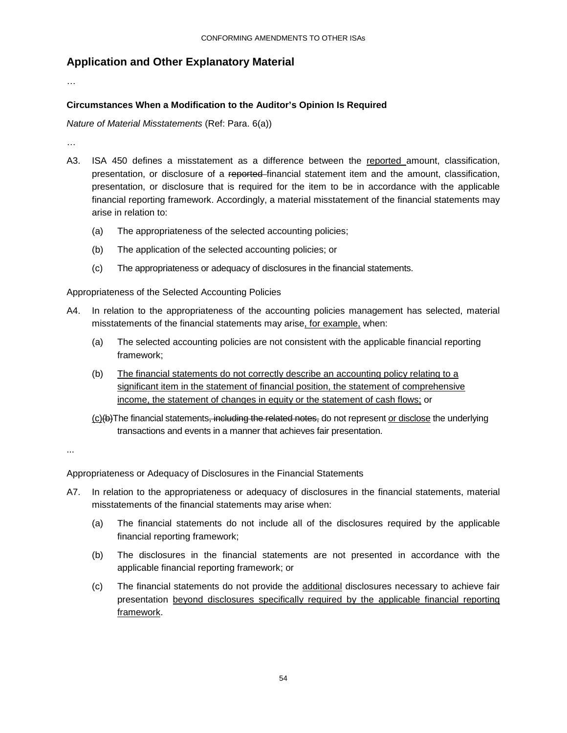## Application and Other Explanatory Material

…

### Circumstances When a Modification to the Auditor's Opinion Is Required

*Nature of Material Misstatements* (Ref: Para. 6(a))

…

A3. ISA 450 defines a misstatement as a difference between the <u>reported</u> amount, classification, presentation, or disclosure of a ~~reported~~ financial statement item and the amount, classification, presentation, or disclosure that is required for the item to be in accordance with the applicable financial reporting framework. Accordingly, a material misstatement of the financial statements may arise in relation to:

(a) The appropriateness of the selected accounting policies;

(b) The application of the selected accounting policies; or

(c) The appropriateness or adequacy of disclosures in the financial statements.

Appropriateness of the Selected Accounting Policies

A4. In relation to the appropriateness of the accounting policies management has selected, material misstatements of the financial statements may arise<u>, for example,</u> when:

(a) The selected accounting policies are not consistent with the applicable financial reporting framework;

(b) <u>The financial statements do not correctly describe an accounting policy relating to a significant item in the statement of financial position, the statement of comprehensive income, the statement of changes in equity or the statement of cash flows;</u> or

<u>(c)</u>~~(b)~~The financial statements~~, including the related notes,~~ do not represent <u>or disclose</u> the underlying transactions and events in a manner that achieves fair presentation.

...

Appropriateness or Adequacy of Disclosures in the Financial Statements

A7. In relation to the appropriateness or adequacy of disclosures in the financial statements, material misstatements of the financial statements may arise when:

(a) The financial statements do not include all of the disclosures required by the applicable financial reporting framework;

(b) The disclosures in the financial statements are not presented in accordance with the applicable financial reporting framework; or

(c) The financial statements do not provide the <u>additional</u> disclosures necessary to achieve fair presentation <u>beyond disclosures specifically required by the applicable financial reporting framework</u>.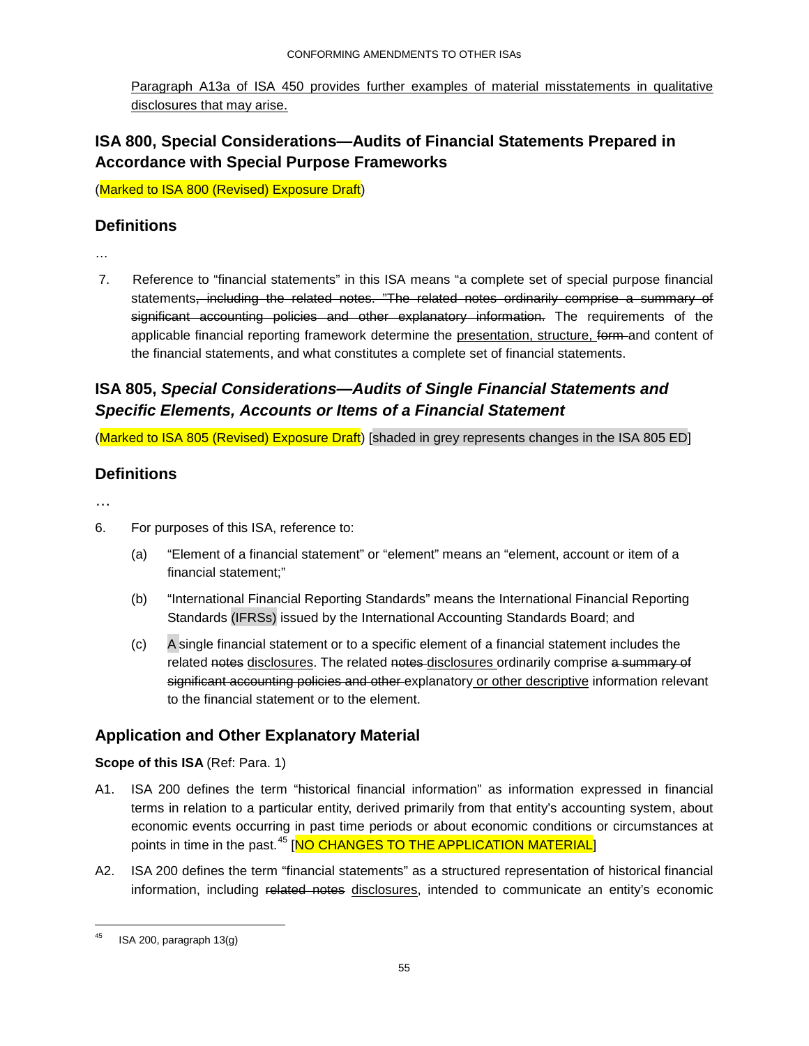Paragraph A13a of ISA 450 provides further examples of material misstatements in qualitative disclosures that may arise.

## ISA 800, Special Considerations—Audits of Financial Statements Prepared in Accordance with Special Purpose Frameworks

(Marked to ISA 800 (Revised) Exposure Draft)

### Definitions

…

7. Reference to "financial statements" in this ISA means "a complete set of special purpose financial statements~~, including the related notes. "The related notes ordinarily comprise a summary of significant accounting policies and other explanatory information.~~ The requirements of the applicable financial reporting framework determine the presentation, structure, ~~form~~ and content of the financial statements, and what constitutes a complete set of financial statements.

## ISA 805, *Special Considerations—Audits of Single Financial Statements and Specific Elements, Accounts or Items of a Financial Statement*

(Marked to ISA 805 (Revised) Exposure Draft) [shaded in grey represents changes in the ISA 805 ED]

### Definitions

…

6. For purposes of this ISA, reference to:

   (a) "Element of a financial statement" or "element" means an "element, account or item of a financial statement;"

   (b) "International Financial Reporting Standards" means the International Financial Reporting Standards (IFRSs) issued by the International Accounting Standards Board; and

   (c) A single financial statement or to a specific element of a financial statement includes the related ~~notes~~ disclosures. The related ~~notes~~ disclosures ordinarily comprise ~~a summary of significant accounting policies and other~~ explanatory or other descriptive information relevant to the financial statement or to the element.

## Application and Other Explanatory Material

**Scope of this ISA** (Ref: Para. 1)

A1. ISA 200 defines the term "historical financial information" as information expressed in financial terms in relation to a particular entity, derived primarily from that entity's accounting system, about economic events occurring in past time periods or about economic conditions or circumstances at points in time in the past.[45] [NO CHANGES TO THE APPLICATION MATERIAL]

A2. ISA 200 defines the term "financial statements" as a structured representation of historical financial information, including ~~related notes~~ disclosures, intended to communicate an entity's economic

[45] ISA 200, paragraph 13(g)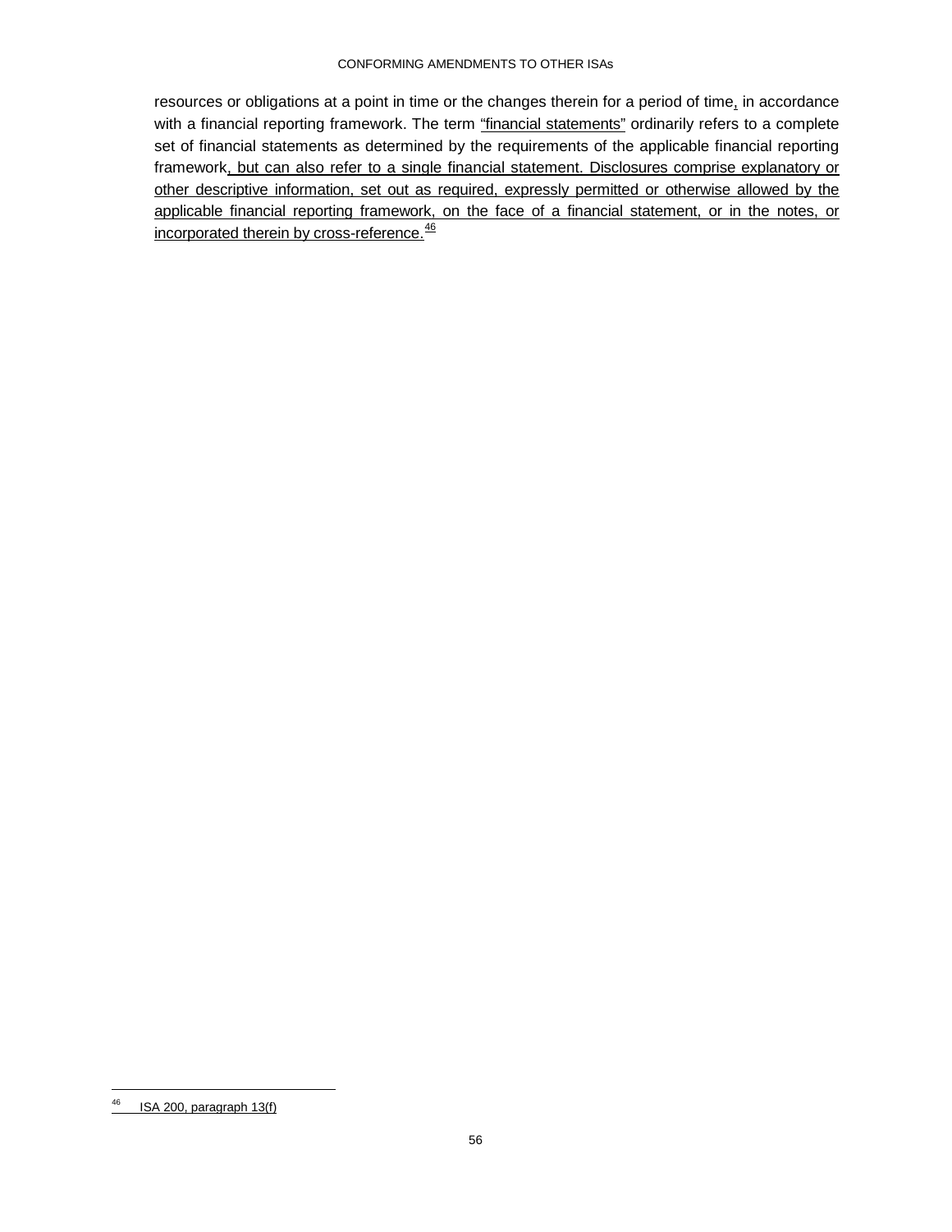resources or obligations at a point in time or the changes therein for a period of time, in accordance with a financial reporting framework. The term "financial statements" ordinarily refers to a complete set of financial statements as determined by the requirements of the applicable financial reporting framework, but can also refer to a single financial statement. Disclosures comprise explanatory or other descriptive information, set out as required, expressly permitted or otherwise allowed by the applicable financial reporting framework, on the face of a financial statement, or in the notes, or incorporated therein by cross-reference.[46]

[46] ISA 200, paragraph 13(f)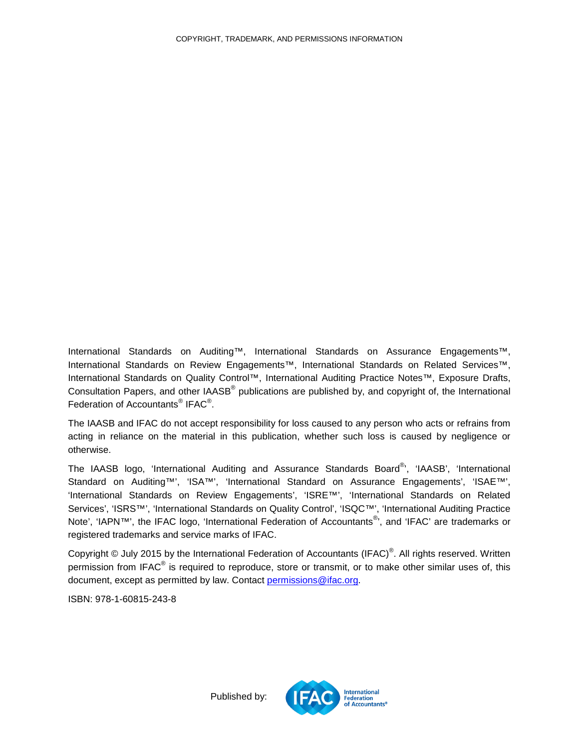International Standards on Auditing™, International Standards on Assurance Engagements™, International Standards on Review Engagements™, International Standards on Related Services™, International Standards on Quality Control™, International Auditing Practice Notes™, Exposure Drafts, Consultation Papers, and other IAASB® publications are published by, and copyright of, the International Federation of Accountants® IFAC®.

The IAASB and IFAC do not accept responsibility for loss caused to any person who acts or refrains from acting in reliance on the material in this publication, whether such loss is caused by negligence or otherwise.

The IAASB logo, 'International Auditing and Assurance Standards Board®', 'IAASB', 'International Standard on Auditing™', 'ISA™', 'International Standard on Assurance Engagements', 'ISAE™', 'International Standards on Review Engagements', 'ISRE™', 'International Standards on Related Services', 'ISRS™', 'International Standards on Quality Control', 'ISQC™', 'International Auditing Practice Note', 'IAPN™', the IFAC logo, 'International Federation of Accountants®', and 'IFAC' are trademarks or registered trademarks and service marks of IFAC.

Copyright © July 2015 by the International Federation of Accountants (IFAC)®. All rights reserved. Written permission from IFAC® is required to reproduce, store or transmit, or to make other similar uses of, this document, except as permitted by law. Contact permissions@ifac.org.

ISBN: 978-1-60815-243-8

Published by: IFAC International Federation of Accountants®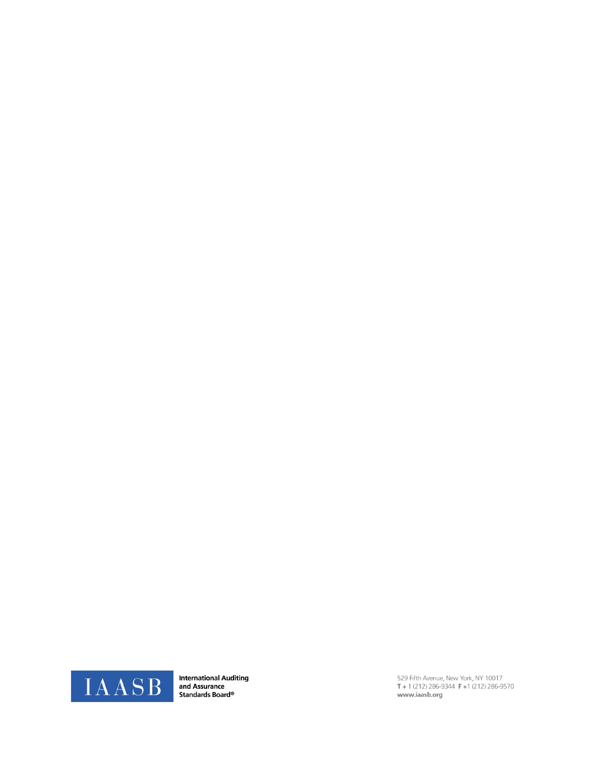IAASB

International Auditing
and Assurance
Standards Board®

529 Fifth Avenue, New York, NY 10017
**T** + 1 (212) 286-9344 **F** +1 (212) 286-9570
www.iaasb.org